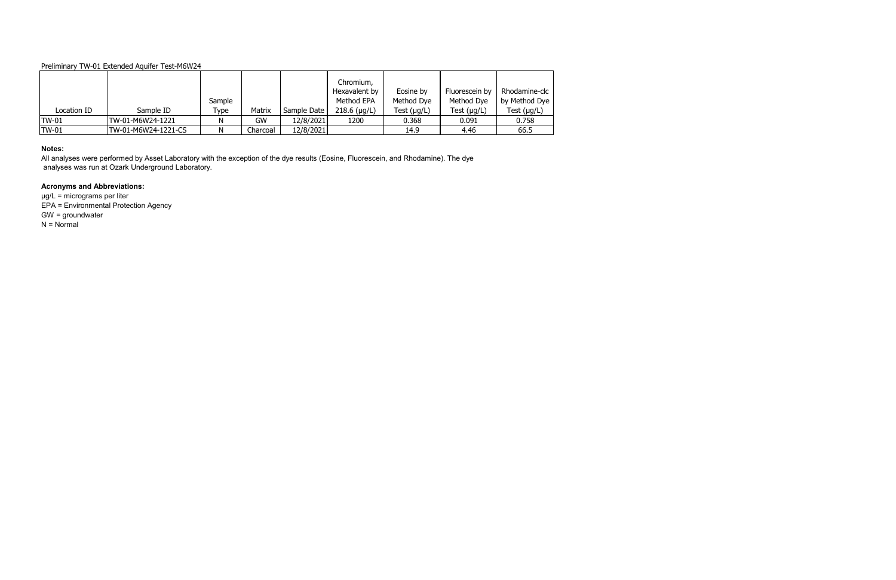Preliminary TW-01 Extended Aquifer Test-M6W24

| Location ID | Sample ID | Sample Type | Matrix | Sample Date | Chromium, Hexavalent by Method EPA 218.6 (µg/L) | Eosine by Method Dye Test (µg/L) | Fluorescein by Method Dye Test (µg/L) | Rhodamine-clc by Method Dye Test (µg/L) |
|---|---|---|---|---|---|---|---|---|
| TW-01 | TW-01-M6W24-1221 | N | GW | 12/8/2021 | 1200 | 0.368 | 0.091 | 0.758 |
| TW-01 | TW-01-M6W24-1221-CS | N | Charcoal | 12/8/2021 | | 14.9 | 4.46 | 66.5 |

**Notes:**

All analyses were performed by Asset Laboratory with the exception of the dye results (Eosine, Fluorescein, and Rhodamine). The dye analyses was run at Ozark Underground Laboratory.

**Acronyms and Abbreviations:**

µg/L = micrograms per liter
EPA = Environmental Protection Agency
GW = groundwater
N = Normal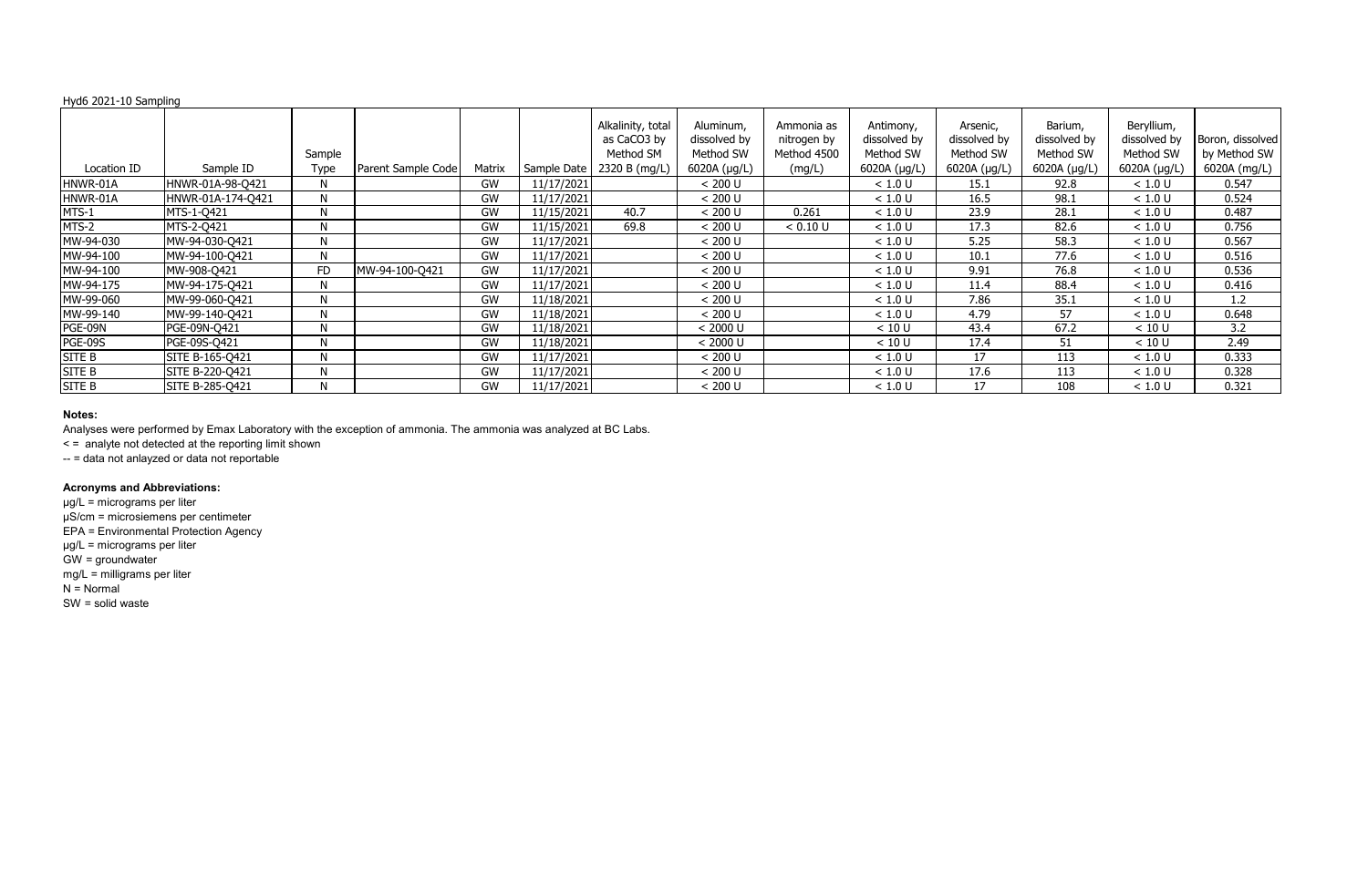Hyd6 2021-10 Sampling

| Location ID | Sample ID | Sample Type | Parent Sample Code | Matrix | Sample Date | Alkalinity, total as $CaCO_3$ by Method SM 2320 B (mg/L) | Aluminum, dissolved by Method SW 6020A (µg/L) | Ammonia as nitrogen by Method 4500 (mg/L) | Antimony, dissolved by Method SW 6020A (µg/L) | Arsenic, dissolved by Method SW 6020A (µg/L) | Barium, dissolved by Method SW 6020A (µg/L) | Beryllium, dissolved by Method SW 6020A (µg/L) | Boron, dissolved by Method SW 6020A (mg/L) |
|---|---|---|---|---|---|---|---|---|---|---|---|---|---|
| HNWR-01A | HNWR-01A-98-Q421 | N | | GW | 11/17/2021 | | < 200 U | | < 1.0 U | 15.1 | 92.8 | < 1.0 U | 0.547 |
| HNWR-01A | HNWR-01A-174-Q421 | N | | GW | 11/17/2021 | | < 200 U | | < 1.0 U | 16.5 | 98.1 | < 1.0 U | 0.524 |
| MTS-1 | MTS-1-Q421 | N | | GW | 11/15/2021 | 40.7 | < 200 U | 0.261 | < 1.0 U | 23.9 | 28.1 | < 1.0 U | 0.487 |
| MTS-2 | MTS-2-Q421 | N | | GW | 11/15/2021 | 69.8 | < 200 U | < 0.10 U | < 1.0 U | 17.3 | 82.6 | < 1.0 U | 0.756 |
| MW-94-030 | MW-94-030-Q421 | N | | GW | 11/17/2021 | | < 200 U | | < 1.0 U | 5.25 | 58.3 | < 1.0 U | 0.567 |
| MW-94-100 | MW-94-100-Q421 | N | | GW | 11/17/2021 | | < 200 U | | < 1.0 U | 10.1 | 77.6 | < 1.0 U | 0.516 |
| MW-94-100 | MW-908-Q421 | FD | MW-94-100-Q421 | GW | 11/17/2021 | | < 200 U | | < 1.0 U | 9.91 | 76.8 | < 1.0 U | 0.536 |
| MW-94-175 | MW-94-175-Q421 | N | | GW | 11/17/2021 | | < 200 U | | < 1.0 U | 11.4 | 88.4 | < 1.0 U | 0.416 |
| MW-99-060 | MW-99-060-Q421 | N | | GW | 11/18/2021 | | < 200 U | | < 1.0 U | 7.86 | 35.1 | < 1.0 U | 1.2 |
| MW-99-140 | MW-99-140-Q421 | N | | GW | 11/18/2021 | | < 200 U | | < 1.0 U | 4.79 | 57 | < 1.0 U | 0.648 |
| PGE-09N | PGE-09N-Q421 | N | | GW | 11/18/2021 | | < 2000 U | | < 10 U | 43.4 | 67.2 | < 10 U | 3.2 |
| PGE-09S | PGE-09S-Q421 | N | | GW | 11/18/2021 | | < 2000 U | | < 10 U | 17.4 | 51 | < 10 U | 2.49 |
| SITE B | SITE B-165-Q421 | N | | GW | 11/17/2021 | | < 200 U | | < 1.0 U | 17 | 113 | < 1.0 U | 0.333 |
| SITE B | SITE B-220-Q421 | N | | GW | 11/17/2021 | | < 200 U | | < 1.0 U | 17.6 | 113 | < 1.0 U | 0.328 |
| SITE B | SITE B-285-Q421 | N | | GW | 11/17/2021 | | < 200 U | | < 1.0 U | 17 | 108 | < 1.0 U | 0.321 |

**Notes:**

Analyses were performed by Emax Laboratory with the exception of ammonia. The ammonia was analyzed at BC Labs.

< = analyte not detected at the reporting limit shown

-- = data not anlayzed or data not reportable

**Acronyms and Abbreviations:**

µg/L = micrograms per liter

µS/cm = microsiemens per centimeter

EPA = Environmental Protection Agency

µg/L = micrograms per liter

GW = groundwater

mg/L = milligrams per liter

N = Normal

SW = solid waste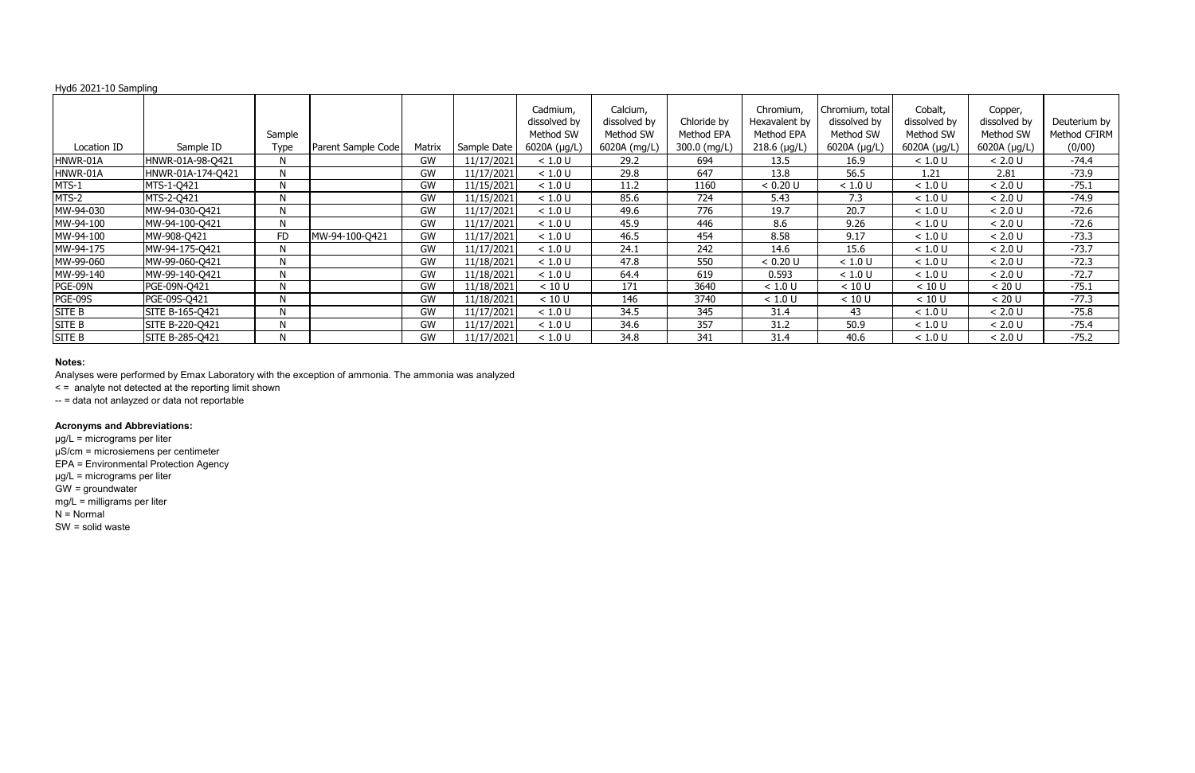Hyd6 2021-10 Sampling

| Location ID | Sample ID | Sample Type | Parent Sample Code | Matrix | Sample Date | Cadmium, dissolved by Method SW 6020A (µg/L) | Calcium, dissolved by Method SW 6020A (mg/L) | Chloride by Method EPA 300.0 (mg/L) | Chromium, Hexavalent by Method EPA 218.6 (µg/L) | Chromium, total dissolved by Method SW 6020A (µg/L) | Cobalt, dissolved by Method SW 6020A (µg/L) | Copper, dissolved by Method SW 6020A (µg/L) | Deuterium by Method CFIRM (0/00) |
|---|---|---|---|---|---|---|---|---|---|---|---|---|---|
| HNWR-01A | HNWR-01A-98-Q421 | N | | GW | 11/17/2021 | < 1.0 U | 29.2 | 694 | 13.5 | 16.9 | < 1.0 U | < 2.0 U | -74.4 |
| HNWR-01A | HNWR-01A-174-Q421 | N | | GW | 11/17/2021 | < 1.0 U | 29.8 | 647 | 13.8 | 56.5 | 1.21 | 2.81 | -73.9 |
| MTS-1 | MTS-1-Q421 | N | | GW | 11/15/2021 | < 1.0 U | 11.2 | 1160 | < 0.20 U | < 1.0 U | < 1.0 U | < 2.0 U | -75.1 |
| MTS-2 | MTS-2-Q421 | N | | GW | 11/15/2021 | < 1.0 U | 85.6 | 724 | 5.43 | 7.3 | < 1.0 U | < 2.0 U | -74.9 |
| MW-94-030 | MW-94-030-Q421 | N | | GW | 11/17/2021 | < 1.0 U | 49.6 | 776 | 19.7 | 20.7 | < 1.0 U | < 2.0 U | -72.6 |
| MW-94-100 | MW-94-100-Q421 | N | | GW | 11/17/2021 | < 1.0 U | 45.9 | 446 | 8.6 | 9.26 | < 1.0 U | < 2.0 U | -72.6 |
| MW-94-100 | MW-908-Q421 | FD | MW-94-100-Q421 | GW | 11/17/2021 | < 1.0 U | 46.5 | 454 | 8.58 | 9.17 | < 1.0 U | < 2.0 U | -73.3 |
| MW-94-175 | MW-94-175-Q421 | N | | GW | 11/17/2021 | < 1.0 U | 24.1 | 242 | 14.6 | 15.6 | < 1.0 U | < 2.0 U | -73.7 |
| MW-99-060 | MW-99-060-Q421 | N | | GW | 11/18/2021 | < 1.0 U | 47.8 | 550 | < 0.20 U | < 1.0 U | < 1.0 U | < 2.0 U | -72.3 |
| MW-99-140 | MW-99-140-Q421 | N | | GW | 11/18/2021 | < 1.0 U | 64.4 | 619 | 0.593 | < 1.0 U | < 1.0 U | < 2.0 U | -72.7 |
| PGE-09N | PGE-09N-Q421 | N | | GW | 11/18/2021 | < 10 U | 171 | 3640 | < 1.0 U | < 10 U | < 10 U | < 20 U | -75.1 |
| PGE-09S | PGE-09S-Q421 | N | | GW | 11/18/2021 | < 10 U | 146 | 3740 | < 1.0 U | < 10 U | < 10 U | < 20 U | -77.3 |
| SITE B | SITE B-165-Q421 | N | | GW | 11/17/2021 | < 1.0 U | 34.5 | 345 | 31.4 | 43 | < 1.0 U | < 2.0 U | -75.8 |
| SITE B | SITE B-220-Q421 | N | | GW | 11/17/2021 | < 1.0 U | 34.6 | 357 | 31.2 | 50.9 | < 1.0 U | < 2.0 U | -75.4 |
| SITE B | SITE B-285-Q421 | N | | GW | 11/17/2021 | < 1.0 U | 34.8 | 341 | 31.4 | 40.6 | < 1.0 U | < 2.0 U | -75.2 |

**Notes:**

Analyses were performed by Emax Laboratory with the exception of ammonia. The ammonia was analyzed

< = analyte not detected at the reporting limit shown

-- = data not anlayzed or data not reportable

**Acronyms and Abbreviations:**

µg/L = micrograms per liter

µS/cm = microsiemens per centimeter

EPA = Environmental Protection Agency

µg/L = micrograms per liter

GW = groundwater

mg/L = milligrams per liter

N = Normal

SW = solid waste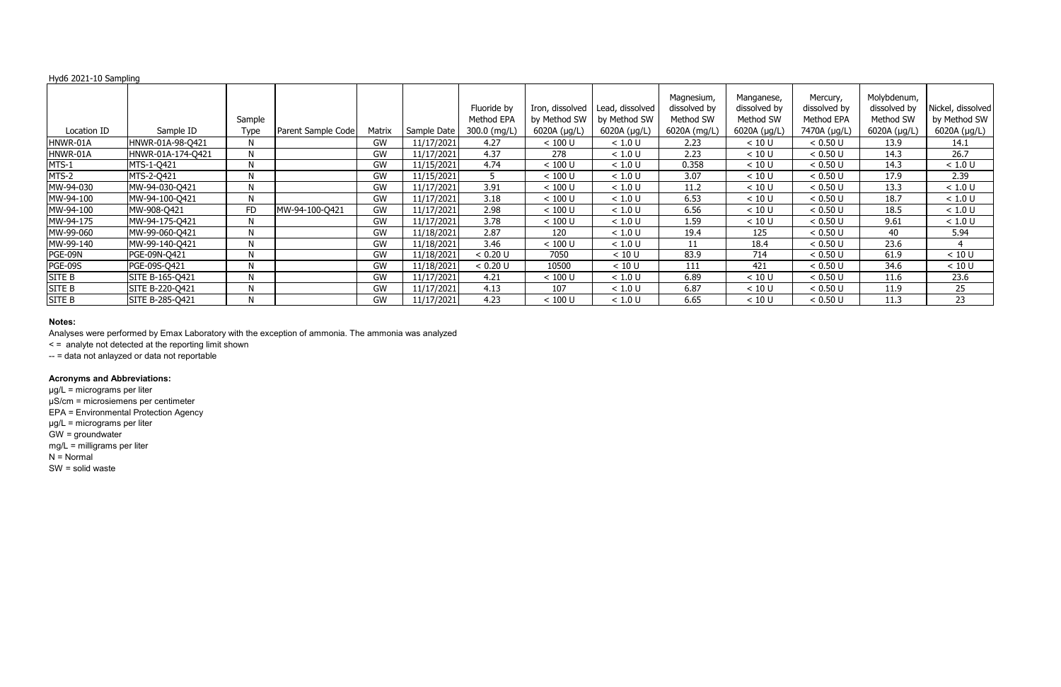Hyd6 2021-10 Sampling

| Location ID | Sample ID | Sample Type | Parent Sample Code | Matrix | Sample Date | Fluoride by Method EPA 300.0 (mg/L) | Iron, dissolved by Method SW 6020A (µg/L) | Lead, dissolved by Method SW 6020A (µg/L) | Magnesium, dissolved by Method SW 6020A (mg/L) | Manganese, dissolved by Method SW 6020A (µg/L) | Mercury, dissolved by Method EPA 7470A (µg/L) | Molybdenum, dissolved by Method SW 6020A (µg/L) | Nickel, dissolved by Method SW 6020A (µg/L) |
|---|---|---|---|---|---|---|---|---|---|---|---|---|---|
| HNWR-01A | HNWR-01A-98-Q421 | N | | GW | 11/17/2021 | 4.27 | < 100 U | < 1.0 U | 2.23 | < 10 U | < 0.50 U | 13.9 | 14.1 |
| HNWR-01A | HNWR-01A-174-Q421 | N | | GW | 11/17/2021 | 4.37 | 278 | < 1.0 U | 2.23 | < 10 U | < 0.50 U | 14.3 | 26.7 |
| MTS-1 | MTS-1-Q421 | N | | GW | 11/15/2021 | 4.74 | < 100 U | < 1.0 U | 0.358 | < 10 U | < 0.50 U | 14.3 | < 1.0 U |
| MTS-2 | MTS-2-Q421 | N | | GW | 11/15/2021 | 5 | < 100 U | < 1.0 U | 3.07 | < 10 U | < 0.50 U | 17.9 | 2.39 |
| MW-94-030 | MW-94-030-Q421 | N | | GW | 11/17/2021 | 3.91 | < 100 U | < 1.0 U | 11.2 | < 10 U | < 0.50 U | 13.3 | < 1.0 U |
| MW-94-100 | MW-94-100-Q421 | N | | GW | 11/17/2021 | 3.18 | < 100 U | < 1.0 U | 6.53 | < 10 U | < 0.50 U | 18.7 | < 1.0 U |
| MW-94-100 | MW-908-Q421 | FD | MW-94-100-Q421 | GW | 11/17/2021 | 2.98 | < 100 U | < 1.0 U | 6.56 | < 10 U | < 0.50 U | 18.5 | < 1.0 U |
| MW-94-175 | MW-94-175-Q421 | N | | GW | 11/17/2021 | 3.78 | < 100 U | < 1.0 U | 1.59 | < 10 U | < 0.50 U | 9.61 | < 1.0 U |
| MW-99-060 | MW-99-060-Q421 | N | | GW | 11/18/2021 | 2.87 | 120 | < 1.0 U | 19.4 | 125 | < 0.50 U | 40 | 5.94 |
| MW-99-140 | MW-99-140-Q421 | N | | GW | 11/18/2021 | 3.46 | < 100 U | < 1.0 U | 11 | 18.4 | < 0.50 U | 23.6 | 4 |
| PGE-09N | PGE-09N-Q421 | N | | GW | 11/18/2021 | < 0.20 U | 7050 | < 10 U | 83.9 | 714 | < 0.50 U | 61.9 | < 10 U |
| PGE-09S | PGE-09S-Q421 | N | | GW | 11/18/2021 | < 0.20 U | 10500 | < 10 U | 111 | 421 | < 0.50 U | 34.6 | < 10 U |
| SITE B | SITE B-165-Q421 | N | | GW | 11/17/2021 | 4.21 | < 100 U | < 1.0 U | 6.89 | < 10 U | < 0.50 U | 11.6 | 23.6 |
| SITE B | SITE B-220-Q421 | N | | GW | 11/17/2021 | 4.13 | 107 | < 1.0 U | 6.87 | < 10 U | < 0.50 U | 11.9 | 25 |
| SITE B | SITE B-285-Q421 | N | | GW | 11/17/2021 | 4.23 | < 100 U | < 1.0 U | 6.65 | < 10 U | < 0.50 U | 11.3 | 23 |

**Notes:**

Analyses were performed by Emax Laboratory with the exception of ammonia. The ammonia was analyzed

< = analyte not detected at the reporting limit shown

-- = data not anlayzed or data not reportable

**Acronyms and Abbreviations:**

µg/L = micrograms per liter

µS/cm = microsiemens per centimeter

EPA = Environmental Protection Agency

µg/L = micrograms per liter

GW = groundwater

mg/L = milligrams per liter

N = Normal

SW = solid waste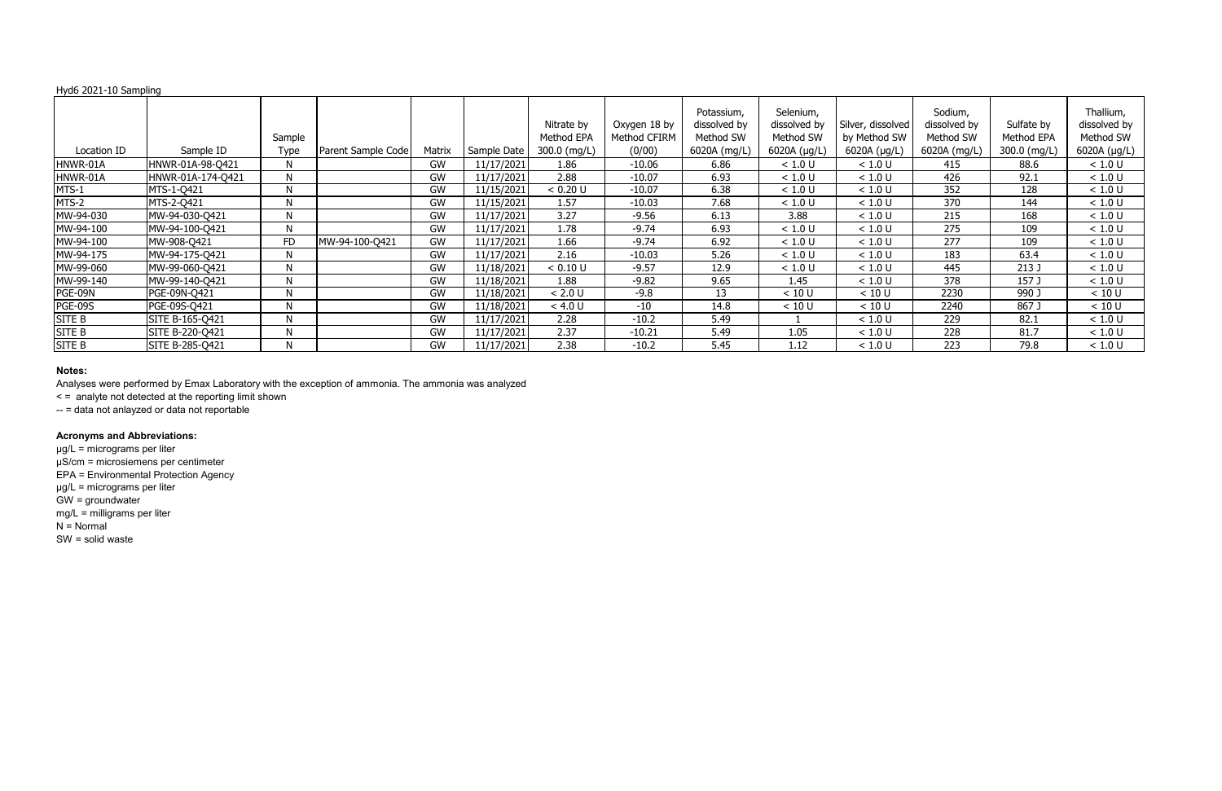Hyd6 2021-10 Sampling

| Location ID | Sample ID | Sample Type | Parent Sample Code | Matrix | Sample Date | Nitrate by Method EPA 300.0 (mg/L) | Oxygen 18 by Method CFIRM (0/00) | Potassium, dissolved by Method SW 6020A (mg/L) | Selenium, dissolved by Method SW 6020A (µg/L) | Silver, dissolved by Method SW 6020A (µg/L) | Sodium, dissolved by Method SW 6020A (mg/L) | Sulfate by Method EPA 300.0 (mg/L) | Thallium, dissolved by Method SW 6020A (µg/L) |
|---|---|---|---|---|---|---|---|---|---|---|---|---|---|
| HNWR-01A | HNWR-01A-98-Q421 | N | | GW | 11/17/2021 | 1.86 | -10.06 | 6.86 | < 1.0 U | < 1.0 U | 415 | 88.6 | < 1.0 U |
| HNWR-01A | HNWR-01A-174-Q421 | N | | GW | 11/17/2021 | 2.88 | -10.07 | 6.93 | < 1.0 U | < 1.0 U | 426 | 92.1 | < 1.0 U |
| MTS-1 | MTS-1-Q421 | N | | GW | 11/15/2021 | < 0.20 U | -10.07 | 6.38 | < 1.0 U | < 1.0 U | 352 | 128 | < 1.0 U |
| MTS-2 | MTS-2-Q421 | N | | GW | 11/15/2021 | 1.57 | -10.03 | 7.68 | < 1.0 U | < 1.0 U | 370 | 144 | < 1.0 U |
| MW-94-030 | MW-94-030-Q421 | N | | GW | 11/17/2021 | 3.27 | -9.56 | 6.13 | 3.88 | < 1.0 U | 215 | 168 | < 1.0 U |
| MW-94-100 | MW-94-100-Q421 | N | | GW | 11/17/2021 | 1.78 | -9.74 | 6.93 | < 1.0 U | < 1.0 U | 275 | 109 | < 1.0 U |
| MW-94-100 | MW-908-Q421 | FD | MW-94-100-Q421 | GW | 11/17/2021 | 1.66 | -9.74 | 6.92 | < 1.0 U | < 1.0 U | 277 | 109 | < 1.0 U |
| MW-94-175 | MW-94-175-Q421 | N | | GW | 11/17/2021 | 2.16 | -10.03 | 5.26 | < 1.0 U | < 1.0 U | 183 | 63.4 | < 1.0 U |
| MW-99-060 | MW-99-060-Q421 | N | | GW | 11/18/2021 | < 0.10 U | -9.57 | 12.9 | < 1.0 U | < 1.0 U | 445 | 213 J | < 1.0 U |
| MW-99-140 | MW-99-140-Q421 | N | | GW | 11/18/2021 | 1.88 | -9.82 | 9.65 | 1.45 | < 1.0 U | 378 | 157 J | < 1.0 U |
| PGE-09N | PGE-09N-Q421 | N | | GW | 11/18/2021 | < 2.0 U | -9.8 | 13 | < 10 U | < 10 U | 2230 | 990 J | < 10 U |
| PGE-09S | PGE-09S-Q421 | N | | GW | 11/18/2021 | < 4.0 U | -10 | 14.8 | < 10 U | < 10 U | 2240 | 867 J | < 10 U |
| SITE B | SITE B-165-Q421 | N | | GW | 11/17/2021 | 2.28 | -10.2 | 5.49 | 1 | < 1.0 U | 229 | 82.1 | < 1.0 U |
| SITE B | SITE B-220-Q421 | N | | GW | 11/17/2021 | 2.37 | -10.21 | 5.49 | 1.05 | < 1.0 U | 228 | 81.7 | < 1.0 U |
| SITE B | SITE B-285-Q421 | N | | GW | 11/17/2021 | 2.38 | -10.2 | 5.45 | 1.12 | < 1.0 U | 223 | 79.8 | < 1.0 U |

**Notes:**

Analyses were performed by Emax Laboratory with the exception of ammonia. The ammonia was analyzed

< = analyte not detected at the reporting limit shown

-- = data not anlayzed or data not reportable

**Acronyms and Abbreviations:**

µg/L = micrograms per liter

µS/cm = microsiemens per centimeter

EPA = Environmental Protection Agency

µg/L = micrograms per liter

GW = groundwater

mg/L = milligrams per liter

N = Normal

SW = solid waste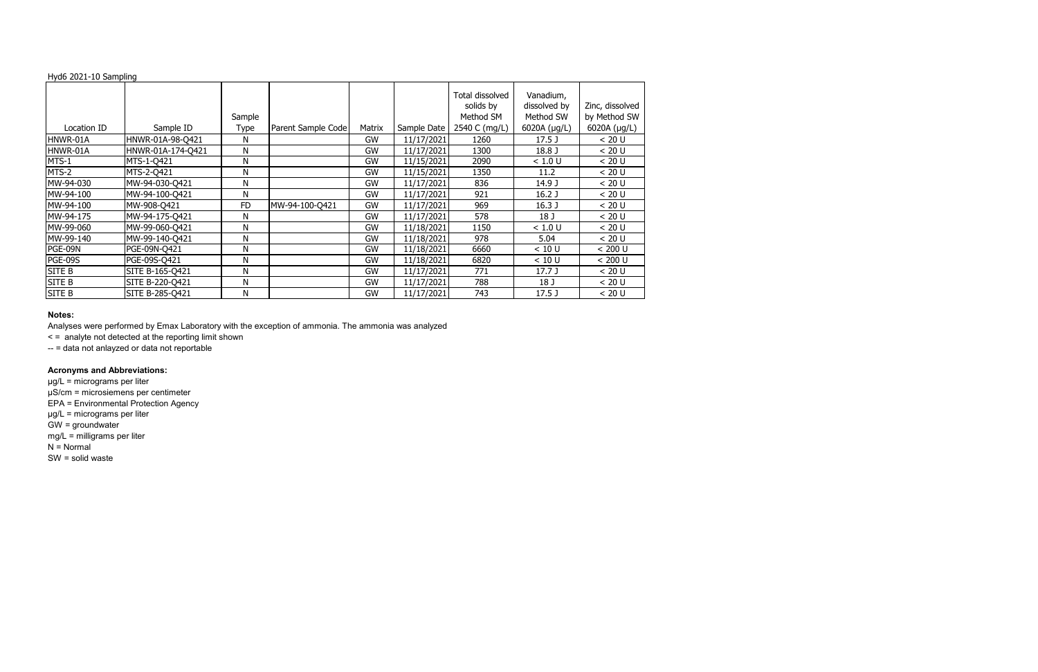Hyd6 2021-10 Sampling

| Location ID | Sample ID | Sample Type | Parent Sample Code | Matrix | Sample Date | Total dissolved solids by Method SM 2540 C (mg/L) | Vanadium, dissolved by Method SW 6020A (µg/L) | Zinc, dissolved by Method SW 6020A (µg/L) |
|---|---|---|---|---|---|---|---|---|
| HNWR-01A | HNWR-01A-98-Q421 | N | | GW | 11/17/2021 | 1260 | 17.5 J | < 20 U |
| HNWR-01A | HNWR-01A-174-Q421 | N | | GW | 11/17/2021 | 1300 | 18.8 J | < 20 U |
| MTS-1 | MTS-1-Q421 | N | | GW | 11/15/2021 | 2090 | < 1.0 U | < 20 U |
| MTS-2 | MTS-2-Q421 | N | | GW | 11/15/2021 | 1350 | 11.2 | < 20 U |
| MW-94-030 | MW-94-030-Q421 | N | | GW | 11/17/2021 | 836 | 14.9 J | < 20 U |
| MW-94-100 | MW-94-100-Q421 | N | | GW | 11/17/2021 | 921 | 16.2 J | < 20 U |
| MW-94-100 | MW-908-Q421 | FD | MW-94-100-Q421 | GW | 11/17/2021 | 969 | 16.3 J | < 20 U |
| MW-94-175 | MW-94-175-Q421 | N | | GW | 11/17/2021 | 578 | 18 J | < 20 U |
| MW-99-060 | MW-99-060-Q421 | N | | GW | 11/18/2021 | 1150 | < 1.0 U | < 20 U |
| MW-99-140 | MW-99-140-Q421 | N | | GW | 11/18/2021 | 978 | 5.04 | < 20 U |
| PGE-09N | PGE-09N-Q421 | N | | GW | 11/18/2021 | 6660 | < 10 U | < 200 U |
| PGE-09S | PGE-09S-Q421 | N | | GW | 11/18/2021 | 6820 | < 10 U | < 200 U |
| SITE B | SITE B-165-Q421 | N | | GW | 11/17/2021 | 771 | 17.7 J | < 20 U |
| SITE B | SITE B-220-Q421 | N | | GW | 11/17/2021 | 788 | 18 J | < 20 U |
| SITE B | SITE B-285-Q421 | N | | GW | 11/17/2021 | 743 | 17.5 J | < 20 U |

**Notes:**

Analyses were performed by Emax Laboratory with the exception of ammonia. The ammonia was analyzed

< = analyte not detected at the reporting limit shown

-- = data not anlayzed or data not reportable

**Acronyms and Abbreviations:**

µg/L = micrograms per liter

µS/cm = microsiemens per centimeter

EPA = Environmental Protection Agency

µg/L = micrograms per liter

GW = groundwater

mg/L = milligrams per liter

N = Normal

SW = solid waste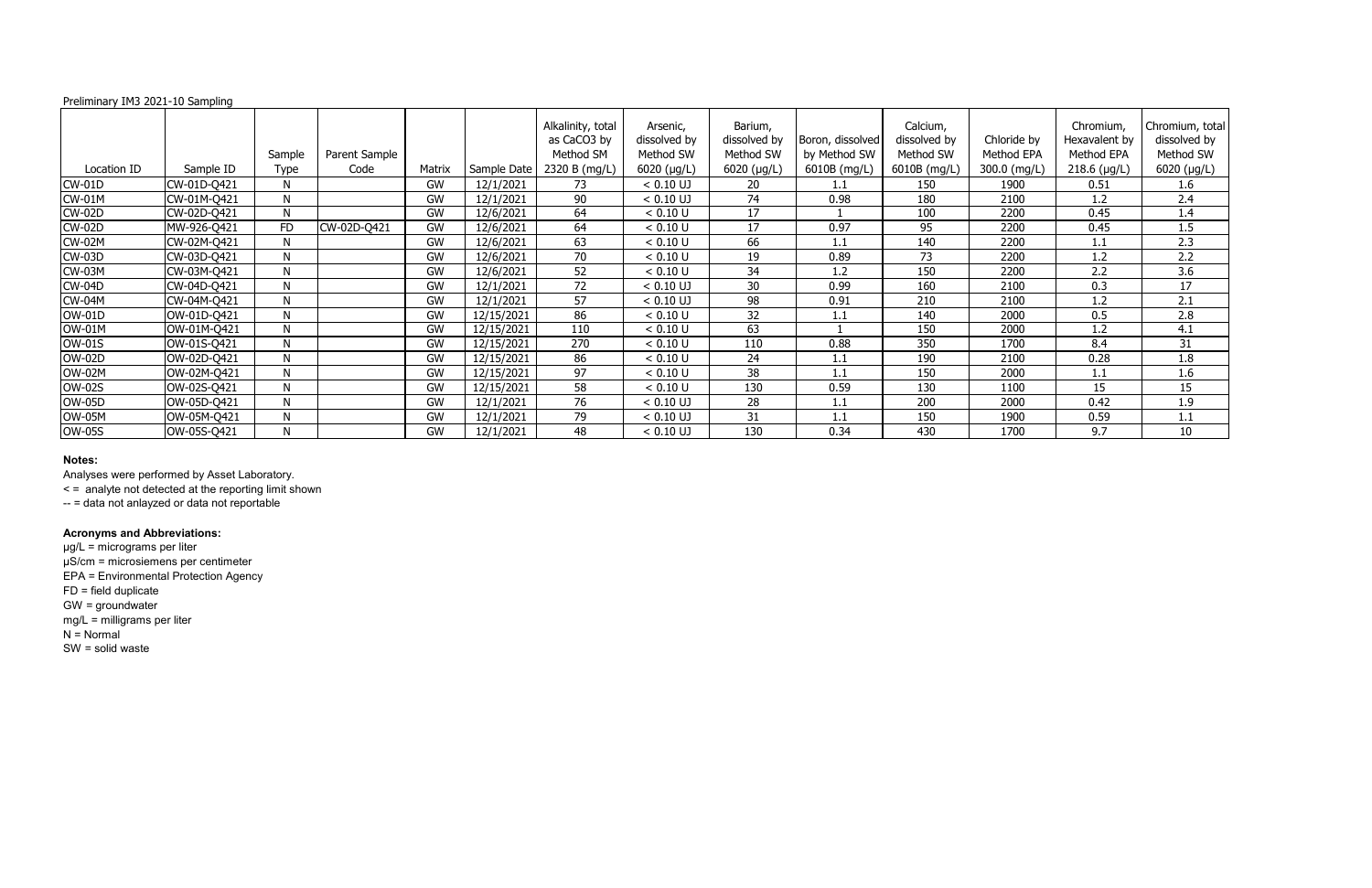Preliminary IM3 2021-10 Sampling

| Location ID | Sample ID | Sample Type | Parent Sample Code | Matrix | Sample Date | Alkalinity, total as CaCO3 by Method SM 2320 B (mg/L) | Arsenic, dissolved by Method SW 6020 (µg/L) | Barium, dissolved by Method SW 6020 (µg/L) | Boron, dissolved by Method SW 6010B (mg/L) | Calcium, dissolved by Method SW 6010B (mg/L) | Chloride by Method EPA 300.0 (mg/L) | Chromium, Hexavalent by Method EPA 218.6 (µg/L) | Chromium, total dissolved by Method SW 6020 (µg/L) |
|---|---|---|---|---|---|---|---|---|---|---|---|---|---|
| CW-01D | CW-01D-Q421 | N | | GW | 12/1/2021 | 73 | < 0.10 UJ | 20 | 1.1 | 150 | 1900 | 0.51 | 1.6 |
| CW-01M | CW-01M-Q421 | N | | GW | 12/1/2021 | 90 | < 0.10 UJ | 74 | 0.98 | 180 | 2100 | 1.2 | 2.4 |
| CW-02D | CW-02D-Q421 | N | | GW | 12/6/2021 | 64 | < 0.10 U | 17 | 1 | 100 | 2200 | 0.45 | 1.4 |
| CW-02D | MW-926-Q421 | FD | CW-02D-Q421 | GW | 12/6/2021 | 64 | < 0.10 U | 17 | 0.97 | 95 | 2200 | 0.45 | 1.5 |
| CW-02M | CW-02M-Q421 | N | | GW | 12/6/2021 | 63 | < 0.10 U | 66 | 1.1 | 140 | 2200 | 1.1 | 2.3 |
| CW-03D | CW-03D-Q421 | N | | GW | 12/6/2021 | 70 | < 0.10 U | 19 | 0.89 | 73 | 2200 | 1.2 | 2.2 |
| CW-03M | CW-03M-Q421 | N | | GW | 12/6/2021 | 52 | < 0.10 U | 34 | 1.2 | 150 | 2200 | 2.2 | 3.6 |
| CW-04D | CW-04D-Q421 | N | | GW | 12/1/2021 | 72 | < 0.10 UJ | 30 | 0.99 | 160 | 2100 | 0.3 | 17 |
| CW-04M | CW-04M-Q421 | N | | GW | 12/1/2021 | 57 | < 0.10 UJ | 98 | 0.91 | 210 | 2100 | 1.2 | 2.1 |
| OW-01D | OW-01D-Q421 | N | | GW | 12/15/2021 | 86 | < 0.10 U | 32 | 1.1 | 140 | 2000 | 0.5 | 2.8 |
| OW-01M | OW-01M-Q421 | N | | GW | 12/15/2021 | 110 | < 0.10 U | 63 | 1 | 150 | 2000 | 1.2 | 4.1 |
| OW-01S | OW-01S-Q421 | N | | GW | 12/15/2021 | 270 | < 0.10 U | 110 | 0.88 | 350 | 1700 | 8.4 | 31 |
| OW-02D | OW-02D-Q421 | N | | GW | 12/15/2021 | 86 | < 0.10 U | 24 | 1.1 | 190 | 2100 | 0.28 | 1.8 |
| OW-02M | OW-02M-Q421 | N | | GW | 12/15/2021 | 97 | < 0.10 U | 38 | 1.1 | 150 | 2000 | 1.1 | 1.6 |
| OW-02S | OW-02S-Q421 | N | | GW | 12/15/2021 | 58 | < 0.10 U | 130 | 0.59 | 130 | 1100 | 15 | 15 |
| OW-05D | OW-05D-Q421 | N | | GW | 12/1/2021 | 76 | < 0.10 UJ | 28 | 1.1 | 200 | 2000 | 0.42 | 1.9 |
| OW-05M | OW-05M-Q421 | N | | GW | 12/1/2021 | 79 | < 0.10 UJ | 31 | 1.1 | 150 | 1900 | 0.59 | 1.1 |
| OW-05S | OW-05S-Q421 | N | | GW | 12/1/2021 | 48 | < 0.10 UJ | 130 | 0.34 | 430 | 1700 | 9.7 | 10 |

**Notes:**

Analyses were performed by Asset Laboratory.

< = analyte not detected at the reporting limit shown

-- = data not anlayzed or data not reportable

**Acronyms and Abbreviations:**

µg/L = micrograms per liter

µS/cm = microsiemens per centimeter

EPA = Environmental Protection Agency

FD = field duplicate

GW = groundwater

mg/L = milligrams per liter

N = Normal

SW = solid waste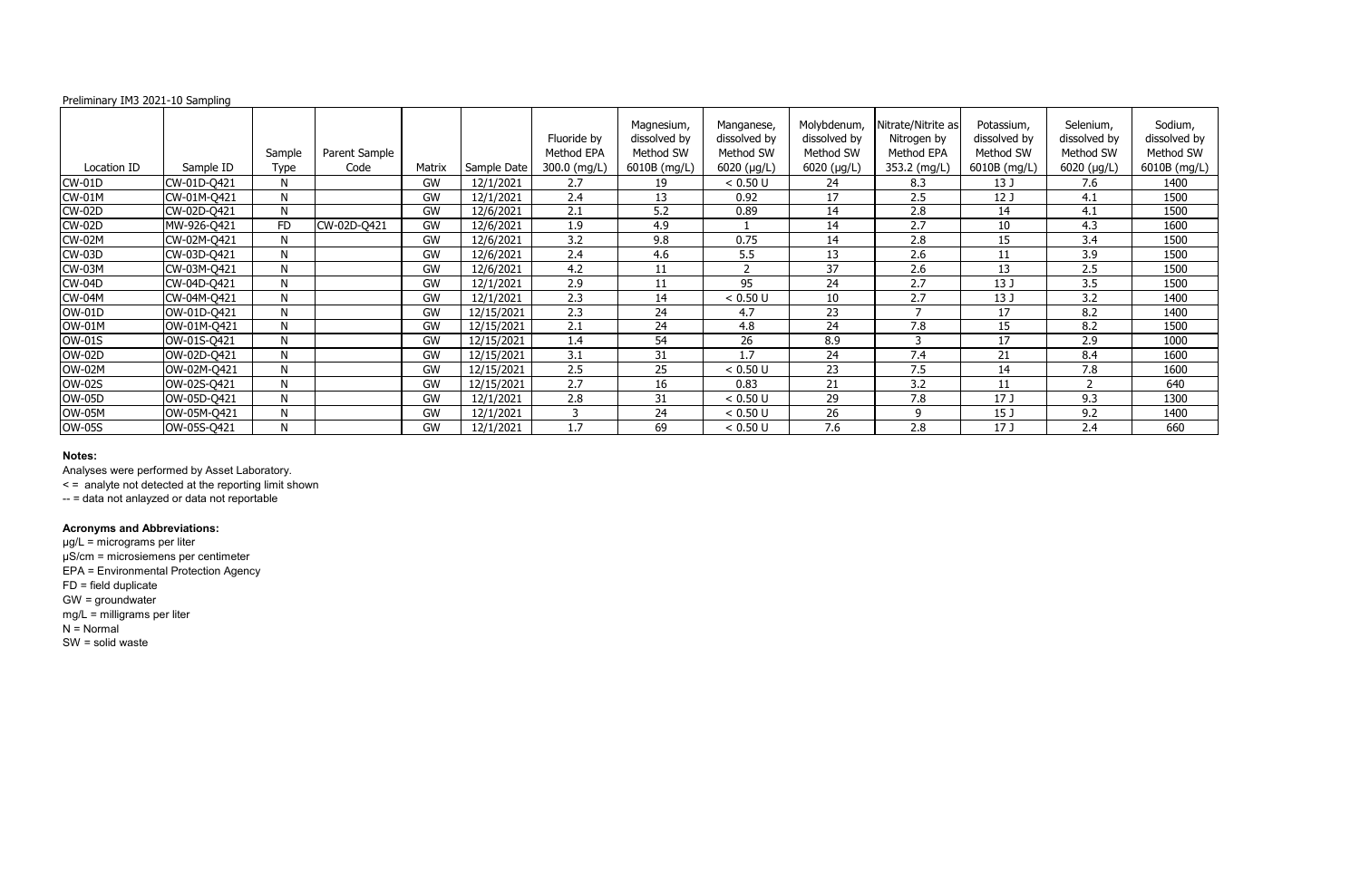Preliminary IM3 2021-10 Sampling

| Location ID | Sample ID | Sample Type | Parent Sample Code | Matrix | Sample Date | Fluoride by Method EPA 300.0 (mg/L) | Magnesium, dissolved by Method SW 6010B (mg/L) | Manganese, dissolved by Method SW 6020 (µg/L) | Molybdenum, dissolved by Method SW 6020 (µg/L) | Nitrate/Nitrite as Nitrogen by Method EPA 353.2 (mg/L) | Potassium, dissolved by Method SW 6010B (mg/L) | Selenium, dissolved by Method SW 6020 (µg/L) | Sodium, dissolved by Method SW 6010B (mg/L) |
|---|---|---|---|---|---|---|---|---|---|---|---|---|---|
| CW-01D | CW-01D-Q421 | N | | GW | 12/1/2021 | 2.7 | 19 | < 0.50 U | 24 | 8.3 | 13 J | 7.6 | 1400 |
| CW-01M | CW-01M-Q421 | N | | GW | 12/1/2021 | 2.4 | 13 | 0.92 | 17 | 2.5 | 12 J | 4.1 | 1500 |
| CW-02D | CW-02D-Q421 | N | | GW | 12/6/2021 | 2.1 | 5.2 | 0.89 | 14 | 2.8 | 14 | 4.1 | 1500 |
| CW-02D | MW-926-Q421 | FD | CW-02D-Q421 | GW | 12/6/2021 | 1.9 | 4.9 | 1 | 14 | 2.7 | 10 | 4.3 | 1600 |
| CW-02M | CW-02M-Q421 | N | | GW | 12/6/2021 | 3.2 | 9.8 | 0.75 | 14 | 2.8 | 15 | 3.4 | 1500 |
| CW-03D | CW-03D-Q421 | N | | GW | 12/6/2021 | 2.4 | 4.6 | 5.5 | 13 | 2.6 | 11 | 3.9 | 1500 |
| CW-03M | CW-03M-Q421 | N | | GW | 12/6/2021 | 4.2 | 11 | 2 | 37 | 2.6 | 13 | 2.5 | 1500 |
| CW-04D | CW-04D-Q421 | N | | GW | 12/1/2021 | 2.9 | 11 | 95 | 24 | 2.7 | 13 J | 3.5 | 1500 |
| CW-04M | CW-04M-Q421 | N | | GW | 12/1/2021 | 2.3 | 14 | < 0.50 U | 10 | 2.7 | 13 J | 3.2 | 1400 |
| OW-01D | OW-01D-Q421 | N | | GW | 12/15/2021 | 2.3 | 24 | 4.7 | 23 | 7 | 17 | 8.2 | 1400 |
| OW-01M | OW-01M-Q421 | N | | GW | 12/15/2021 | 2.1 | 24 | 4.8 | 24 | 7.8 | 15 | 8.2 | 1500 |
| OW-01S | OW-01S-Q421 | N | | GW | 12/15/2021 | 1.4 | 54 | 26 | 8.9 | 3 | 17 | 2.9 | 1000 |
| OW-02D | OW-02D-Q421 | N | | GW | 12/15/2021 | 3.1 | 31 | 1.7 | 24 | 7.4 | 21 | 8.4 | 1600 |
| OW-02M | OW-02M-Q421 | N | | GW | 12/15/2021 | 2.5 | 25 | < 0.50 U | 23 | 7.5 | 14 | 7.8 | 1600 |
| OW-02S | OW-02S-Q421 | N | | GW | 12/15/2021 | 2.7 | 16 | 0.83 | 21 | 3.2 | 11 | 2 | 640 |
| OW-05D | OW-05D-Q421 | N | | GW | 12/1/2021 | 2.8 | 31 | < 0.50 U | 29 | 7.8 | 17 J | 9.3 | 1300 |
| OW-05M | OW-05M-Q421 | N | | GW | 12/1/2021 | 3 | 24 | < 0.50 U | 26 | 9 | 15 J | 9.2 | 1400 |
| OW-05S | OW-05S-Q421 | N | | GW | 12/1/2021 | 1.7 | 69 | < 0.50 U | 7.6 | 2.8 | 17 J | 2.4 | 660 |

**Notes:**

Analyses were performed by Asset Laboratory.

< = analyte not detected at the reporting limit shown

-- = data not anlayzed or data not reportable

**Acronyms and Abbreviations:**

µg/L = micrograms per liter

µS/cm = microsiemens per centimeter

EPA = Environmental Protection Agency

FD = field duplicate

GW = groundwater

mg/L = milligrams per liter

N = Normal

SW = solid waste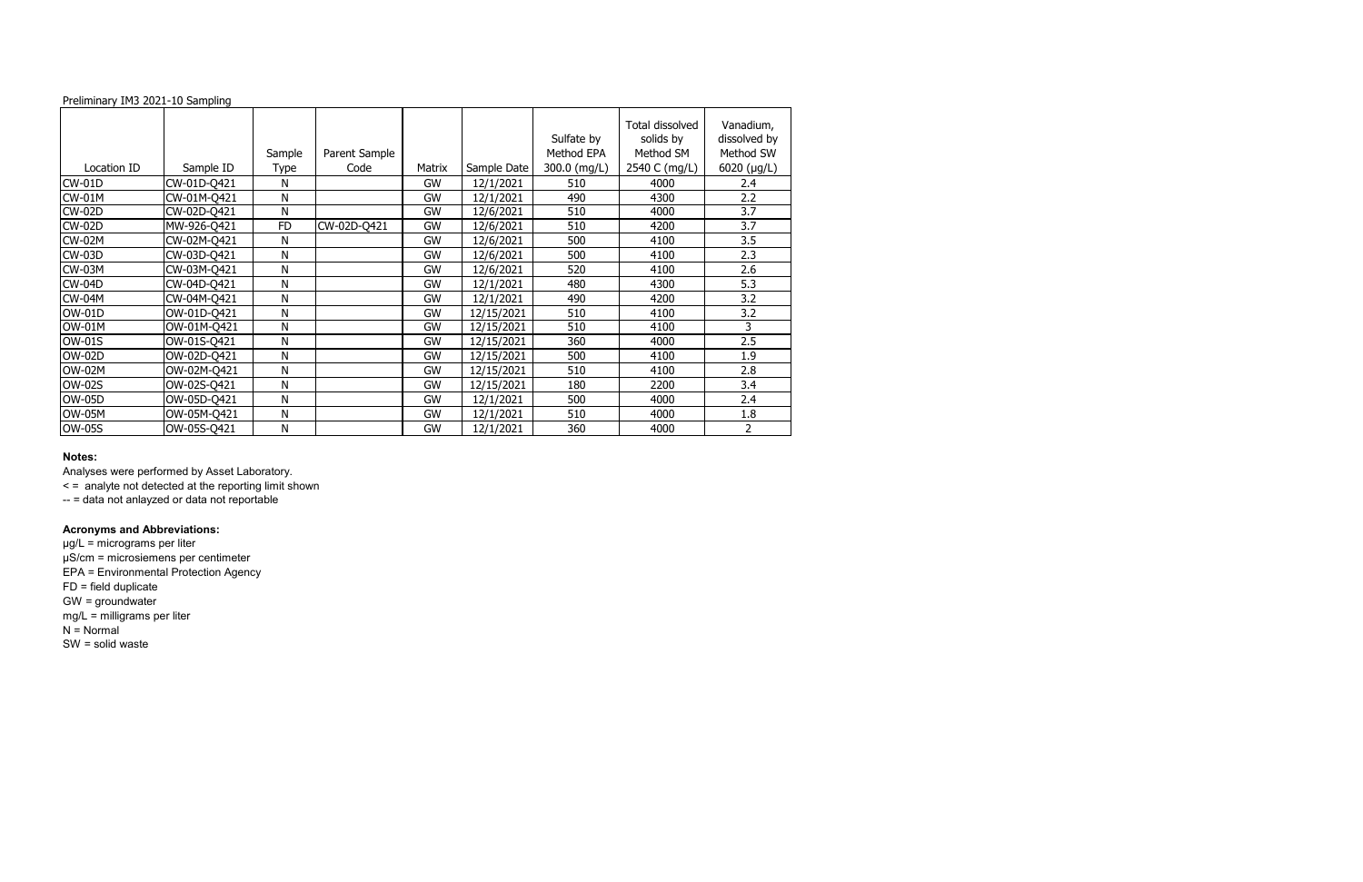Preliminary IM3 2021-10 Sampling

| Location ID | Sample ID | Sample Type | Parent Sample Code | Matrix | Sample Date | Sulfate by Method EPA 300.0 (mg/L) | Total dissolved solids by Method SM 2540 C (mg/L) | Vanadium, dissolved by Method SW 6020 (µg/L) |
|---|---|---|---|---|---|---|---|---|
| CW-01D | CW-01D-Q421 | N | | GW | 12/1/2021 | 510 | 4000 | 2.4 |
| CW-01M | CW-01M-Q421 | N | | GW | 12/1/2021 | 490 | 4300 | 2.2 |
| CW-02D | CW-02D-Q421 | N | | GW | 12/6/2021 | 510 | 4000 | 3.7 |
| CW-02D | MW-926-Q421 | FD | CW-02D-Q421 | GW | 12/6/2021 | 510 | 4200 | 3.7 |
| CW-02M | CW-02M-Q421 | N | | GW | 12/6/2021 | 500 | 4100 | 3.5 |
| CW-03D | CW-03D-Q421 | N | | GW | 12/6/2021 | 500 | 4100 | 2.3 |
| CW-03M | CW-03M-Q421 | N | | GW | 12/6/2021 | 520 | 4100 | 2.6 |
| CW-04D | CW-04D-Q421 | N | | GW | 12/1/2021 | 480 | 4300 | 5.3 |
| CW-04M | CW-04M-Q421 | N | | GW | 12/1/2021 | 490 | 4200 | 3.2 |
| OW-01D | OW-01D-Q421 | N | | GW | 12/15/2021 | 510 | 4100 | 3.2 |
| OW-01M | OW-01M-Q421 | N | | GW | 12/15/2021 | 510 | 4100 | 3 |
| OW-01S | OW-01S-Q421 | N | | GW | 12/15/2021 | 360 | 4000 | 2.5 |
| OW-02D | OW-02D-Q421 | N | | GW | 12/15/2021 | 500 | 4100 | 1.9 |
| OW-02M | OW-02M-Q421 | N | | GW | 12/15/2021 | 510 | 4100 | 2.8 |
| OW-02S | OW-02S-Q421 | N | | GW | 12/15/2021 | 180 | 2200 | 3.4 |
| OW-05D | OW-05D-Q421 | N | | GW | 12/1/2021 | 500 | 4000 | 2.4 |
| OW-05M | OW-05M-Q421 | N | | GW | 12/1/2021 | 510 | 4000 | 1.8 |
| OW-05S | OW-05S-Q421 | N | | GW | 12/1/2021 | 360 | 4000 | 2 |

**Notes:**

Analyses were performed by Asset Laboratory.

< = analyte not detected at the reporting limit shown

-- = data not anlayzed or data not reportable

**Acronyms and Abbreviations:**

µg/L = micrograms per liter

µS/cm = microsiemens per centimeter

EPA = Environmental Protection Agency

FD = field duplicate

GW = groundwater

mg/L = milligrams per liter

N = Normal

SW = solid waste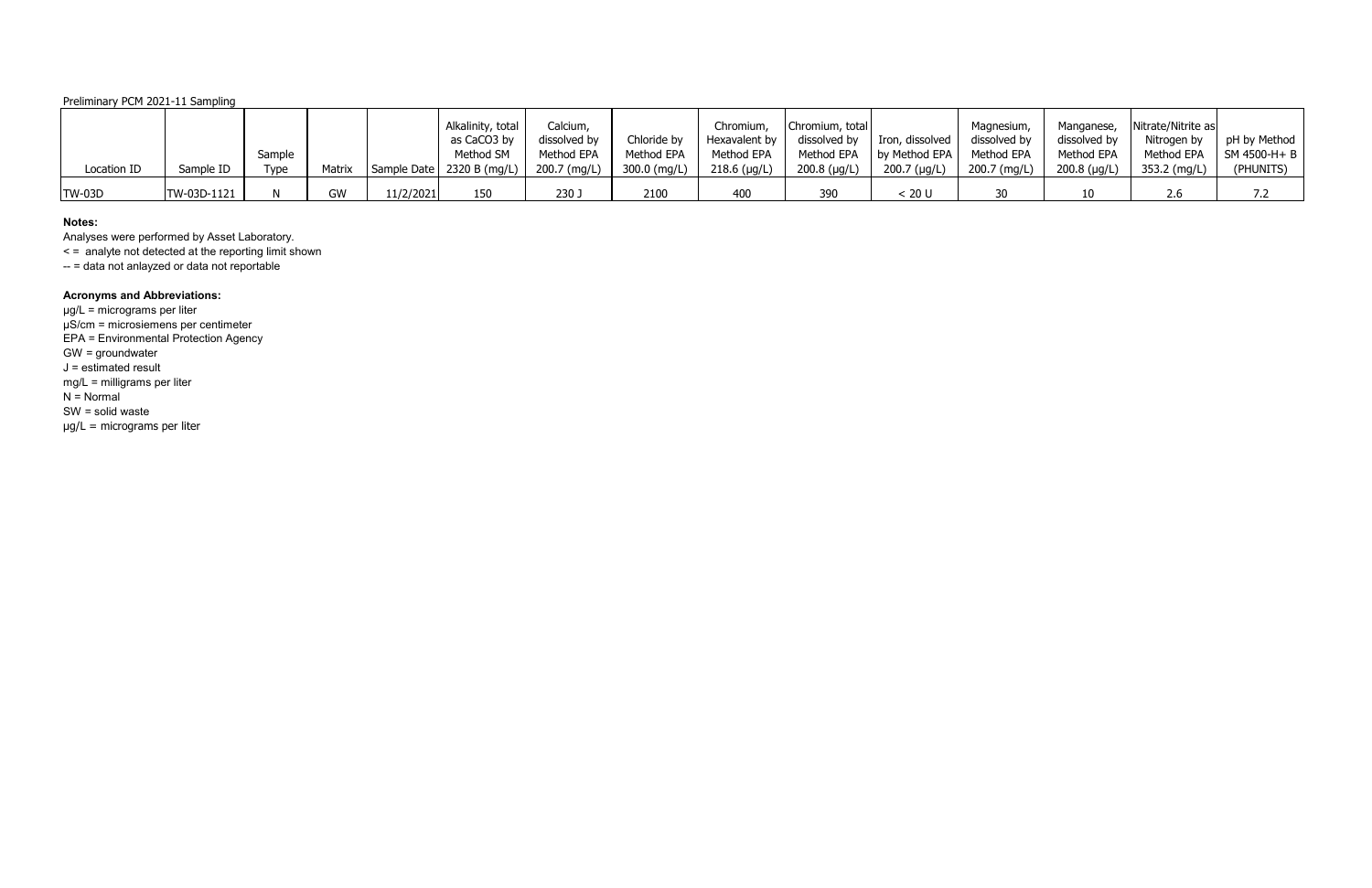Preliminary PCM 2021-11 Sampling

| Location ID | Sample ID | Sample Type | Matrix | Sample Date | Alkalinity, total as $CaCO_3$ by Method SM 2320 B (mg/L) | Calcium, dissolved by Method EPA 200.7 (mg/L) | Chloride by Method EPA 300.0 (mg/L) | Chromium, Hexavalent by Method EPA 218.6 (µg/L) | Chromium, total dissolved by Method EPA 200.8 (µg/L) | Iron, dissolved by Method EPA 200.7 (µg/L) | Magnesium, dissolved by Method EPA 200.7 (mg/L) | Manganese, dissolved by Method EPA 200.8 (µg/L) | Nitrate/Nitrite as Nitrogen by Method EPA 353.2 (mg/L) | pH by Method SM 4500-H+ B (PHUNITS) |
|---|---|---|---|---|---|---|---|---|---|---|---|---|---|---|
| TW-03D | TW-03D-1121 | N | GW | 11/2/2021 | 150 | 230 J | 2100 | 400 | 390 | < 20 U | 30 | 10 | 2.6 | 7.2 |

**Notes:**

Analyses were performed by Asset Laboratory.

< = analyte not detected at the reporting limit shown

-- = data not anlayzed or data not reportable

**Acronyms and Abbreviations:**

µg/L = micrograms per liter

µS/cm = microsiemens per centimeter

EPA = Environmental Protection Agency

GW = groundwater

J = estimated result

mg/L = milligrams per liter

N = Normal

SW = solid waste

µg/L = micrograms per liter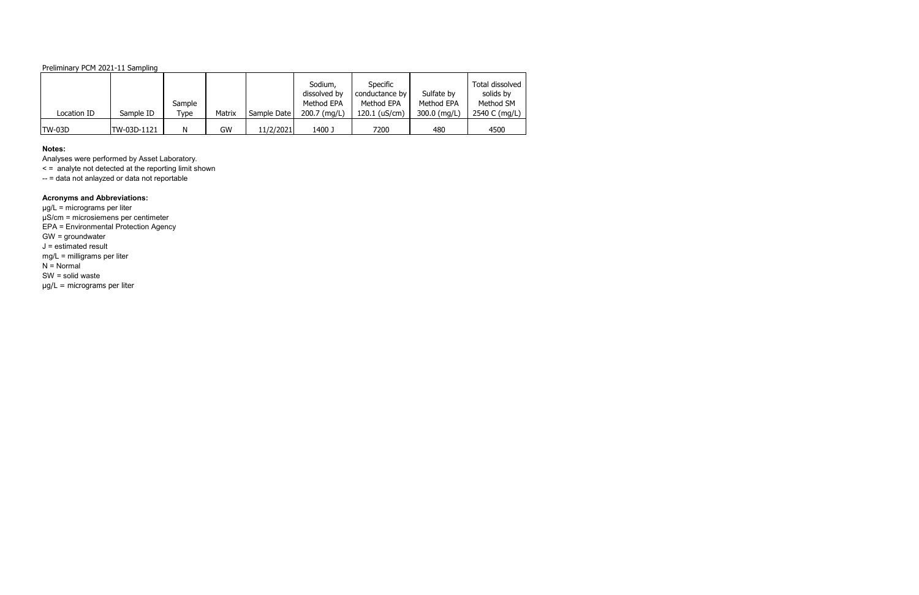Preliminary PCM 2021-11 Sampling

| Location ID | Sample ID | Sample Type | Matrix | Sample Date | Sodium, dissolved by Method EPA 200.7 (mg/L) | Specific conductance by Method EPA 120.1 (uS/cm) | Sulfate by Method EPA 300.0 (mg/L) | Total dissolved solids by Method SM 2540 C (mg/L) |
|---|---|---|---|---|---|---|---|---|
| TW-03D | TW-03D-1121 | N | GW | 11/2/2021 | 1400 J | 7200 | 480 | 4500 |

**Notes:**

Analyses were performed by Asset Laboratory.

< =  analyte not detected at the reporting limit shown

-- = data not anlayzed or data not reportable

**Acronyms and Abbreviations:**

µg/L = micrograms per liter

µS/cm = microsiemens per centimeter

EPA = Environmental Protection Agency

GW = groundwater

J = estimated result

mg/L = milligrams per liter

N = Normal

SW = solid waste

µg/L = micrograms per liter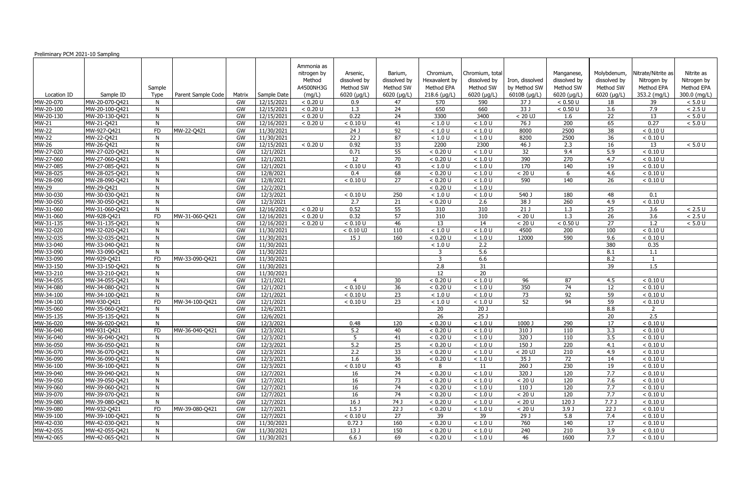Preliminary PCM 2021-10 Sampling

| Location ID | Sample ID | Sample Type | Parent Sample Code | Matrix | Sample Date | Ammonia as nitrogen by Method A4500NH3G (mg/L) | Arsenic, dissolved by Method SW 6020 (µg/L) | Barium, dissolved by Method SW 6020 (µg/L) | Chromium, Hexavalent by Method EPA 218.6 (µg/L) | Chromium, total dissolved by Method SW 6020 (µg/L) | Iron, dissolved by Method SW 6010B (µg/L) | Manganese, dissolved by Method SW 6020 (µg/L) | Molybdenum, dissolved by Method SW 6020 (µg/L) | Nitrate/Nitrite as Nitrogen by Method EPA 353.2 (mg/L) | Nitrite as Nitrogen by Method EPA 300.0 (mg/L) |
|---|---|---|---|---|---|---|---|---|---|---|---|---|---|---|---|
| MW-20-070 | MW-20-070-Q421 | N | | GW | 12/15/2021 | < 0.20 U | 0.9 | 47 | 570 | 590 | 37 J | < 0.50 U | 18 | 39 | < 5.0 U |
| MW-20-100 | MW-20-100-Q421 | N | | GW | 12/15/2021 | < 0.20 U | 1.3 | 24 | 650 | 660 | 33 J | < 0.50 U | 3.6 | 7.9 | < 2.5 U |
| MW-20-130 | MW-20-130-Q421 | N | | GW | 12/15/2021 | < 0.20 U | 0.22 | 24 | 3300 | 3400 | < 20 UJ | 1.6 | 22 | 13 | < 5.0 U |
| MW-21 | MW-21-Q421 | N | | GW | 12/16/2021 | < 0.20 U | < 0.10 U | 41 | < 1.0 U | < 1.0 U | 76 J | 200 | 65 | 0.27 | < 5.0 U |
| MW-22 | MW-927-Q421 | FD | MW-22-Q421 | GW | 11/30/2021 | | 24 J | 92 | < 1.0 U | < 1.0 U | 8000 | 2500 | 38 | < 0.10 U | |
| MW-22 | MW-22-Q421 | N | | GW | 11/30/2021 | | 22 J | 87 | < 1.0 U | < 1.0 U | 8200 | 2500 | 36 | < 0.10 U | |
| MW-26 | MW-26-Q421 | N | | GW | 12/15/2021 | < 0.20 U | 0.92 | 33 | 2200 | 2300 | 46 J | 2.3 | 16 | 13 | < 5.0 U |
| MW-27-020 | MW-27-020-Q421 | N | | GW | 12/1/2021 | | 0.71 | 55 | < 0.20 U | < 1.0 U | 32 | 9.4 | 5.9 | < 0.10 U | |
| MW-27-060 | MW-27-060-Q421 | N | | GW | 12/1/2021 | | 12 | 70 | < 0.20 U | < 1.0 U | 390 | 270 | 4.7 | < 0.10 U | |
| MW-27-085 | MW-27-085-Q421 | N | | GW | 12/1/2021 | | < 0.10 U | 43 | < 1.0 U | < 1.0 U | 170 | 140 | 19 | < 0.10 U | |
| MW-28-025 | MW-28-025-Q421 | N | | GW | 12/8/2021 | | 0.4 | 68 | < 0.20 U | < 1.0 U | < 20 U | 6 | 4.6 | < 0.10 U | |
| MW-28-090 | MW-28-090-Q421 | N | | GW | 12/8/2021 | | < 0.10 U | 27 | < 0.20 U | < 1.0 U | 590 | 140 | 26 | < 0.10 U | |
| MW-29 | MW-29-Q421 | N | | GW | 12/2/2021 | | | | < 0.20 U | < 1.0 U | | | | | |
| MW-30-030 | MW-30-030-Q421 | N | | GW | 12/3/2021 | | < 0.10 U | 250 | < 1.0 U | < 1.0 U | 540 J | 180 | 48 | 0.1 | |
| MW-30-050 | MW-30-050-Q421 | N | | GW | 12/3/2021 | | 2.7 | 21 | < 0.20 U | 2.6 | 38 J | 260 | 4.9 | < 0.10 U | |
| MW-31-060 | MW-31-060-Q421 | N | | GW | 12/16/2021 | < 0.20 U | 0.52 | 55 | 310 | 310 | 21 J | 1.3 | 25 | 3.6 | < 2.5 U |
| MW-31-060 | MW-928-Q421 | FD | MW-31-060-Q421 | GW | 12/16/2021 | < 0.20 U | 0.32 | 57 | 310 | 310 | < 20 U | 1.3 | 26 | 3.6 | < 2.5 U |
| MW-31-135 | MW-31-135-Q421 | N | | GW | 12/16/2021 | < 0.20 U | < 0.10 U | 46 | 13 | 14 | < 20 U | < 0.50 U | 27 | 1.2 | < 5.0 U |
| MW-32-020 | MW-32-020-Q421 | N | | GW | 11/30/2021 | | < 0.10 UJ | 110 | < 1.0 U | < 1.0 U | 4500 | 200 | 100 | < 0.10 U | |
| MW-32-035 | MW-32-035-Q421 | N | | GW | 11/30/2021 | | 15 J | 160 | < 0.20 U | < 1.0 U | 12000 | 590 | 9.6 | < 0.10 U | |
| MW-33-040 | MW-33-040-Q421 | N | | GW | 11/30/2021 | | | | < 1.0 U | 2.2 | | | 380 | 0.35 | |
| MW-33-090 | MW-33-090-Q421 | N | | GW | 11/30/2021 | | | | 3 | 5.6 | | | 8.1 | 1.1 | |
| MW-33-090 | MW-929-Q421 | FD | MW-33-090-Q421 | GW | 11/30/2021 | | | | 3 | 6.6 | | | 8.2 | 1 | |
| MW-33-150 | MW-33-150-Q421 | N | | GW | 11/30/2021 | | | | 2.8 | 31 | | | 39 | 1.5 | |
| MW-33-210 | MW-33-210-Q421 | N | | GW | 11/30/2021 | | | | 12 | 20 | | | | | |
| MW-34-055 | MW-34-055-Q421 | N | | GW | 12/1/2021 | | 4 | 30 | < 0.20 U | < 1.0 U | 96 | 87 | 4.5 | < 0.10 U | |
| MW-34-080 | MW-34-080-Q421 | N | | GW | 12/1/2021 | | < 0.10 U | 36 | < 0.20 U | < 1.0 U | 350 | 74 | 12 | < 0.10 U | |
| MW-34-100 | MW-34-100-Q421 | N | | GW | 12/1/2021 | | < 0.10 U | 23 | < 1.0 U | < 1.0 U | 73 | 92 | 59 | < 0.10 U | |
| MW-34-100 | MW-930-Q421 | FD | MW-34-100-Q421 | GW | 12/1/2021 | | < 0.10 U | 23 | < 1.0 U | < 1.0 U | 52 | 94 | 59 | < 0.10 U | |
| MW-35-060 | MW-35-060-Q421 | N | | GW | 12/6/2021 | | | | 20 | 20 J | | | 8.8 | 2 | |
| MW-35-135 | MW-35-135-Q421 | N | | GW | 12/6/2021 | | | | 26 | 25 J | | | 20 | 2.5 | |
| MW-36-020 | MW-36-020-Q421 | N | | GW | 12/3/2021 | | 0.48 | 120 | < 0.20 U | < 1.0 U | 1000 J | 290 | 17 | < 0.10 U | |
| MW-36-040 | MW-931-Q421 | FD | MW-36-040-Q421 | GW | 12/3/2021 | | 5.2 | 40 | < 0.20 U | < 1.0 U | 310 J | 110 | 3.3 | < 0.10 U | |
| MW-36-040 | MW-36-040-Q421 | N | | GW | 12/3/2021 | | 5 | 41 | < 0.20 U | < 1.0 U | 320 J | 110 | 3.5 | < 0.10 U | |
| MW-36-050 | MW-36-050-Q421 | N | | GW | 12/3/2021 | | 5.2 | 25 | < 0.20 U | < 1.0 U | 150 J | 220 | 4.1 | < 0.10 U | |
| MW-36-070 | MW-36-070-Q421 | N | | GW | 12/3/2021 | | 2.2 | 33 | < 0.20 U | < 1.0 U | < 20 UJ | 210 | 4.9 | < 0.10 U | |
| MW-36-090 | MW-36-090-Q421 | N | | GW | 12/3/2021 | | 1.6 | 36 | < 0.20 U | < 1.0 U | 35 J | 72 | 14 | < 0.10 U | |
| MW-36-100 | MW-36-100-Q421 | N | | GW | 12/3/2021 | | < 0.10 U | 43 | 8 | 11 | 260 J | 230 | 19 | < 0.10 U | |
| MW-39-040 | MW-39-040-Q421 | N | | GW | 12/7/2021 | | 16 | 74 | < 0.20 U | < 1.0 U | 320 J | 120 | 7.7 | < 0.10 U | |
| MW-39-050 | MW-39-050-Q421 | N | | GW | 12/7/2021 | | 16 | 73 | < 0.20 U | < 1.0 U | < 20 U | 120 | 7.6 | < 0.10 U | |
| MW-39-060 | MW-39-060-Q421 | N | | GW | 12/7/2021 | | 16 | 74 | < 0.20 U | < 1.0 U | 110 J | 120 | 7.7 | < 0.10 U | |
| MW-39-070 | MW-39-070-Q421 | N | | GW | 12/7/2021 | | 16 | 74 | < 0.20 U | < 1.0 U | < 20 U | 120 | 7.7 | < 0.10 U | |
| MW-39-080 | MW-39-080-Q421 | N | | GW | 12/7/2021 | | 16 J | 74 J | < 0.20 U | < 1.0 U | < 20 U | 120 J | 7.7 J | < 0.10 U | |
| MW-39-080 | MW-932-Q421 | FD | MW-39-080-Q421 | GW | 12/7/2021 | | 1.5 J | 22 J | < 0.20 U | < 1.0 U | < 20 U | 3.9 J | 22 J | < 0.10 U | |
| MW-39-100 | MW-39-100-Q421 | N | | GW | 12/7/2021 | | < 0.10 U | 27 | 39 | 39 | 29 J | 5.8 | 7.4 | < 0.10 U | |
| MW-42-030 | MW-42-030-Q421 | N | | GW | 11/30/2021 | | 0.72 J | 160 | < 0.20 U | < 1.0 U | 760 | 140 | 17 | < 0.10 U | |
| MW-42-055 | MW-42-055-Q421 | N | | GW | 11/30/2021 | | 13 J | 150 | < 0.20 U | < 1.0 U | 240 | 210 | 3.9 | < 0.10 U | |
| MW-42-065 | MW-42-065-Q421 | N | | GW | 11/30/2021 | | 6.6 J | 69 | < 0.20 U | < 1.0 U | 46 | 1600 | 7.7 | < 0.10 U | |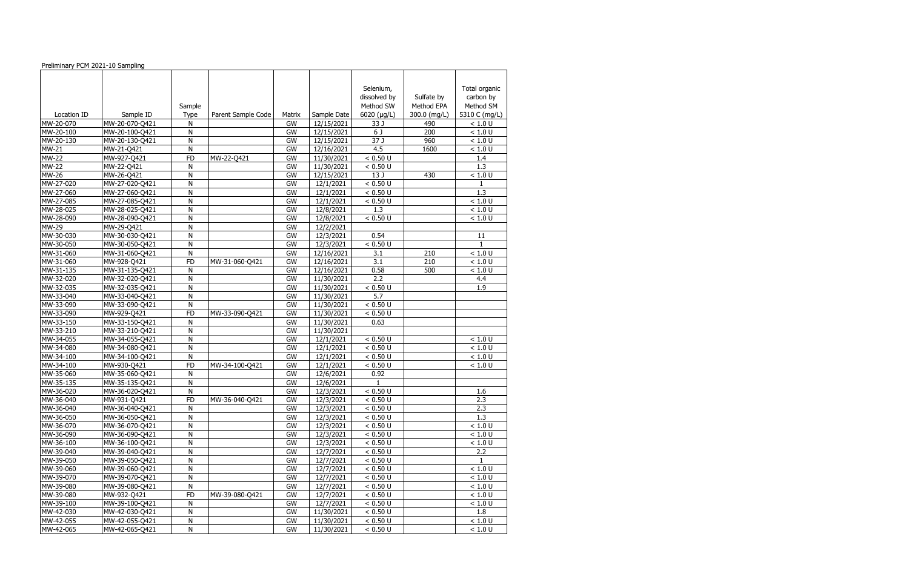Preliminary PCM 2021-10 Sampling

| Location ID | Sample ID | Sample Type | Parent Sample Code | Matrix | Sample Date | Selenium, dissolved by Method SW 6020 (µg/L) | Sulfate by Method EPA 300.0 (mg/L) | Total organic carbon by Method SM 5310 C (mg/L) |
|---|---|---|---|---|---|---|---|---|
| MW-20-070 | MW-20-070-Q421 | N | | GW | 12/15/2021 | 33 J | 490 | < 1.0 U |
| MW-20-100 | MW-20-100-Q421 | N | | GW | 12/15/2021 | 6 J | 200 | < 1.0 U |
| MW-20-130 | MW-20-130-Q421 | N | | GW | 12/15/2021 | 37 J | 960 | < 1.0 U |
| MW-21 | MW-21-Q421 | N | | GW | 12/16/2021 | 4.5 | 1600 | < 1.0 U |
| MW-22 | MW-927-Q421 | FD | MW-22-Q421 | GW | 11/30/2021 | < 0.50 U | | 1.4 |
| MW-22 | MW-22-Q421 | N | | GW | 11/30/2021 | < 0.50 U | | 1.3 |
| MW-26 | MW-26-Q421 | N | | GW | 12/15/2021 | 13 J | 430 | < 1.0 U |
| MW-27-020 | MW-27-020-Q421 | N | | GW | 12/1/2021 | < 0.50 U | | 1 |
| MW-27-060 | MW-27-060-Q421 | N | | GW | 12/1/2021 | < 0.50 U | | 1.3 |
| MW-27-085 | MW-27-085-Q421 | N | | GW | 12/1/2021 | < 0.50 U | | < 1.0 U |
| MW-28-025 | MW-28-025-Q421 | N | | GW | 12/8/2021 | 1.3 | | < 1.0 U |
| MW-28-090 | MW-28-090-Q421 | N | | GW | 12/8/2021 | < 0.50 U | | < 1.0 U |
| MW-29 | MW-29-Q421 | N | | GW | 12/2/2021 | | | |
| MW-30-030 | MW-30-030-Q421 | N | | GW | 12/3/2021 | 0.54 | | 11 |
| MW-30-050 | MW-30-050-Q421 | N | | GW | 12/3/2021 | < 0.50 U | | 1 |
| MW-31-060 | MW-31-060-Q421 | N | | GW | 12/16/2021 | 3.1 | 210 | < 1.0 U |
| MW-31-060 | MW-928-Q421 | FD | MW-31-060-Q421 | GW | 12/16/2021 | 3.1 | 210 | < 1.0 U |
| MW-31-135 | MW-31-135-Q421 | N | | GW | 12/16/2021 | 0.58 | 500 | < 1.0 U |
| MW-32-020 | MW-32-020-Q421 | N | | GW | 11/30/2021 | 2.2 | | 4.4 |
| MW-32-035 | MW-32-035-Q421 | N | | GW | 11/30/2021 | < 0.50 U | | 1.9 |
| MW-33-040 | MW-33-040-Q421 | N | | GW | 11/30/2021 | 5.7 | | |
| MW-33-090 | MW-33-090-Q421 | N | | GW | 11/30/2021 | < 0.50 U | | |
| MW-33-090 | MW-929-Q421 | FD | MW-33-090-Q421 | GW | 11/30/2021 | < 0.50 U | | |
| MW-33-150 | MW-33-150-Q421 | N | | GW | 11/30/2021 | 0.63 | | |
| MW-33-210 | MW-33-210-Q421 | N | | GW | 11/30/2021 | | | |
| MW-34-055 | MW-34-055-Q421 | N | | GW | 12/1/2021 | < 0.50 U | | < 1.0 U |
| MW-34-080 | MW-34-080-Q421 | N | | GW | 12/1/2021 | < 0.50 U | | < 1.0 U |
| MW-34-100 | MW-34-100-Q421 | N | | GW | 12/1/2021 | < 0.50 U | | < 1.0 U |
| MW-34-100 | MW-930-Q421 | FD | MW-34-100-Q421 | GW | 12/1/2021 | < 0.50 U | | < 1.0 U |
| MW-35-060 | MW-35-060-Q421 | N | | GW | 12/6/2021 | 0.92 | | |
| MW-35-135 | MW-35-135-Q421 | N | | GW | 12/6/2021 | 1 | | |
| MW-36-020 | MW-36-020-Q421 | N | | GW | 12/3/2021 | < 0.50 U | | 1.6 |
| MW-36-040 | MW-931-Q421 | FD | MW-36-040-Q421 | GW | 12/3/2021 | < 0.50 U | | 2.3 |
| MW-36-040 | MW-36-040-Q421 | N | | GW | 12/3/2021 | < 0.50 U | | 2.3 |
| MW-36-050 | MW-36-050-Q421 | N | | GW | 12/3/2021 | < 0.50 U | | 1.3 |
| MW-36-070 | MW-36-070-Q421 | N | | GW | 12/3/2021 | < 0.50 U | | < 1.0 U |
| MW-36-090 | MW-36-090-Q421 | N | | GW | 12/3/2021 | < 0.50 U | | < 1.0 U |
| MW-36-100 | MW-36-100-Q421 | N | | GW | 12/3/2021 | < 0.50 U | | < 1.0 U |
| MW-39-040 | MW-39-040-Q421 | N | | GW | 12/7/2021 | < 0.50 U | | 2.2 |
| MW-39-050 | MW-39-050-Q421 | N | | GW | 12/7/2021 | < 0.50 U | | 1 |
| MW-39-060 | MW-39-060-Q421 | N | | GW | 12/7/2021 | < 0.50 U | | < 1.0 U |
| MW-39-070 | MW-39-070-Q421 | N | | GW | 12/7/2021 | < 0.50 U | | < 1.0 U |
| MW-39-080 | MW-39-080-Q421 | N | | GW | 12/7/2021 | < 0.50 U | | < 1.0 U |
| MW-39-080 | MW-932-Q421 | FD | MW-39-080-Q421 | GW | 12/7/2021 | < 0.50 U | | < 1.0 U |
| MW-39-100 | MW-39-100-Q421 | N | | GW | 12/7/2021 | < 0.50 U | | < 1.0 U |
| MW-42-030 | MW-42-030-Q421 | N | | GW | 11/30/2021 | < 0.50 U | | 1.8 |
| MW-42-055 | MW-42-055-Q421 | N | | GW | 11/30/2021 | < 0.50 U | | < 1.0 U |
| MW-42-065 | MW-42-065-Q421 | N | | GW | 11/30/2021 | < 0.50 U | | < 1.0 U |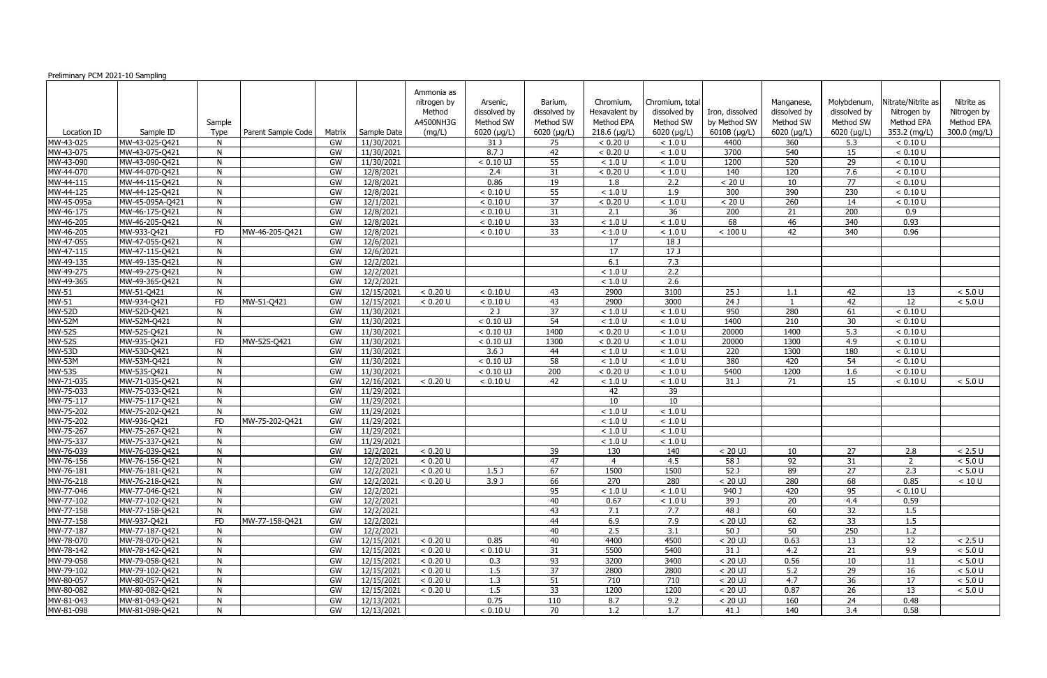Preliminary PCM 2021-10 Sampling

| Location ID | Sample ID | Sample Type | Parent Sample Code | Matrix | Sample Date | Ammonia as nitrogen by Method A4500NH3G (mg/L) | Arsenic, dissolved by Method SW 6020 (µg/L) | Barium, dissolved by Method SW 6020 (µg/L) | Chromium, Hexavalent by Method EPA 218.6 (µg/L) | Chromium, total dissolved by Method SW 6020 (µg/L) | Iron, dissolved by Method SW 6010B (µg/L) | Manganese, dissolved by Method SW 6020 (µg/L) | Molybdenum, dissolved by Method SW 6020 (µg/L) | Nitrate/Nitrite as Nitrogen by Method EPA 353.2 (mg/L) | Nitrite as Nitrogen by Method EPA 300.0 (mg/L) |
|---|---|---|---|---|---|---|---|---|---|---|---|---|---|---|---|
| MW-43-025 | MW-43-025-Q421 | N | | GW | 11/30/2021 | | 31 J | 75 | < 0.20 U | < 1.0 U | 4400 | 360 | 5.3 | < 0.10 U | |
| MW-43-075 | MW-43-075-Q421 | N | | GW | 11/30/2021 | | 8.7 J | 42 | < 0.20 U | < 1.0 U | 3700 | 540 | 15 | < 0.10 U | |
| MW-43-090 | MW-43-090-Q421 | N | | GW | 11/30/2021 | | < 0.10 UJ | 55 | < 1.0 U | < 1.0 U | 1200 | 520 | 29 | < 0.10 U | |
| MW-44-070 | MW-44-070-Q421 | N | | GW | 12/8/2021 | | 2.4 | 31 | < 0.20 U | < 1.0 U | 140 | 120 | 7.6 | < 0.10 U | |
| MW-44-115 | MW-44-115-Q421 | N | | GW | 12/8/2021 | | 0.86 | 19 | 1.8 | 2.2 | < 20 U | 10 | 77 | < 0.10 U | |
| MW-44-125 | MW-44-125-Q421 | N | | GW | 12/8/2021 | | < 0.10 U | 55 | < 1.0 U | 1.9 | 300 | 390 | 230 | < 0.10 U | |
| MW-45-095a | MW-45-095A-Q421 | N | | GW | 12/1/2021 | | < 0.10 U | 37 | < 0.20 U | < 1.0 U | < 20 U | 260 | 14 | < 0.10 U | |
| MW-46-175 | MW-46-175-Q421 | N | | GW | 12/8/2021 | | < 0.10 U | 31 | 2.1 | 36 | 200 | 21 | 200 | 0.9 | |
| MW-46-205 | MW-46-205-Q421 | N | | GW | 12/8/2021 | | < 0.10 U | 33 | < 1.0 U | < 1.0 U | 68 | 46 | 340 | 0.93 | |
| MW-46-205 | MW-933-Q421 | FD | MW-46-205-Q421 | GW | 12/8/2021 | | < 0.10 U | 33 | < 1.0 U | < 1.0 U | < 100 U | 42 | 340 | 0.96 | |
| MW-47-055 | MW-47-055-Q421 | N | | GW | 12/6/2021 | | | | 17 | 18 J | | | | | |
| MW-47-115 | MW-47-115-Q421 | N | | GW | 12/6/2021 | | | | 17 | 17 J | | | | | |
| MW-49-135 | MW-49-135-Q421 | N | | GW | 12/2/2021 | | | | 6.1 | 7.3 | | | | | |
| MW-49-275 | MW-49-275-Q421 | N | | GW | 12/2/2021 | | | | < 1.0 U | 2.2 | | | | | |
| MW-49-365 | MW-49-365-Q421 | N | | GW | 12/2/2021 | | | | < 1.0 U | 2.6 | | | | | |
| MW-51 | MW-51-Q421 | N | | GW | 12/15/2021 | < 0.20 U | < 0.10 U | 43 | 2900 | 3100 | 25 J | 1.1 | 42 | 13 | < 5.0 U |
| MW-51 | MW-934-Q421 | FD | MW-51-Q421 | GW | 12/15/2021 | < 0.20 U | < 0.10 U | 43 | 2900 | 3000 | 24 J | 1 | 42 | 12 | < 5.0 U |
| MW-52D | MW-52D-Q421 | N | | GW | 11/30/2021 | | 2 J | 37 | < 1.0 U | < 1.0 U | 950 | 280 | 61 | < 0.10 U | |
| MW-52M | MW-52M-Q421 | N | | GW | 11/30/2021 | | < 0.10 UJ | 54 | < 1.0 U | < 1.0 U | 1400 | 210 | 30 | < 0.10 U | |
| MW-52S | MW-52S-Q421 | N | | GW | 11/30/2021 | | < 0.10 UJ | 1400 | < 0.20 U | < 1.0 U | 20000 | 1400 | 5.3 | < 0.10 U | |
| MW-52S | MW-935-Q421 | FD | MW-52S-Q421 | GW | 11/30/2021 | | < 0.10 UJ | 1300 | < 0.20 U | < 1.0 U | 20000 | 1300 | 4.9 | < 0.10 U | |
| MW-53D | MW-53D-Q421 | N | | GW | 11/30/2021 | | 3.6 J | 44 | < 1.0 U | < 1.0 U | 220 | 1300 | 180 | < 0.10 U | |
| MW-53M | MW-53M-Q421 | N | | GW | 11/30/2021 | | < 0.10 UJ | 58 | < 1.0 U | < 1.0 U | 380 | 420 | 54 | < 0.10 U | |
| MW-53S | MW-53S-Q421 | N | | GW | 11/30/2021 | | < 0.10 UJ | 200 | < 0.20 U | < 1.0 U | 5400 | 1200 | 1.6 | < 0.10 U | |
| MW-71-035 | MW-71-035-Q421 | N | | GW | 12/16/2021 | < 0.20 U | < 0.10 U | 42 | < 1.0 U | < 1.0 U | 31 J | 71 | 15 | < 0.10 U | < 5.0 U |
| MW-75-033 | MW-75-033-Q421 | N | | GW | 11/29/2021 | | | | 42 | 39 | | | | | |
| MW-75-117 | MW-75-117-Q421 | N | | GW | 11/29/2021 | | | | 10 | 10 | | | | | |
| MW-75-202 | MW-75-202-Q421 | N | | GW | 11/29/2021 | | | | < 1.0 U | < 1.0 U | | | | | |
| MW-75-202 | MW-936-Q421 | FD | MW-75-202-Q421 | GW | 11/29/2021 | | | | < 1.0 U | < 1.0 U | | | | | |
| MW-75-267 | MW-75-267-Q421 | N | | GW | 11/29/2021 | | | | < 1.0 U | < 1.0 U | | | | | |
| MW-75-337 | MW-75-337-Q421 | N | | GW | 11/29/2021 | | | | < 1.0 U | < 1.0 U | | | | | |
| MW-76-039 | MW-76-039-Q421 | N | | GW | 12/2/2021 | < 0.20 U | | 39 | 130 | 140 | < 20 UJ | 10 | 27 | 2.8 | < 2.5 U |
| MW-76-156 | MW-76-156-Q421 | N | | GW | 12/2/2021 | < 0.20 U | | 47 | 4 | 4.5 | 58 J | 92 | 31 | 2 | < 5.0 U |
| MW-76-181 | MW-76-181-Q421 | N | | GW | 12/2/2021 | < 0.20 U | 1.5 J | 67 | 1500 | 1500 | 52 J | 89 | 27 | 2.3 | < 5.0 U |
| MW-76-218 | MW-76-218-Q421 | N | | GW | 12/2/2021 | < 0.20 U | 3.9 J | 66 | 270 | 280 | < 20 UJ | 280 | 68 | 0.85 | < 10 U |
| MW-77-046 | MW-77-046-Q421 | N | | GW | 12/2/2021 | | | 95 | < 1.0 U | < 1.0 U | 940 J | 420 | 95 | < 0.10 U | |
| MW-77-102 | MW-77-102-Q421 | N | | GW | 12/2/2021 | | | 40 | 0.67 | < 1.0 U | 39 J | 20 | 4.4 | 0.59 | |
| MW-77-158 | MW-77-158-Q421 | N | | GW | 12/2/2021 | | | 43 | 7.1 | 7.7 | 48 J | 60 | 32 | 1.5 | |
| MW-77-158 | MW-937-Q421 | FD | MW-77-158-Q421 | GW | 12/2/2021 | | | 44 | 6.9 | 7.9 | < 20 UJ | 62 | 33 | 1.5 | |
| MW-77-187 | MW-77-187-Q421 | N | | GW | 12/2/2021 | | | 40 | 2.5 | 3.1 | 50 J | 50 | 250 | 1.2 | |
| MW-78-070 | MW-78-070-Q421 | N | | GW | 12/15/2021 | < 0.20 U | 0.85 | 40 | 4400 | 4500 | < 20 UJ | 0.63 | 13 | 12 | < 2.5 U |
| MW-78-142 | MW-78-142-Q421 | N | | GW | 12/15/2021 | < 0.20 U | < 0.10 U | 31 | 5500 | 5400 | 31 J | 4.2 | 21 | 9.9 | < 5.0 U |
| MW-79-058 | MW-79-058-Q421 | N | | GW | 12/15/2021 | < 0.20 U | 0.3 | 93 | 3200 | 3400 | < 20 UJ | 0.56 | 10 | 11 | < 5.0 U |
| MW-79-102 | MW-79-102-Q421 | N | | GW | 12/15/2021 | < 0.20 U | 1.5 | 37 | 2800 | 2800 | < 20 UJ | 5.2 | 29 | 16 | < 5.0 U |
| MW-80-057 | MW-80-057-Q421 | N | | GW | 12/15/2021 | < 0.20 U | 1.3 | 51 | 710 | 710 | < 20 UJ | 4.7 | 36 | 17 | < 5.0 U |
| MW-80-082 | MW-80-082-Q421 | N | | GW | 12/15/2021 | < 0.20 U | 1.5 | 33 | 1200 | 1200 | < 20 UJ | 0.87 | 26 | 13 | < 5.0 U |
| MW-81-043 | MW-81-043-Q421 | N | | GW | 12/13/2021 | | 0.75 | 110 | 8.7 | 9.2 | < 20 UJ | 160 | 24 | 0.48 | |
| MW-81-098 | MW-81-098-Q421 | N | | GW | 12/13/2021 | | < 0.10 U | 70 | 1.2 | 1.7 | 41 J | 140 | 3.4 | 0.58 | |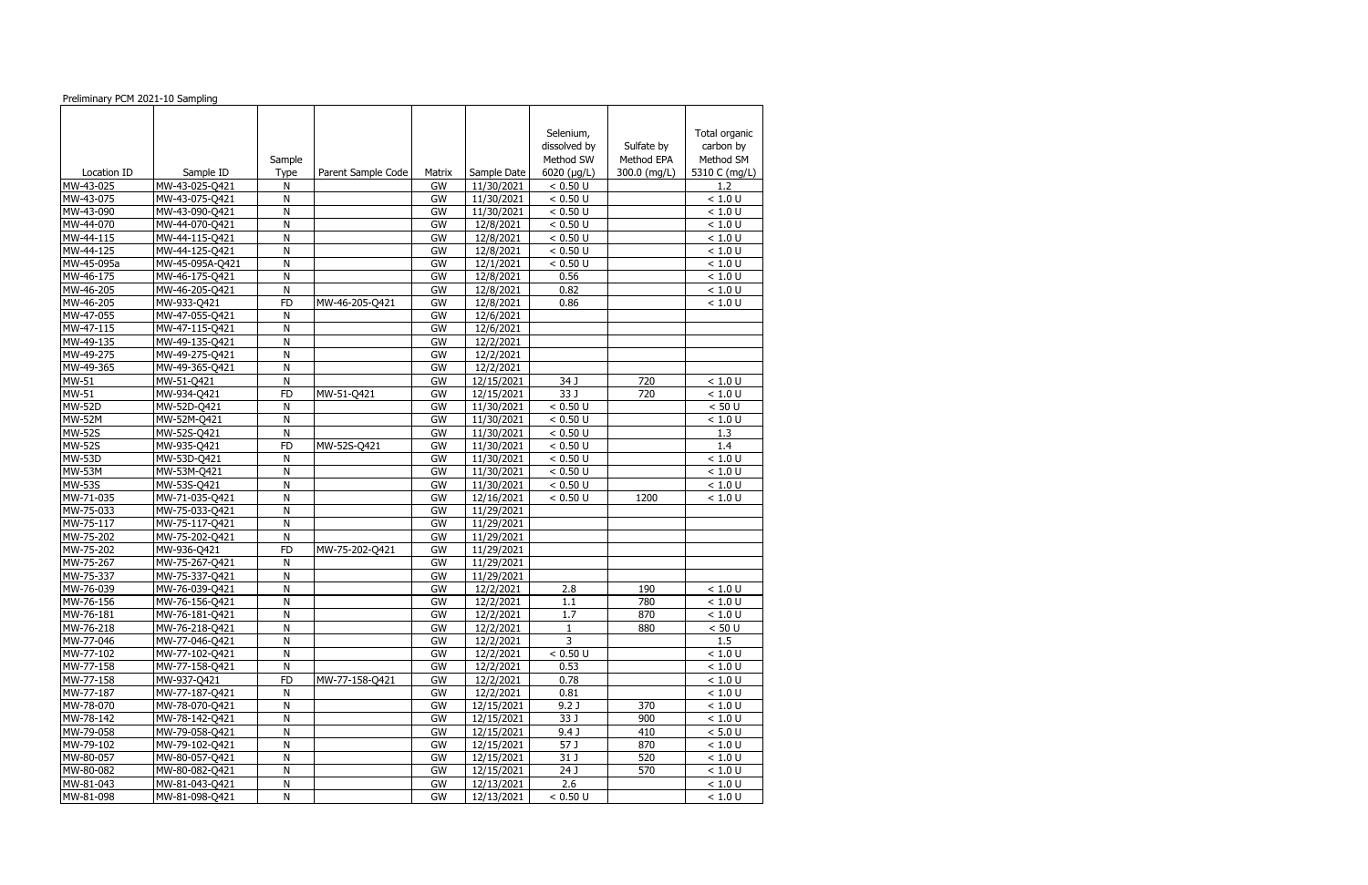Preliminary PCM 2021-10 Sampling

| Location ID | Sample ID | Sample Type | Parent Sample Code | Matrix | Sample Date | Selenium, dissolved by Method SW 6020 (µg/L) | Sulfate by Method EPA 300.0 (mg/L) | Total organic carbon by Method SM 5310 C (mg/L) |
|---|---|---|---|---|---|---|---|---|
| MW-43-025 | MW-43-025-Q421 | N | | GW | 11/30/2021 | < 0.50 U | | 1.2 |
| MW-43-075 | MW-43-075-Q421 | N | | GW | 11/30/2021 | < 0.50 U | | < 1.0 U |
| MW-43-090 | MW-43-090-Q421 | N | | GW | 11/30/2021 | < 0.50 U | | < 1.0 U |
| MW-44-070 | MW-44-070-Q421 | N | | GW | 12/8/2021 | < 0.50 U | | < 1.0 U |
| MW-44-115 | MW-44-115-Q421 | N | | GW | 12/8/2021 | < 0.50 U | | < 1.0 U |
| MW-44-125 | MW-44-125-Q421 | N | | GW | 12/8/2021 | < 0.50 U | | < 1.0 U |
| MW-45-095a | MW-45-095A-Q421 | N | | GW | 12/1/2021 | < 0.50 U | | < 1.0 U |
| MW-46-175 | MW-46-175-Q421 | N | | GW | 12/8/2021 | 0.56 | | < 1.0 U |
| MW-46-205 | MW-46-205-Q421 | N | | GW | 12/8/2021 | 0.82 | | < 1.0 U |
| MW-46-205 | MW-933-Q421 | FD | MW-46-205-Q421 | GW | 12/8/2021 | 0.86 | | < 1.0 U |
| MW-47-055 | MW-47-055-Q421 | N | | GW | 12/6/2021 | | | |
| MW-47-115 | MW-47-115-Q421 | N | | GW | 12/6/2021 | | | |
| MW-49-135 | MW-49-135-Q421 | N | | GW | 12/2/2021 | | | |
| MW-49-275 | MW-49-275-Q421 | N | | GW | 12/2/2021 | | | |
| MW-49-365 | MW-49-365-Q421 | N | | GW | 12/2/2021 | | | |
| MW-51 | MW-51-Q421 | N | | GW | 12/15/2021 | 34 J | 720 | < 1.0 U |
| MW-51 | MW-934-Q421 | FD | MW-51-Q421 | GW | 12/15/2021 | 33 J | 720 | < 1.0 U |
| MW-52D | MW-52D-Q421 | N | | GW | 11/30/2021 | < 0.50 U | | < 50 U |
| MW-52M | MW-52M-Q421 | N | | GW | 11/30/2021 | < 0.50 U | | < 1.0 U |
| MW-52S | MW-52S-Q421 | N | | GW | 11/30/2021 | < 0.50 U | | 1.3 |
| MW-52S | MW-935-Q421 | FD | MW-52S-Q421 | GW | 11/30/2021 | < 0.50 U | | 1.4 |
| MW-53D | MW-53D-Q421 | N | | GW | 11/30/2021 | < 0.50 U | | < 1.0 U |
| MW-53M | MW-53M-Q421 | N | | GW | 11/30/2021 | < 0.50 U | | < 1.0 U |
| MW-53S | MW-53S-Q421 | N | | GW | 11/30/2021 | < 0.50 U | | < 1.0 U |
| MW-71-035 | MW-71-035-Q421 | N | | GW | 12/16/2021 | < 0.50 U | 1200 | < 1.0 U |
| MW-75-033 | MW-75-033-Q421 | N | | GW | 11/29/2021 | | | |
| MW-75-117 | MW-75-117-Q421 | N | | GW | 11/29/2021 | | | |
| MW-75-202 | MW-75-202-Q421 | N | | GW | 11/29/2021 | | | |
| MW-75-202 | MW-936-Q421 | FD | MW-75-202-Q421 | GW | 11/29/2021 | | | |
| MW-75-267 | MW-75-267-Q421 | N | | GW | 11/29/2021 | | | |
| MW-75-337 | MW-75-337-Q421 | N | | GW | 11/29/2021 | | | |
| MW-76-039 | MW-76-039-Q421 | N | | GW | 12/2/2021 | 2.8 | 190 | < 1.0 U |
| MW-76-156 | MW-76-156-Q421 | N | | GW | 12/2/2021 | 1.1 | 780 | < 1.0 U |
| MW-76-181 | MW-76-181-Q421 | N | | GW | 12/2/2021 | 1.7 | 870 | < 1.0 U |
| MW-76-218 | MW-76-218-Q421 | N | | GW | 12/2/2021 | 1 | 880 | < 50 U |
| MW-77-046 | MW-77-046-Q421 | N | | GW | 12/2/2021 | 3 | | 1.5 |
| MW-77-102 | MW-77-102-Q421 | N | | GW | 12/2/2021 | < 0.50 U | | < 1.0 U |
| MW-77-158 | MW-77-158-Q421 | N | | GW | 12/2/2021 | 0.53 | | < 1.0 U |
| MW-77-158 | MW-937-Q421 | FD | MW-77-158-Q421 | GW | 12/2/2021 | 0.78 | | < 1.0 U |
| MW-77-187 | MW-77-187-Q421 | N | | GW | 12/2/2021 | 0.81 | | < 1.0 U |
| MW-78-070 | MW-78-070-Q421 | N | | GW | 12/15/2021 | 9.2 J | 370 | < 1.0 U |
| MW-78-142 | MW-78-142-Q421 | N | | GW | 12/15/2021 | 33 J | 900 | < 1.0 U |
| MW-79-058 | MW-79-058-Q421 | N | | GW | 12/15/2021 | 9.4 J | 410 | < 5.0 U |
| MW-79-102 | MW-79-102-Q421 | N | | GW | 12/15/2021 | 57 J | 870 | < 1.0 U |
| MW-80-057 | MW-80-057-Q421 | N | | GW | 12/15/2021 | 31 J | 520 | < 1.0 U |
| MW-80-082 | MW-80-082-Q421 | N | | GW | 12/15/2021 | 24 J | 570 | < 1.0 U |
| MW-81-043 | MW-81-043-Q421 | N | | GW | 12/13/2021 | 2.6 | | < 1.0 U |
| MW-81-098 | MW-81-098-Q421 | N | | GW | 12/13/2021 | < 0.50 U | | < 1.0 U |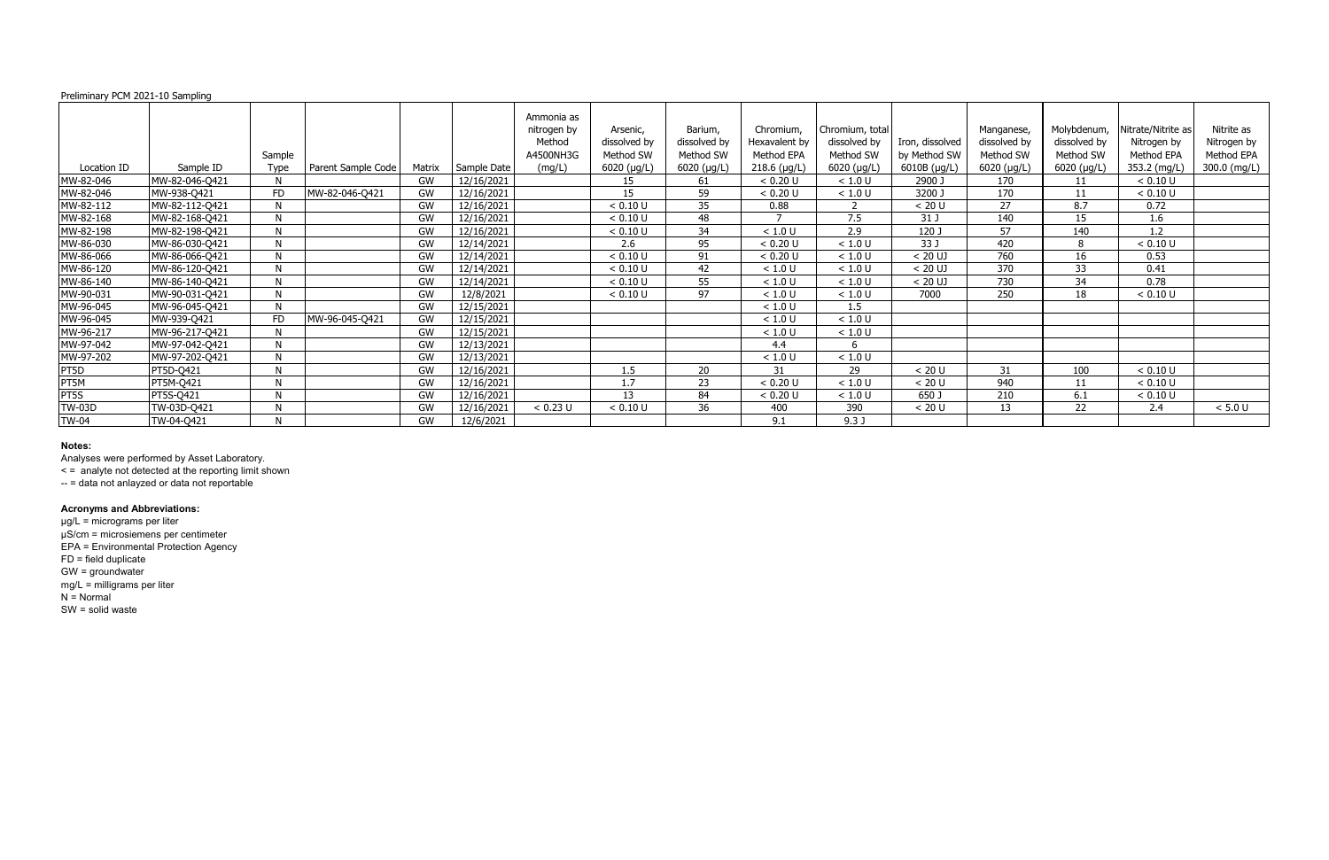Preliminary PCM 2021-10 Sampling

| Location ID | Sample ID | Sample Type | Parent Sample Code | Matrix | Sample Date | Ammonia as nitrogen by Method A4500NH3G (mg/L) | Arsenic, dissolved by Method SW 6020 (µg/L) | Barium, dissolved by Method SW 6020 (µg/L) | Chromium, Hexavalent by Method EPA 218.6 (µg/L) | Chromium, total dissolved by Method SW 6020 (µg/L) | Iron, dissolved by Method SW 6010B (µg/L) | Manganese, dissolved by Method SW 6020 (µg/L) | Molybdenum, dissolved by Method SW 6020 (µg/L) | Nitrate/Nitrite as Nitrogen by Method EPA 353.2 (mg/L) | Nitrite as Nitrogen by Method EPA 300.0 (mg/L) |
|---|---|---|---|---|---|---|---|---|---|---|---|---|---|---|---|
| MW-82-046 | MW-82-046-Q421 | N | | GW | 12/16/2021 | | 15 | 61 | < 0.20 U | < 1.0 U | 2900 J | 170 | 11 | < 0.10 U | |
| MW-82-046 | MW-938-Q421 | FD | MW-82-046-Q421 | GW | 12/16/2021 | | 15 | 59 | < 0.20 U | < 1.0 U | 3200 J | 170 | 11 | < 0.10 U | |
| MW-82-112 | MW-82-112-Q421 | N | | GW | 12/16/2021 | | < 0.10 U | 35 | 0.88 | 2 | < 20 U | 27 | 8.7 | 0.72 | |
| MW-82-168 | MW-82-168-Q421 | N | | GW | 12/16/2021 | | < 0.10 U | 48 | 7 | 7.5 | 31 J | 140 | 15 | 1.6 | |
| MW-82-198 | MW-82-198-Q421 | N | | GW | 12/16/2021 | | < 0.10 U | 34 | < 1.0 U | 2.9 | 120 J | 57 | 140 | 1.2 | |
| MW-86-030 | MW-86-030-Q421 | N | | GW | 12/14/2021 | | 2.6 | 95 | < 0.20 U | < 1.0 U | 33 J | 420 | 8 | < 0.10 U | |
| MW-86-066 | MW-86-066-Q421 | N | | GW | 12/14/2021 | | < 0.10 U | 91 | < 0.20 U | < 1.0 U | < 20 UJ | 760 | 16 | 0.53 | |
| MW-86-120 | MW-86-120-Q421 | N | | GW | 12/14/2021 | | < 0.10 U | 42 | < 1.0 U | < 1.0 U | < 20 UJ | 370 | 33 | 0.41 | |
| MW-86-140 | MW-86-140-Q421 | N | | GW | 12/14/2021 | | < 0.10 U | 55 | < 1.0 U | < 1.0 U | < 20 UJ | 730 | 34 | 0.78 | |
| MW-90-031 | MW-90-031-Q421 | N | | GW | 12/8/2021 | | < 0.10 U | 97 | < 1.0 U | < 1.0 U | 7000 | 250 | 18 | < 0.10 U | |
| MW-96-045 | MW-96-045-Q421 | N | | GW | 12/15/2021 | | | | < 1.0 U | 1.5 | | | | | |
| MW-96-045 | MW-939-Q421 | FD | MW-96-045-Q421 | GW | 12/15/2021 | | | | < 1.0 U | < 1.0 U | | | | | |
| MW-96-217 | MW-96-217-Q421 | N | | GW | 12/15/2021 | | | | < 1.0 U | < 1.0 U | | | | | |
| MW-97-042 | MW-97-042-Q421 | N | | GW | 12/13/2021 | | | | 4.4 | 6 | | | | | |
| MW-97-202 | MW-97-202-Q421 | N | | GW | 12/13/2021 | | | | < 1.0 U | < 1.0 U | | | | | |
| PT5D | PT5D-Q421 | N | | GW | 12/16/2021 | | 1.5 | 20 | 31 | 29 | < 20 U | 31 | 100 | < 0.10 U | |
| PT5M | PT5M-Q421 | N | | GW | 12/16/2021 | | 1.7 | 23 | < 0.20 U | < 1.0 U | < 20 U | 940 | 11 | < 0.10 U | |
| PT5S | PT5S-Q421 | N | | GW | 12/16/2021 | | 13 | 84 | < 0.20 U | < 1.0 U | 650 J | 210 | 6.1 | < 0.10 U | |
| TW-03D | TW-03D-Q421 | N | | GW | 12/16/2021 | < 0.23 U | < 0.10 U | 36 | 400 | 390 | < 20 U | 13 | 22 | 2.4 | < 5.0 U |
| TW-04 | TW-04-Q421 | N | | GW | 12/6/2021 | | | | 9.1 | 9.3 J | | | | | |

**Notes:**

Analyses were performed by Asset Laboratory.

< = analyte not detected at the reporting limit shown

-- = data not anlayzed or data not reportable

**Acronyms and Abbreviations:**

µg/L = micrograms per liter

µS/cm = microsiemens per centimeter

EPA = Environmental Protection Agency

FD = field duplicate

GW = groundwater

mg/L = milligrams per liter

N = Normal

SW = solid waste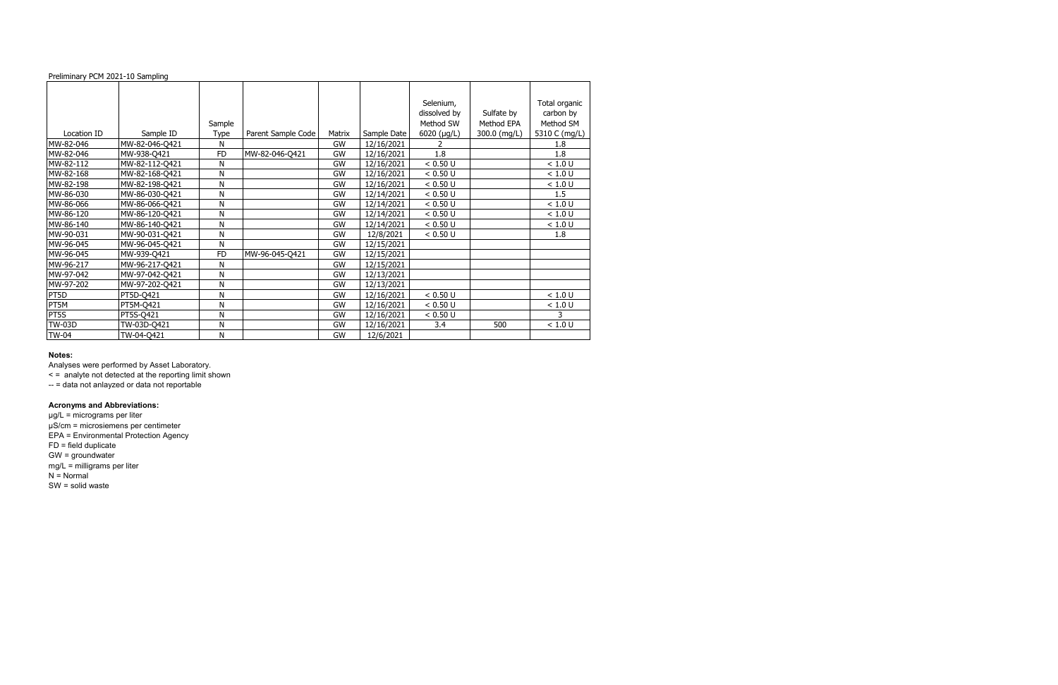Preliminary PCM 2021-10 Sampling

| Location ID | Sample ID | Sample Type | Parent Sample Code | Matrix | Sample Date | Selenium, dissolved by Method SW 6020 (µg/L) | Sulfate by Method EPA 300.0 (mg/L) | Total organic carbon by Method SM 5310 C (mg/L) |
|---|---|---|---|---|---|---|---|---|
| MW-82-046 | MW-82-046-Q421 | N | | GW | 12/16/2021 | 2 | | 1.8 |
| MW-82-046 | MW-938-Q421 | FD | MW-82-046-Q421 | GW | 12/16/2021 | 1.8 | | 1.8 |
| MW-82-112 | MW-82-112-Q421 | N | | GW | 12/16/2021 | < 0.50 U | | < 1.0 U |
| MW-82-168 | MW-82-168-Q421 | N | | GW | 12/16/2021 | < 0.50 U | | < 1.0 U |
| MW-82-198 | MW-82-198-Q421 | N | | GW | 12/16/2021 | < 0.50 U | | < 1.0 U |
| MW-86-030 | MW-86-030-Q421 | N | | GW | 12/14/2021 | < 0.50 U | | 1.5 |
| MW-86-066 | MW-86-066-Q421 | N | | GW | 12/14/2021 | < 0.50 U | | < 1.0 U |
| MW-86-120 | MW-86-120-Q421 | N | | GW | 12/14/2021 | < 0.50 U | | < 1.0 U |
| MW-86-140 | MW-86-140-Q421 | N | | GW | 12/14/2021 | < 0.50 U | | < 1.0 U |
| MW-90-031 | MW-90-031-Q421 | N | | GW | 12/8/2021 | < 0.50 U | | 1.8 |
| MW-96-045 | MW-96-045-Q421 | N | | GW | 12/15/2021 | | | |
| MW-96-045 | MW-939-Q421 | FD | MW-96-045-Q421 | GW | 12/15/2021 | | | |
| MW-96-217 | MW-96-217-Q421 | N | | GW | 12/15/2021 | | | |
| MW-97-042 | MW-97-042-Q421 | N | | GW | 12/13/2021 | | | |
| MW-97-202 | MW-97-202-Q421 | N | | GW | 12/13/2021 | | | |
| PT5D | PT5D-Q421 | N | | GW | 12/16/2021 | < 0.50 U | | < 1.0 U |
| PT5M | PT5M-Q421 | N | | GW | 12/16/2021 | < 0.50 U | | < 1.0 U |
| PT5S | PT5S-Q421 | N | | GW | 12/16/2021 | < 0.50 U | | 3 |
| TW-03D | TW-03D-Q421 | N | | GW | 12/16/2021 | 3.4 | 500 | < 1.0 U |
| TW-04 | TW-04-Q421 | N | | GW | 12/6/2021 | | | |

**Notes:**

Analyses were performed by Asset Laboratory.

< = analyte not detected at the reporting limit shown

-- = data not anlayzed or data not reportable

**Acronyms and Abbreviations:**

µg/L = micrograms per liter

µS/cm = microsiemens per centimeter

EPA = Environmental Protection Agency

FD = field duplicate

GW = groundwater

mg/L = milligrams per liter

N = Normal

SW = solid waste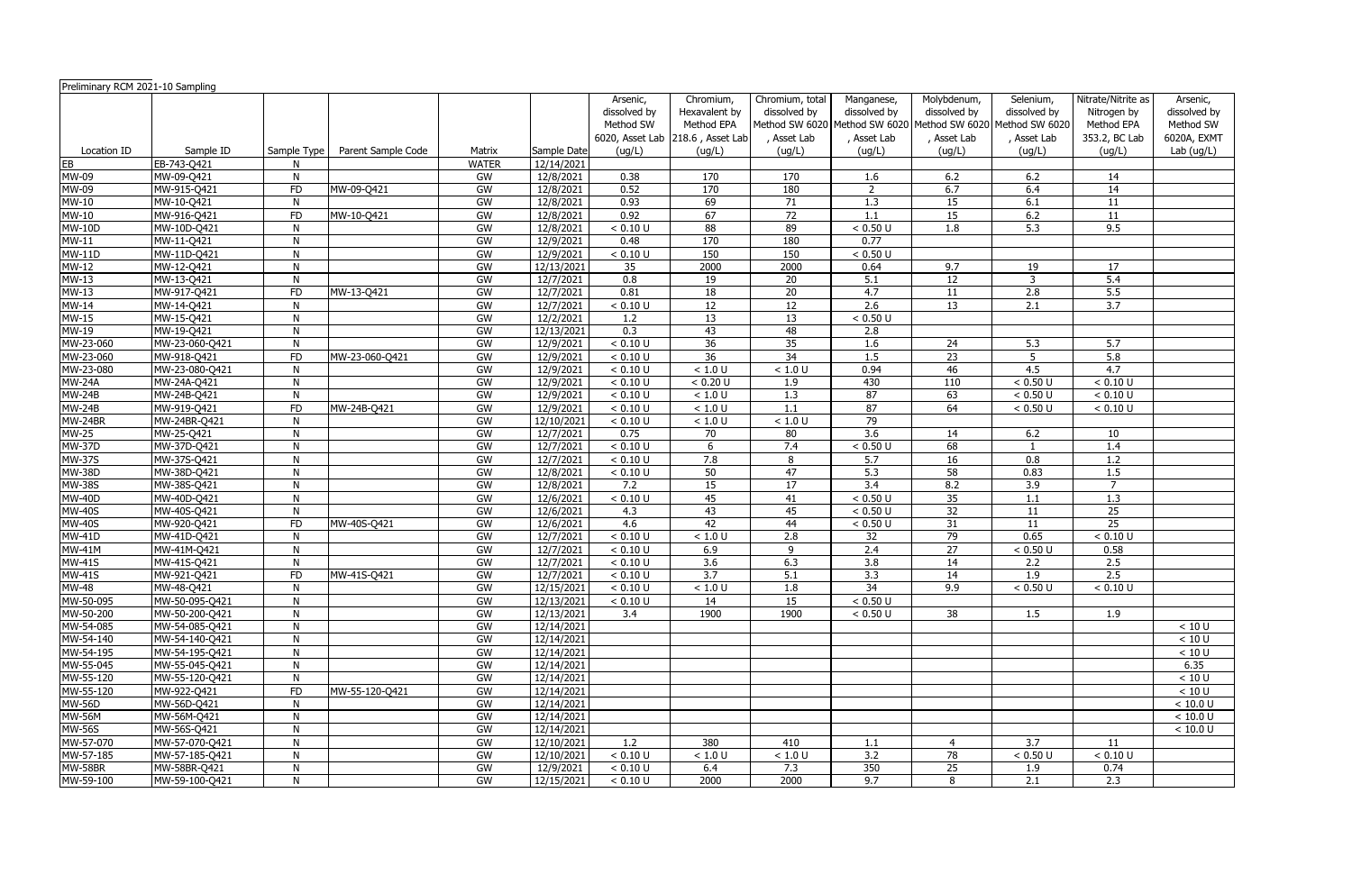Preliminary RCM 2021-10 Sampling

| Location ID | Sample ID | Sample Type | Parent Sample Code | Matrix | Sample Date | Arsenic, dissolved by Method SW 6020, Asset Lab (ug/L) | Chromium, Hexavalent by Method EPA 218.6 , Asset Lab (ug/L) | Chromium, total dissolved by Method SW 6020 , Asset Lab (ug/L) | Manganese, dissolved by Method SW 6020 , Asset Lab (ug/L) | Molybdenum, dissolved by Method SW 6020 , Asset Lab (ug/L) | Selenium, dissolved by Method SW 6020 , Asset Lab (ug/L) | Nitrate/Nitrite as Nitrogen by Method EPA 353.2, BC Lab (ug/L) | Arsenic, dissolved by Method SW 6020A, EXMT Lab (ug/L) |
|---|---|---|---|---|---|---|---|---|---|---|---|---|---|
| EB | EB-743-Q421 | N | | WATER | 12/14/2021 | | | | | | | | |
| MW-09 | MW-09-Q421 | N | | GW | 12/8/2021 | 0.38 | 170 | 170 | 1.6 | 6.2 | 6.2 | 14 | |
| MW-09 | MW-915-Q421 | FD | MW-09-Q421 | GW | 12/8/2021 | 0.52 | 170 | 180 | 2 | 6.7 | 6.4 | 14 | |
| MW-10 | MW-10-Q421 | N | | GW | 12/8/2021 | 0.93 | 69 | 71 | 1.3 | 15 | 6.1 | 11 | |
| MW-10 | MW-916-Q421 | FD | MW-10-Q421 | GW | 12/8/2021 | 0.92 | 67 | 72 | 1.1 | 15 | 6.2 | 11 | |
| MW-10D | MW-10D-Q421 | N | | GW | 12/8/2021 | < 0.10 U | 88 | 89 | < 0.50 U | 1.8 | 5.3 | 9.5 | |
| MW-11 | MW-11-Q421 | N | | GW | 12/9/2021 | 0.48 | 170 | 180 | 0.77 | | | | |
| MW-11D | MW-11D-Q421 | N | | GW | 12/9/2021 | < 0.10 U | 150 | 150 | < 0.50 U | | | | |
| MW-12 | MW-12-Q421 | N | | GW | 12/13/2021 | 35 | 2000 | 2000 | 0.64 | 9.7 | 19 | 17 | |
| MW-13 | MW-13-Q421 | N | | GW | 12/7/2021 | 0.8 | 19 | 20 | 5.1 | 12 | 3 | 5.4 | |
| MW-13 | MW-917-Q421 | FD | MW-13-Q421 | GW | 12/7/2021 | 0.81 | 18 | 20 | 4.7 | 11 | 2.8 | 5.5 | |
| MW-14 | MW-14-Q421 | N | | GW | 12/7/2021 | < 0.10 U | 12 | 12 | 2.6 | 13 | 2.1 | 3.7 | |
| MW-15 | MW-15-Q421 | N | | GW | 12/2/2021 | 1.2 | 13 | 13 | < 0.50 U | | | | |
| MW-19 | MW-19-Q421 | N | | GW | 12/13/2021 | 0.3 | 43 | 48 | 2.8 | | | | |
| MW-23-060 | MW-23-060-Q421 | N | | GW | 12/9/2021 | < 0.10 U | 36 | 35 | 1.6 | 24 | 5.3 | 5.7 | |
| MW-23-060 | MW-918-Q421 | FD | MW-23-060-Q421 | GW | 12/9/2021 | < 0.10 U | 36 | 34 | 1.5 | 23 | 5 | 5.8 | |
| MW-23-080 | MW-23-080-Q421 | N | | GW | 12/9/2021 | < 0.10 U | < 1.0 U | < 1.0 U | 0.94 | 46 | 4.5 | 4.7 | |
| MW-24A | MW-24A-Q421 | N | | GW | 12/9/2021 | < 0.10 U | < 0.20 U | 1.9 | 430 | 110 | < 0.50 U | < 0.10 U | |
| MW-24B | MW-24B-Q421 | N | | GW | 12/9/2021 | < 0.10 U | < 1.0 U | 1.3 | 87 | 63 | < 0.50 U | < 0.10 U | |
| MW-24B | MW-919-Q421 | FD | MW-24B-Q421 | GW | 12/9/2021 | < 0.10 U | < 1.0 U | 1.1 | 87 | 64 | < 0.50 U | < 0.10 U | |
| MW-24BR | MW-24BR-Q421 | N | | GW | 12/10/2021 | < 0.10 U | < 1.0 U | < 1.0 U | 79 | | | | |
| MW-25 | MW-25-Q421 | N | | GW | 12/7/2021 | 0.75 | 70 | 80 | 3.6 | 14 | 6.2 | 10 | |
| MW-37D | MW-37D-Q421 | N | | GW | 12/7/2021 | < 0.10 U | 6 | 7.4 | < 0.50 U | 68 | 1 | 1.4 | |
| MW-37S | MW-37S-Q421 | N | | GW | 12/7/2021 | < 0.10 U | 7.8 | 8 | 5.7 | 16 | 0.8 | 1.2 | |
| MW-38D | MW-38D-Q421 | N | | GW | 12/8/2021 | < 0.10 U | 50 | 47 | 5.3 | 58 | 0.83 | 1.5 | |
| MW-38S | MW-38S-Q421 | N | | GW | 12/8/2021 | 7.2 | 15 | 17 | 3.4 | 8.2 | 3.9 | 7 | |
| MW-40D | MW-40D-Q421 | N | | GW | 12/6/2021 | < 0.10 U | 45 | 41 | < 0.50 U | 35 | 1.1 | 1.3 | |
| MW-40S | MW-40S-Q421 | N | | GW | 12/6/2021 | 4.3 | 43 | 45 | < 0.50 U | 32 | 11 | 25 | |
| MW-40S | MW-920-Q421 | FD | MW-40S-Q421 | GW | 12/6/2021 | 4.6 | 42 | 44 | < 0.50 U | 31 | 11 | 25 | |
| MW-41D | MW-41D-Q421 | N | | GW | 12/7/2021 | < 0.10 U | < 1.0 U | 2.8 | 32 | 79 | 0.65 | < 0.10 U | |
| MW-41M | MW-41M-Q421 | N | | GW | 12/7/2021 | < 0.10 U | 6.9 | 9 | 2.4 | 27 | < 0.50 U | 0.58 | |
| MW-41S | MW-41S-Q421 | N | | GW | 12/7/2021 | < 0.10 U | 3.6 | 6.3 | 3.8 | 14 | 2.2 | 2.5 | |
| MW-41S | MW-921-Q421 | FD | MW-41S-Q421 | GW | 12/7/2021 | < 0.10 U | 3.7 | 5.1 | 3.3 | 14 | 1.9 | 2.5 | |
| MW-48 | MW-48-Q421 | N | | GW | 12/15/2021 | < 0.10 U | < 1.0 U | 1.8 | 34 | 9.9 | < 0.50 U | < 0.10 U | |
| MW-50-095 | MW-50-095-Q421 | N | | GW | 12/13/2021 | < 0.10 U | 14 | 15 | < 0.50 U | | | | |
| MW-50-200 | MW-50-200-Q421 | N | | GW | 12/13/2021 | 3.4 | 1900 | 1900 | < 0.50 U | 38 | 1.5 | 1.9 | |
| MW-54-085 | MW-54-085-Q421 | N | | GW | 12/14/2021 | | | | | | | | < 10 U |
| MW-54-140 | MW-54-140-Q421 | N | | GW | 12/14/2021 | | | | | | | | < 10 U |
| MW-54-195 | MW-54-195-Q421 | N | | GW | 12/14/2021 | | | | | | | | < 10 U |
| MW-55-045 | MW-55-045-Q421 | N | | GW | 12/14/2021 | | | | | | | | 6.35 |
| MW-55-120 | MW-55-120-Q421 | N | | GW | 12/14/2021 | | | | | | | | < 10 U |
| MW-55-120 | MW-922-Q421 | FD | MW-55-120-Q421 | GW | 12/14/2021 | | | | | | | | < 10 U |
| MW-56D | MW-56D-Q421 | N | | GW | 12/14/2021 | | | | | | | | < 10.0 U |
| MW-56M | MW-56M-Q421 | N | | GW | 12/14/2021 | | | | | | | | < 10.0 U |
| MW-56S | MW-56S-Q421 | N | | GW | 12/14/2021 | | | | | | | | < 10.0 U |
| MW-57-070 | MW-57-070-Q421 | N | | GW | 12/10/2021 | 1.2 | 380 | 410 | 1.1 | 4 | 3.7 | 11 | |
| MW-57-185 | MW-57-185-Q421 | N | | GW | 12/10/2021 | < 0.10 U | < 1.0 U | < 1.0 U | 3.2 | 78 | < 0.50 U | < 0.10 U | |
| MW-58BR | MW-58BR-Q421 | N | | GW | 12/9/2021 | < 0.10 U | 6.4 | 7.3 | 350 | 25 | 1.9 | 0.74 | |
| MW-59-100 | MW-59-100-Q421 | N | | GW | 12/15/2021 | < 0.10 U | 2000 | 2000 | 9.7 | 8 | 2.1 | 2.3 | |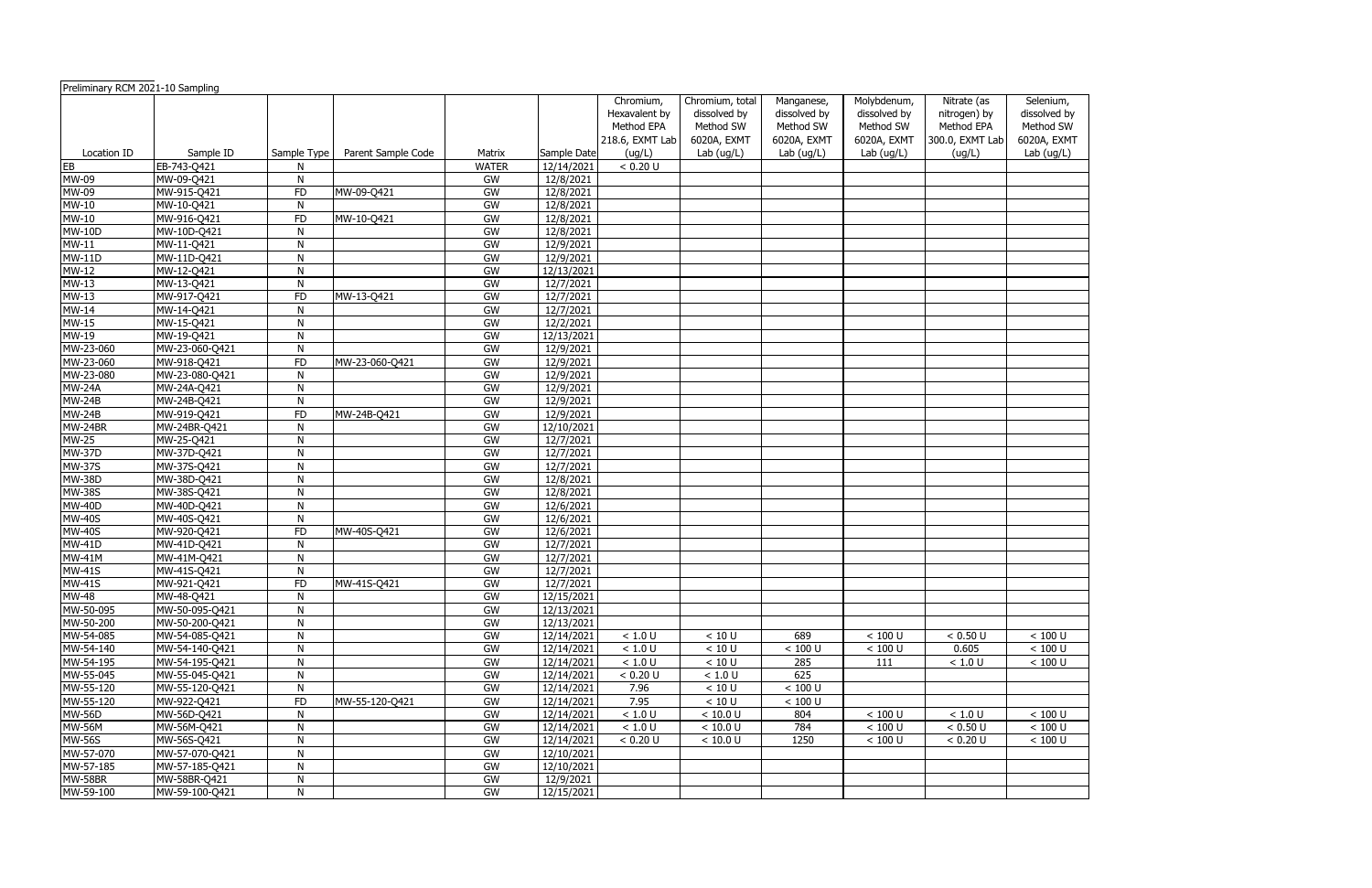Preliminary RCM 2021-10 Sampling

| Location ID | Sample ID | Sample Type | Parent Sample Code | Matrix | Sample Date | Chromium, Hexavalent by Method EPA 218.6, EXMT Lab (ug/L) | Chromium, total dissolved by Method SW 6020A, EXMT Lab (ug/L) | Manganese, dissolved by Method SW 6020A, EXMT Lab (ug/L) | Molybdenum, dissolved by Method SW 6020A, EXMT Lab (ug/L) | Nitrate (as nitrogen) by Method EPA 300.0, EXMT Lab (ug/L) | Selenium, dissolved by Method SW 6020A, EXMT Lab (ug/L) |
|---|---|---|---|---|---|---|---|---|---|---|---|
| EB | EB-743-Q421 | N | | WATER | 12/14/2021 | < 0.20 U | | | | | |
| MW-09 | MW-09-Q421 | N | | GW | 12/8/2021 | | | | | | |
| MW-09 | MW-915-Q421 | FD | MW-09-Q421 | GW | 12/8/2021 | | | | | | |
| MW-10 | MW-10-Q421 | N | | GW | 12/8/2021 | | | | | | |
| MW-10 | MW-916-Q421 | FD | MW-10-Q421 | GW | 12/8/2021 | | | | | | |
| MW-10D | MW-10D-Q421 | N | | GW | 12/8/2021 | | | | | | |
| MW-11 | MW-11-Q421 | N | | GW | 12/9/2021 | | | | | | |
| MW-11D | MW-11D-Q421 | N | | GW | 12/9/2021 | | | | | | |
| MW-12 | MW-12-Q421 | N | | GW | 12/13/2021 | | | | | | |
| MW-13 | MW-13-Q421 | N | | GW | 12/7/2021 | | | | | | |
| MW-13 | MW-917-Q421 | FD | MW-13-Q421 | GW | 12/7/2021 | | | | | | |
| MW-14 | MW-14-Q421 | N | | GW | 12/7/2021 | | | | | | |
| MW-15 | MW-15-Q421 | N | | GW | 12/2/2021 | | | | | | |
| MW-19 | MW-19-Q421 | N | | GW | 12/13/2021 | | | | | | |
| MW-23-060 | MW-23-060-Q421 | N | | GW | 12/9/2021 | | | | | | |
| MW-23-060 | MW-918-Q421 | FD | MW-23-060-Q421 | GW | 12/9/2021 | | | | | | |
| MW-23-080 | MW-23-080-Q421 | N | | GW | 12/9/2021 | | | | | | |
| MW-24A | MW-24A-Q421 | N | | GW | 12/9/2021 | | | | | | |
| MW-24B | MW-24B-Q421 | N | | GW | 12/9/2021 | | | | | | |
| MW-24B | MW-919-Q421 | FD | MW-24B-Q421 | GW | 12/9/2021 | | | | | | |
| MW-24BR | MW-24BR-Q421 | N | | GW | 12/10/2021 | | | | | | |
| MW-25 | MW-25-Q421 | N | | GW | 12/7/2021 | | | | | | |
| MW-37D | MW-37D-Q421 | N | | GW | 12/7/2021 | | | | | | |
| MW-37S | MW-37S-Q421 | N | | GW | 12/7/2021 | | | | | | |
| MW-38D | MW-38D-Q421 | N | | GW | 12/8/2021 | | | | | | |
| MW-38S | MW-38S-Q421 | N | | GW | 12/8/2021 | | | | | | |
| MW-40D | MW-40D-Q421 | N | | GW | 12/6/2021 | | | | | | |
| MW-40S | MW-40S-Q421 | N | | GW | 12/6/2021 | | | | | | |
| MW-40S | MW-920-Q421 | FD | MW-40S-Q421 | GW | 12/6/2021 | | | | | | |
| MW-41D | MW-41D-Q421 | N | | GW | 12/7/2021 | | | | | | |
| MW-41M | MW-41M-Q421 | N | | GW | 12/7/2021 | | | | | | |
| MW-41S | MW-41S-Q421 | N | | GW | 12/7/2021 | | | | | | |
| MW-41S | MW-921-Q421 | FD | MW-41S-Q421 | GW | 12/7/2021 | | | | | | |
| MW-48 | MW-48-Q421 | N | | GW | 12/15/2021 | | | | | | |
| MW-50-095 | MW-50-095-Q421 | N | | GW | 12/13/2021 | | | | | | |
| MW-50-200 | MW-50-200-Q421 | N | | GW | 12/13/2021 | | | | | | |
| MW-54-085 | MW-54-085-Q421 | N | | GW | 12/14/2021 | < 1.0 U | < 10 U | 689 | < 100 U | < 0.50 U | < 100 U |
| MW-54-140 | MW-54-140-Q421 | N | | GW | 12/14/2021 | < 1.0 U | < 10 U | < 100 U | < 100 U | 0.605 | < 100 U |
| MW-54-195 | MW-54-195-Q421 | N | | GW | 12/14/2021 | < 1.0 U | < 10 U | 285 | 111 | < 1.0 U | < 100 U |
| MW-55-045 | MW-55-045-Q421 | N | | GW | 12/14/2021 | < 0.20 U | < 1.0 U | 625 | | | |
| MW-55-120 | MW-55-120-Q421 | N | | GW | 12/14/2021 | 7.96 | < 10 U | < 100 U | | | |
| MW-55-120 | MW-922-Q421 | FD | MW-55-120-Q421 | GW | 12/14/2021 | 7.95 | < 10 U | < 100 U | | | |
| MW-56D | MW-56D-Q421 | N | | GW | 12/14/2021 | < 1.0 U | < 10.0 U | 804 | < 100 U | < 1.0 U | < 100 U |
| MW-56M | MW-56M-Q421 | N | | GW | 12/14/2021 | < 1.0 U | < 10.0 U | 784 | < 100 U | < 0.50 U | < 100 U |
| MW-56S | MW-56S-Q421 | N | | GW | 12/14/2021 | < 0.20 U | < 10.0 U | 1250 | < 100 U | < 0.20 U | < 100 U |
| MW-57-070 | MW-57-070-Q421 | N | | GW | 12/10/2021 | | | | | | |
| MW-57-185 | MW-57-185-Q421 | N | | GW | 12/10/2021 | | | | | | |
| MW-58BR | MW-58BR-Q421 | N | | GW | 12/9/2021 | | | | | | |
| MW-59-100 | MW-59-100-Q421 | N | | GW | 12/15/2021 | | | | | | |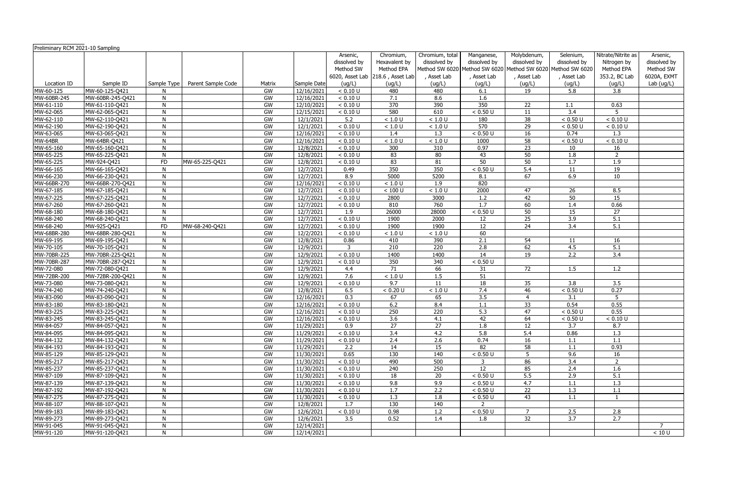Preliminary RCM 2021-10 Sampling

| Location ID | Sample ID | Sample Type | Parent Sample Code | Matrix | Sample Date | Arsenic, dissolved by Method SW 6020, Asset Lab (ug/L) | Chromium, Hexavalent by Method EPA 218.6 , Asset Lab (ug/L) | Chromium, total dissolved by Method SW 6020 , Asset Lab (ug/L) | Manganese, dissolved by Method SW 6020 , Asset Lab (ug/L) | Molybdenum, dissolved by Method SW 6020 , Asset Lab (ug/L) | Selenium, dissolved by Method SW 6020 , Asset Lab (ug/L) | Nitrate/Nitrite as Nitrogen by Method EPA 353.2, BC Lab (ug/L) | Arsenic, dissolved by Method SW 6020A, EXMT Lab (ug/L) |
|---|---|---|---|---|---|---|---|---|---|---|---|---|---|
| MW-60-125 | MW-60-125-Q421 | N | | GW | 12/16/2021 | < 0.10 U | 480 | 480 | 6.1 | 19 | 5.8 | 3.8 | |
| MW-60BR-245 | MW-60BR-245-Q421 | N | | GW | 12/16/2021 | < 0.10 U | 7.1 | 8.6 | 1.6 | | | | |
| MW-61-110 | MW-61-110-Q421 | N | | GW | 12/10/2021 | < 0.10 U | 370 | 390 | 350 | 22 | 1.1 | 0.63 | |
| MW-62-065 | MW-62-065-Q421 | N | | GW | 12/15/2021 | < 0.10 U | 580 | 610 | < 0.50 U | 11 | 3.4 | 5 | |
| MW-62-110 | MW-62-110-Q421 | N | | GW | 12/1/2021 | 5.2 | < 1.0 U | < 1.0 U | 180 | 38 | < 0.50 U | < 0.10 U | |
| MW-62-190 | MW-62-190-Q421 | N | | GW | 12/1/2021 | < 0.10 U | < 1.0 U | < 1.0 U | 570 | 29 | < 0.50 U | < 0.10 U | |
| MW-63-065 | MW-63-065-Q421 | N | | GW | 12/16/2021 | < 0.10 U | 1.4 | 1.3 | < 0.50 U | 16 | 0.74 | 1.3 | |
| MW-64BR | MW-64BR-Q421 | N | | GW | 12/16/2021 | < 0.10 U | < 1.0 U | < 1.0 U | 1000 | 58 | < 0.50 U | < 0.10 U | |
| MW-65-160 | MW-65-160-Q421 | N | | GW | 12/8/2021 | < 0.10 U | 300 | 310 | 0.97 | 23 | 10 | 16 | |
| MW-65-225 | MW-65-225-Q421 | N | | GW | 12/8/2021 | < 0.10 U | 83 | 80 | 43 | 50 | 1.8 | 2 | |
| MW-65-225 | MW-924-Q421 | FD | MW-65-225-Q421 | GW | 12/8/2021 | < 0.10 U | 83 | 81 | 50 | 50 | 1.7 | 1.9 | |
| MW-66-165 | MW-66-165-Q421 | N | | GW | 12/7/2021 | 0.49 | 350 | 350 | < 0.50 U | 5.4 | 11 | 19 | |
| MW-66-230 | MW-66-230-Q421 | N | | GW | 12/7/2021 | 8.9 | 5000 | 5200 | 8.1 | 67 | 6.9 | 10 | |
| MW-66BR-270 | MW-66BR-270-Q421 | N | | GW | 12/16/2021 | < 0.10 U | < 1.0 U | 1.9 | 820 | | | | |
| MW-67-185 | MW-67-185-Q421 | N | | GW | 12/7/2021 | < 0.10 U | < 100 U | < 1.0 U | 2000 | 47 | 26 | 8.5 | |
| MW-67-225 | MW-67-225-Q421 | N | | GW | 12/7/2021 | < 0.10 U | 2800 | 3000 | 1.2 | 42 | 50 | 15 | |
| MW-67-260 | MW-67-260-Q421 | N | | GW | 12/7/2021 | < 0.10 U | 810 | 760 | 1.7 | 60 | 1.4 | 0.66 | |
| MW-68-180 | MW-68-180-Q421 | N | | GW | 12/7/2021 | 1.9 | 26000 | 28000 | < 0.50 U | 50 | 15 | 27 | |
| MW-68-240 | MW-68-240-Q421 | N | | GW | 12/7/2021 | < 0.10 U | 1900 | 2000 | 12 | 25 | 3.9 | 5.1 | |
| MW-68-240 | MW-925-Q421 | FD | MW-68-240-Q421 | GW | 12/7/2021 | < 0.10 U | 1900 | 1900 | 12 | 24 | 3.4 | 5.1 | |
| MW-68BR-280 | MW-68BR-280-Q421 | N | | GW | 12/2/2021 | < 0.10 U | < 1.0 U | < 1.0 U | 60 | | | | |
| MW-69-195 | MW-69-195-Q421 | N | | GW | 12/8/2021 | 0.86 | 410 | 390 | 2.1 | 54 | 11 | 16 | |
| MW-70-105 | MW-70-105-Q421 | N | | GW | 12/9/2021 | 3 | 210 | 220 | 2.8 | 62 | 4.5 | 5.1 | |
| MW-70BR-225 | MW-70BR-225-Q421 | N | | GW | 12/9/2021 | < 0.10 U | 1400 | 1400 | 14 | 19 | 2.2 | 3.4 | |
| MW-70BR-287 | MW-70BR-287-Q421 | N | | GW | 12/9/2021 | < 0.10 U | 350 | 340 | < 0.50 U | | | | |
| MW-72-080 | MW-72-080-Q421 | N | | GW | 12/9/2021 | 4.4 | 71 | 66 | 31 | 72 | 1.5 | 1.2 | |
| MW-72BR-200 | MW-72BR-200-Q421 | N | | GW | 12/9/2021 | 7.6 | < 1.0 U | 1.5 | 51 | | | | |
| MW-73-080 | MW-73-080-Q421 | N | | GW | 12/9/2021 | < 0.10 U | 9.7 | 11 | 18 | 35 | 3.8 | 3.5 | |
| MW-74-240 | MW-74-240-Q421 | N | | GW | 12/8/2021 | 6.5 | < 0.20 U | < 1.0 U | 7.4 | 46 | < 0.50 U | 0.27 | |
| MW-83-090 | MW-83-090-Q421 | N | | GW | 12/16/2021 | 0.3 | 67 | 65 | 3.5 | 4 | 3.1 | 5 | |
| MW-83-180 | MW-83-180-Q421 | N | | GW | 12/16/2021 | < 0.10 U | 6.2 | 8.4 | 1.1 | 33 | 0.54 | 0.55 | |
| MW-83-225 | MW-83-225-Q421 | N | | GW | 12/16/2021 | < 0.10 U | 250 | 220 | 5.3 | 47 | < 0.50 U | 0.55 | |
| MW-83-245 | MW-83-245-Q421 | N | | GW | 12/16/2021 | < 0.10 U | 3.6 | 4.1 | 42 | 64 | < 0.50 U | < 0.10 U | |
| MW-84-057 | MW-84-057-Q421 | N | | GW | 11/29/2021 | 0.9 | 27 | 27 | 1.8 | 12 | 3.7 | 8.7 | |
| MW-84-095 | MW-84-095-Q421 | N | | GW | 11/29/2021 | < 0.10 U | 3.4 | 4.2 | 5.8 | 5.4 | 0.86 | 1.3 | |
| MW-84-132 | MW-84-132-Q421 | N | | GW | 11/29/2021 | < 0.10 U | 2.4 | 2.6 | 0.74 | 16 | 1.1 | 1.1 | |
| MW-84-193 | MW-84-193-Q421 | N | | GW | 11/29/2021 | 2.2 | 14 | 15 | 82 | 58 | 1.1 | 0.93 | |
| MW-85-129 | MW-85-129-Q421 | N | | GW | 11/30/2021 | 0.65 | 130 | 140 | < 0.50 U | 5 | 9.6 | 16 | |
| MW-85-217 | MW-85-217-Q421 | N | | GW | 11/30/2021 | < 0.10 U | 490 | 500 | 3 | 86 | 3.4 | 2 | |
| MW-85-237 | MW-85-237-Q421 | N | | GW | 11/30/2021 | < 0.10 U | 240 | 250 | 12 | 85 | 2.4 | 1.6 | |
| MW-87-109 | MW-87-109-Q421 | N | | GW | 11/30/2021 | < 0.10 U | 18 | 20 | < 0.50 U | 5.5 | 2.9 | 5.1 | |
| MW-87-139 | MW-87-139-Q421 | N | | GW | 11/30/2021 | < 0.10 U | 9.8 | 9.9 | < 0.50 U | 4.7 | 1.1 | 1.3 | |
| MW-87-192 | MW-87-192-Q421 | N | | GW | 11/30/2021 | < 0.10 U | 1.7 | 2.2 | < 0.50 U | 22 | 1.3 | 1.1 | |
| MW-87-275 | MW-87-275-Q421 | N | | GW | 11/30/2021 | < 0.10 U | 1.3 | 1.8 | < 0.50 U | 43 | 1.1 | 1 | |
| MW-88-107 | MW-88-107-Q421 | N | | GW | 12/8/2021 | 1.7 | 130 | 140 | 2 | | | | |
| MW-89-183 | MW-89-183-Q421 | N | | GW | 12/6/2021 | < 0.10 U | 0.98 | 1.2 | < 0.50 U | 7 | 2.5 | 2.8 | |
| MW-89-273 | MW-89-273-Q421 | N | | GW | 12/6/2021 | 3.5 | 0.52 | 1.4 | 1.8 | 32 | 3.7 | 2.7 | |
| MW-91-045 | MW-91-045-Q421 | N | | GW | 12/14/2021 | | | | | | | | 7 |
| MW-91-120 | MW-91-120-Q421 | N | | GW | 12/14/2021 | | | | | | | | < 10 U |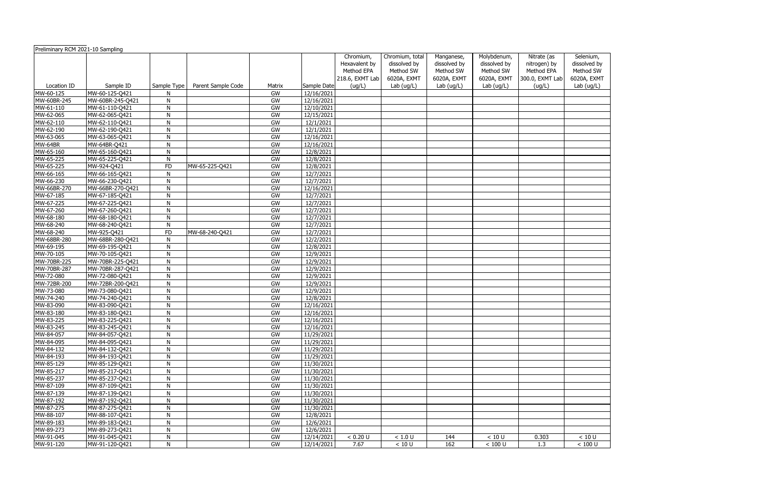Preliminary RCM 2021-10 Sampling

| Location ID | Sample ID | Sample Type | Parent Sample Code | Matrix | Sample Date | Chromium, Hexavalent by Method EPA 218.6, EXMT Lab (ug/L) | Chromium, total dissolved by Method SW 6020A, EXMT Lab (ug/L) | Manganese, dissolved by Method SW 6020A, EXMT Lab (ug/L) | Molybdenum, dissolved by Method SW 6020A, EXMT Lab (ug/L) | Nitrate (as nitrogen) by Method EPA 300.0, EXMT Lab (ug/L) | Selenium, dissolved by Method SW 6020A, EXMT Lab (ug/L) |
|---|---|---|---|---|---|---|---|---|---|---|---|
| MW-60-125 | MW-60-125-Q421 | N | | GW | 12/16/2021 | | | | | | |
| MW-60BR-245 | MW-60BR-245-Q421 | N | | GW | 12/16/2021 | | | | | | |
| MW-61-110 | MW-61-110-Q421 | N | | GW | 12/10/2021 | | | | | | |
| MW-62-065 | MW-62-065-Q421 | N | | GW | 12/15/2021 | | | | | | |
| MW-62-110 | MW-62-110-Q421 | N | | GW | 12/1/2021 | | | | | | |
| MW-62-190 | MW-62-190-Q421 | N | | GW | 12/1/2021 | | | | | | |
| MW-63-065 | MW-63-065-Q421 | N | | GW | 12/16/2021 | | | | | | |
| MW-64BR | MW-64BR-Q421 | N | | GW | 12/16/2021 | | | | | | |
| MW-65-160 | MW-65-160-Q421 | N | | GW | 12/8/2021 | | | | | | |
| MW-65-225 | MW-65-225-Q421 | N | | GW | 12/8/2021 | | | | | | |
| MW-65-225 | MW-924-Q421 | FD | MW-65-225-Q421 | GW | 12/8/2021 | | | | | | |
| MW-66-165 | MW-66-165-Q421 | N | | GW | 12/7/2021 | | | | | | |
| MW-66-230 | MW-66-230-Q421 | N | | GW | 12/7/2021 | | | | | | |
| MW-66BR-270 | MW-66BR-270-Q421 | N | | GW | 12/16/2021 | | | | | | |
| MW-67-185 | MW-67-185-Q421 | N | | GW | 12/7/2021 | | | | | | |
| MW-67-225 | MW-67-225-Q421 | N | | GW | 12/7/2021 | | | | | | |
| MW-67-260 | MW-67-260-Q421 | N | | GW | 12/7/2021 | | | | | | |
| MW-68-180 | MW-68-180-Q421 | N | | GW | 12/7/2021 | | | | | | |
| MW-68-240 | MW-68-240-Q421 | N | | GW | 12/7/2021 | | | | | | |
| MW-68-240 | MW-925-Q421 | FD | MW-68-240-Q421 | GW | 12/7/2021 | | | | | | |
| MW-68BR-280 | MW-68BR-280-Q421 | N | | GW | 12/2/2021 | | | | | | |
| MW-69-195 | MW-69-195-Q421 | N | | GW | 12/8/2021 | | | | | | |
| MW-70-105 | MW-70-105-Q421 | N | | GW | 12/9/2021 | | | | | | |
| MW-70BR-225 | MW-70BR-225-Q421 | N | | GW | 12/9/2021 | | | | | | |
| MW-70BR-287 | MW-70BR-287-Q421 | N | | GW | 12/9/2021 | | | | | | |
| MW-72-080 | MW-72-080-Q421 | N | | GW | 12/9/2021 | | | | | | |
| MW-72BR-200 | MW-72BR-200-Q421 | N | | GW | 12/9/2021 | | | | | | |
| MW-73-080 | MW-73-080-Q421 | N | | GW | 12/9/2021 | | | | | | |
| MW-74-240 | MW-74-240-Q421 | N | | GW | 12/8/2021 | | | | | | |
| MW-83-090 | MW-83-090-Q421 | N | | GW | 12/16/2021 | | | | | | |
| MW-83-180 | MW-83-180-Q421 | N | | GW | 12/16/2021 | | | | | | |
| MW-83-225 | MW-83-225-Q421 | N | | GW | 12/16/2021 | | | | | | |
| MW-83-245 | MW-83-245-Q421 | N | | GW | 12/16/2021 | | | | | | |
| MW-84-057 | MW-84-057-Q421 | N | | GW | 11/29/2021 | | | | | | |
| MW-84-095 | MW-84-095-Q421 | N | | GW | 11/29/2021 | | | | | | |
| MW-84-132 | MW-84-132-Q421 | N | | GW | 11/29/2021 | | | | | | |
| MW-84-193 | MW-84-193-Q421 | N | | GW | 11/29/2021 | | | | | | |
| MW-85-129 | MW-85-129-Q421 | N | | GW | 11/30/2021 | | | | | | |
| MW-85-217 | MW-85-217-Q421 | N | | GW | 11/30/2021 | | | | | | |
| MW-85-237 | MW-85-237-Q421 | N | | GW | 11/30/2021 | | | | | | |
| MW-87-109 | MW-87-109-Q421 | N | | GW | 11/30/2021 | | | | | | |
| MW-87-139 | MW-87-139-Q421 | N | | GW | 11/30/2021 | | | | | | |
| MW-87-192 | MW-87-192-Q421 | N | | GW | 11/30/2021 | | | | | | |
| MW-87-275 | MW-87-275-Q421 | N | | GW | 11/30/2021 | | | | | | |
| MW-88-107 | MW-88-107-Q421 | N | | GW | 12/8/2021 | | | | | | |
| MW-89-183 | MW-89-183-Q421 | N | | GW | 12/6/2021 | | | | | | |
| MW-89-273 | MW-89-273-Q421 | N | | GW | 12/6/2021 | | | | | | |
| MW-91-045 | MW-91-045-Q421 | N | | GW | 12/14/2021 | < 0.20 U | < 1.0 U | 144 | < 10 U | 0.303 | < 10 U |
| MW-91-120 | MW-91-120-Q421 | N | | GW | 12/14/2021 | 7.67 | < 10 U | 162 | < 100 U | 1.3 | < 100 U |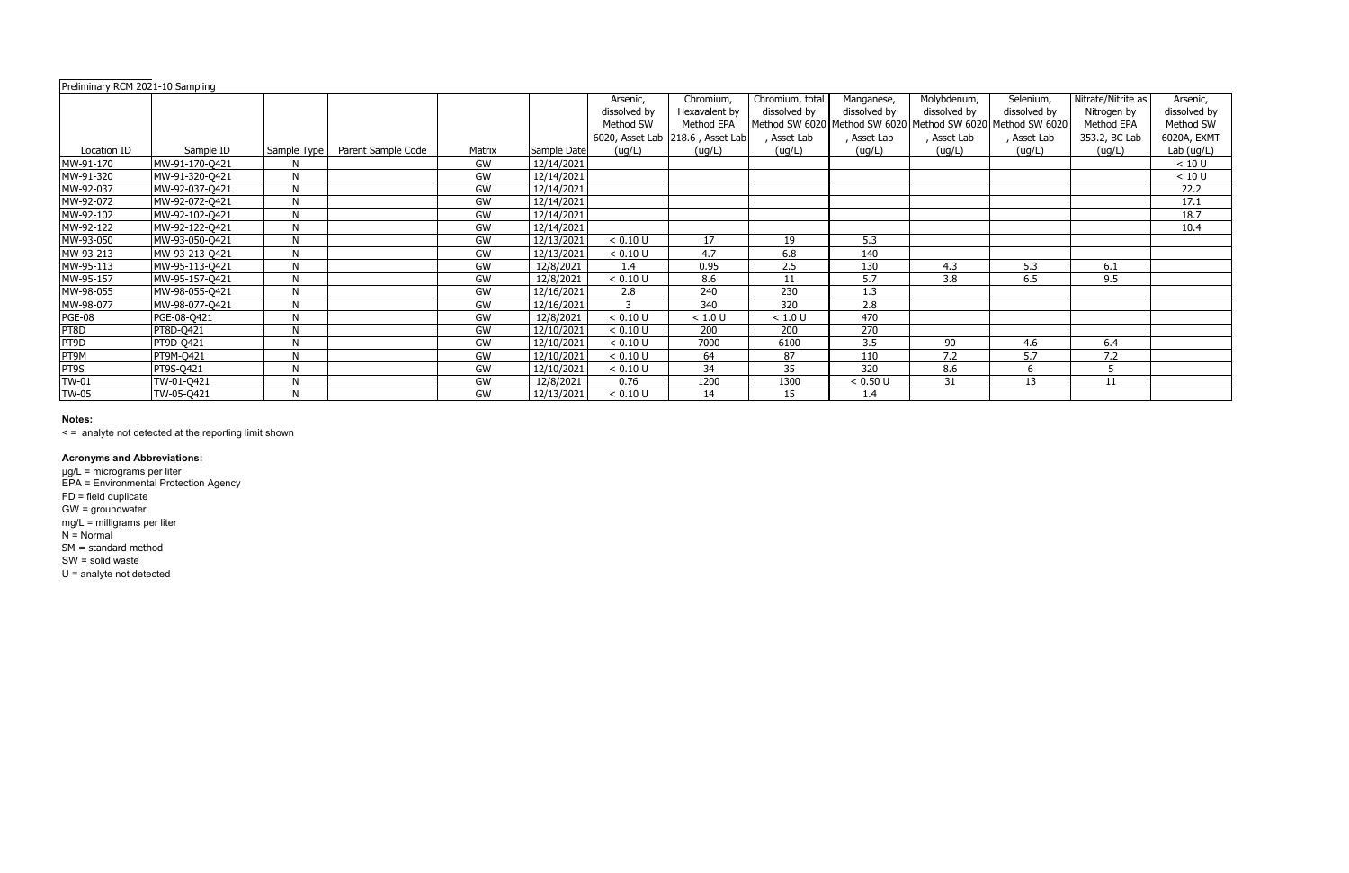Preliminary RCM 2021-10 Sampling

| Location ID | Sample ID | Sample Type | Parent Sample Code | Matrix | Sample Date | Arsenic, dissolved by Method SW 6020, Asset Lab (ug/L) | Chromium, Hexavalent by Method EPA 218.6 , Asset Lab (ug/L) | Chromium, total dissolved by Method SW 6020 , Asset Lab (ug/L) | Manganese, dissolved by Method SW 6020 , Asset Lab (ug/L) | Molybdenum, dissolved by Method SW 6020 , Asset Lab (ug/L) | Selenium, dissolved by Method SW 6020 , Asset Lab (ug/L) | Nitrate/Nitrite as Nitrogen by Method EPA 353.2, BC Lab (ug/L) | Arsenic, dissolved by Method SW 6020A, EXMT Lab (ug/L) |
|---|---|---|---|---|---|---|---|---|---|---|---|---|---|
| MW-91-170 | MW-91-170-Q421 | N | | GW | 12/14/2021 | | | | | | | | < 10 U |
| MW-91-320 | MW-91-320-Q421 | N | | GW | 12/14/2021 | | | | | | | | < 10 U |
| MW-92-037 | MW-92-037-Q421 | N | | GW | 12/14/2021 | | | | | | | | 22.2 |
| MW-92-072 | MW-92-072-Q421 | N | | GW | 12/14/2021 | | | | | | | | 17.1 |
| MW-92-102 | MW-92-102-Q421 | N | | GW | 12/14/2021 | | | | | | | | 18.7 |
| MW-92-122 | MW-92-122-Q421 | N | | GW | 12/14/2021 | | | | | | | | 10.4 |
| MW-93-050 | MW-93-050-Q421 | N | | GW | 12/13/2021 | < 0.10 U | 17 | 19 | 5.3 | | | | |
| MW-93-213 | MW-93-213-Q421 | N | | GW | 12/13/2021 | < 0.10 U | 4.7 | 6.8 | 140 | | | | |
| MW-95-113 | MW-95-113-Q421 | N | | GW | 12/8/2021 | 1.4 | 0.95 | 2.5 | 130 | 4.3 | 5.3 | 6.1 | |
| MW-95-157 | MW-95-157-Q421 | N | | GW | 12/8/2021 | < 0.10 U | 8.6 | 11 | 5.7 | 3.8 | 6.5 | 9.5 | |
| MW-98-055 | MW-98-055-Q421 | N | | GW | 12/16/2021 | 2.8 | 240 | 230 | 1.3 | | | | |
| MW-98-077 | MW-98-077-Q421 | N | | GW | 12/16/2021 | 3 | 340 | 320 | 2.8 | | | | |
| PGE-08 | PGE-08-Q421 | N | | GW | 12/8/2021 | < 0.10 U | < 1.0 U | < 1.0 U | 470 | | | | |
| PT8D | PT8D-Q421 | N | | GW | 12/10/2021 | < 0.10 U | 200 | 200 | 270 | | | | |
| PT9D | PT9D-Q421 | N | | GW | 12/10/2021 | < 0.10 U | 7000 | 6100 | 3.5 | 90 | 4.6 | 6.4 | |
| PT9M | PT9M-Q421 | N | | GW | 12/10/2021 | < 0.10 U | 64 | 87 | 110 | 7.2 | 5.7 | 7.2 | |
| PT9S | PT9S-Q421 | N | | GW | 12/10/2021 | < 0.10 U | 34 | 35 | 320 | 8.6 | 6 | 5 | |
| TW-01 | TW-01-Q421 | N | | GW | 12/8/2021 | 0.76 | 1200 | 1300 | < 0.50 U | 31 | 13 | 11 | |
| TW-05 | TW-05-Q421 | N | | GW | 12/13/2021 | < 0.10 U | 14 | 15 | 1.4 | | | | |

**Notes:**

< = analyte not detected at the reporting limit shown

**Acronyms and Abbreviations:**

µg/L = micrograms per liter
EPA = Environmental Protection Agency
FD = field duplicate
GW = groundwater
mg/L = milligrams per liter
N = Normal
SM = standard method
SW = solid waste
U = analyte not detected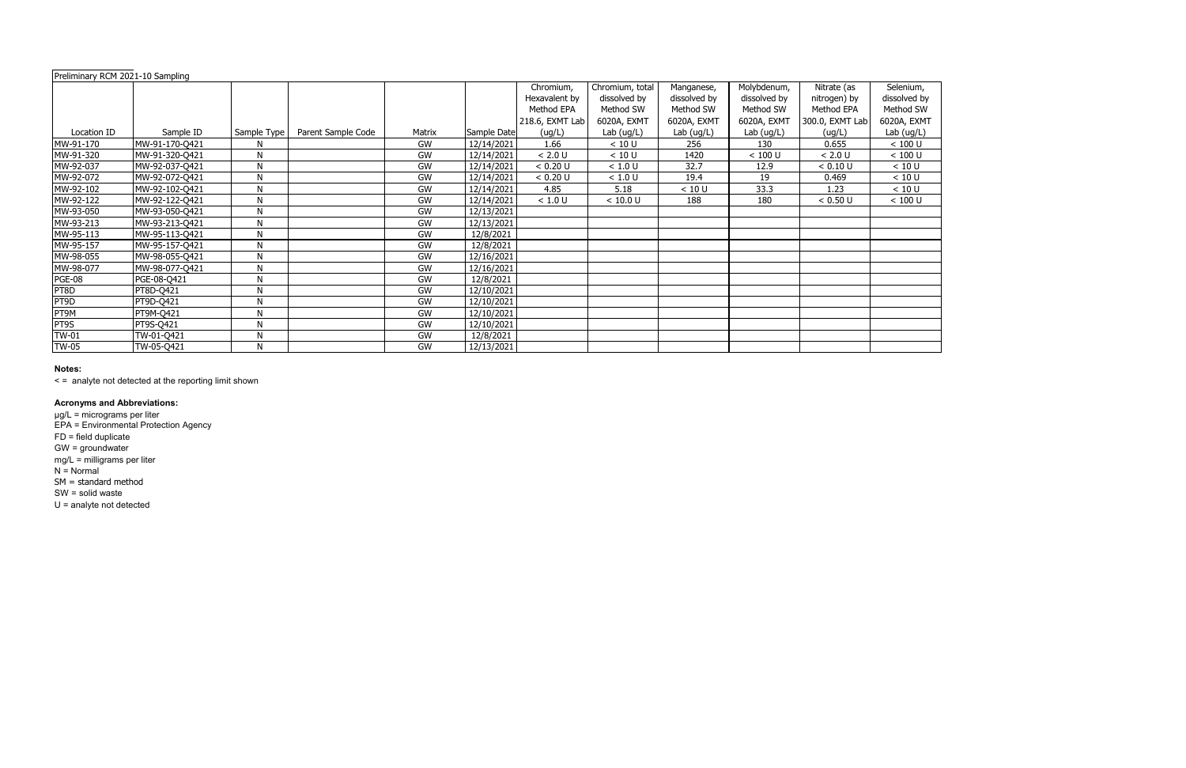Preliminary RCM 2021-10 Sampling

| Location ID | Sample ID | Sample Type | Parent Sample Code | Matrix | Sample Date | Chromium, Hexavalent by Method EPA 218.6, EXMT Lab (ug/L) | Chromium, total dissolved by Method SW 6020A, EXMT Lab (ug/L) | Manganese, dissolved by Method SW 6020A, EXMT Lab (ug/L) | Molybdenum, dissolved by Method SW 6020A, EXMT Lab (ug/L) | Nitrate (as nitrogen) by Method EPA 300.0, EXMT Lab (ug/L) | Selenium, dissolved by Method SW 6020A, EXMT Lab (ug/L) |
|---|---|---|---|---|---|---|---|---|---|---|---|
| MW-91-170 | MW-91-170-Q421 | N | | GW | 12/14/2021 | 1.66 | < 10 U | 256 | 130 | 0.655 | < 100 U |
| MW-91-320 | MW-91-320-Q421 | N | | GW | 12/14/2021 | < 2.0 U | < 10 U | 1420 | < 100 U | < 2.0 U | < 100 U |
| MW-92-037 | MW-92-037-Q421 | N | | GW | 12/14/2021 | < 0.20 U | < 1.0 U | 32.7 | 12.9 | < 0.10 U | < 10 U |
| MW-92-072 | MW-92-072-Q421 | N | | GW | 12/14/2021 | < 0.20 U | < 1.0 U | 19.4 | 19 | 0.469 | < 10 U |
| MW-92-102 | MW-92-102-Q421 | N | | GW | 12/14/2021 | 4.85 | 5.18 | < 10 U | 33.3 | 1.23 | < 10 U |
| MW-92-122 | MW-92-122-Q421 | N | | GW | 12/14/2021 | < 1.0 U | < 10.0 U | 188 | 180 | < 0.50 U | < 100 U |
| MW-93-050 | MW-93-050-Q421 | N | | GW | 12/13/2021 | | | | | | |
| MW-93-213 | MW-93-213-Q421 | N | | GW | 12/13/2021 | | | | | | |
| MW-95-113 | MW-95-113-Q421 | N | | GW | 12/8/2021 | | | | | | |
| MW-95-157 | MW-95-157-Q421 | N | | GW | 12/8/2021 | | | | | | |
| MW-98-055 | MW-98-055-Q421 | N | | GW | 12/16/2021 | | | | | | |
| MW-98-077 | MW-98-077-Q421 | N | | GW | 12/16/2021 | | | | | | |
| PGE-08 | PGE-08-Q421 | N | | GW | 12/8/2021 | | | | | | |
| PT8D | PT8D-Q421 | N | | GW | 12/10/2021 | | | | | | |
| PT9D | PT9D-Q421 | N | | GW | 12/10/2021 | | | | | | |
| PT9M | PT9M-Q421 | N | | GW | 12/10/2021 | | | | | | |
| PT9S | PT9S-Q421 | N | | GW | 12/10/2021 | | | | | | |
| TW-01 | TW-01-Q421 | N | | GW | 12/8/2021 | | | | | | |
| TW-05 | TW-05-Q421 | N | | GW | 12/13/2021 | | | | | | |

**Notes:**

< = analyte not detected at the reporting limit shown

**Acronyms and Abbreviations:**

µg/L = micrograms per liter
EPA = Environmental Protection Agency
FD = field duplicate
GW = groundwater
mg/L = milligrams per liter
N = Normal
SM = standard method
SW = solid waste
U = analyte not detected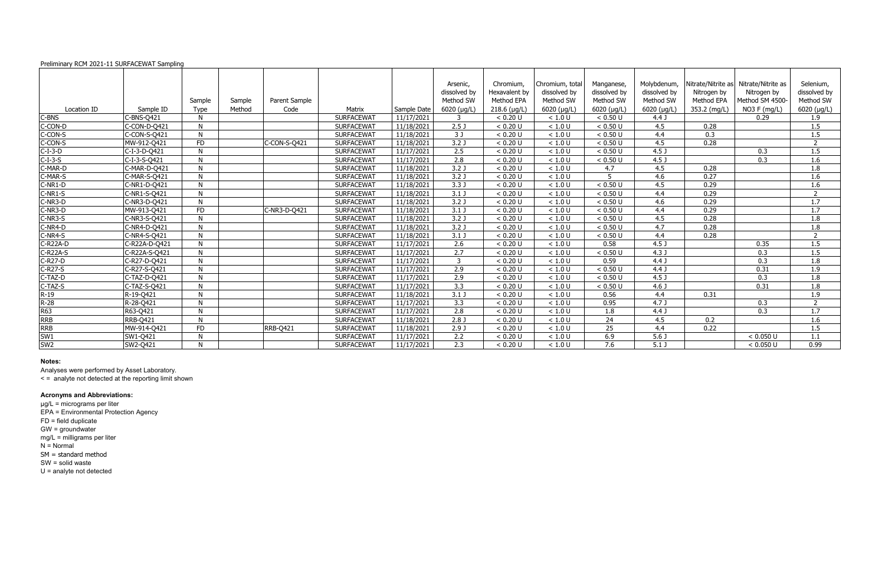Preliminary RCM 2021-11 SURFACEWAT Sampling

| Location ID | Sample ID | Sample Type | Sample Method | Parent Sample Code | Matrix | Sample Date | Arsenic, dissolved by Method SW 6020 (µg/L) | Chromium, Hexavalent by Method EPA 218.6 (µg/L) | Chromium, total dissolved by Method SW 6020 (µg/L) | Manganese, dissolved by Method SW 6020 (µg/L) | Molybdenum, dissolved by Method SW 6020 (µg/L) | Nitrate/Nitrite as Nitrogen by Method EPA 353.2 (mg/L) | Nitrate/Nitrite as Nitrogen by Method SM 4500-NO3 F (mg/L) | Selenium, dissolved by Method SW 6020 (µg/L) |
|---|---|---|---|---|---|---|---|---|---|---|---|---|---|---|
| C-BNS | C-BNS-Q421 | N | | | SURFACEWAT | 11/17/2021 | 3 | < 0.20 U | < 1.0 U | < 0.50 U | 4.4 J | | 0.29 | 1.9 |
| C-CON-D | C-CON-D-Q421 | N | | | SURFACEWAT | 11/18/2021 | 2.5 J | < 0.20 U | < 1.0 U | < 0.50 U | 4.5 | 0.28 | | 1.5 |
| C-CON-S | C-CON-S-Q421 | N | | | SURFACEWAT | 11/18/2021 | 3 J | < 0.20 U | < 1.0 U | < 0.50 U | 4.4 | 0.3 | | 1.5 |
| C-CON-S | MW-912-Q421 | FD | | C-CON-S-Q421 | SURFACEWAT | 11/18/2021 | 3.2 J | < 0.20 U | < 1.0 U | < 0.50 U | 4.5 | 0.28 | | 2 |
| C-I-3-D | C-I-3-D-Q421 | N | | | SURFACEWAT | 11/17/2021 | 2.5 | < 0.20 U | < 1.0 U | < 0.50 U | 4.5 J | | 0.3 | 1.5 |
| C-I-3-S | C-I-3-S-Q421 | N | | | SURFACEWAT | 11/17/2021 | 2.8 | < 0.20 U | < 1.0 U | < 0.50 U | 4.5 J | | 0.3 | 1.6 |
| C-MAR-D | C-MAR-D-Q421 | N | | | SURFACEWAT | 11/18/2021 | 3.2 J | < 0.20 U | < 1.0 U | 4.7 | 4.5 | 0.28 | | 1.8 |
| C-MAR-S | C-MAR-S-Q421 | N | | | SURFACEWAT | 11/18/2021 | 3.2 J | < 0.20 U | < 1.0 U | 5 | 4.6 | 0.27 | | 1.6 |
| C-NR1-D | C-NR1-D-Q421 | N | | | SURFACEWAT | 11/18/2021 | 3.3 J | < 0.20 U | < 1.0 U | < 0.50 U | 4.5 | 0.29 | | 1.6 |
| C-NR1-S | C-NR1-S-Q421 | N | | | SURFACEWAT | 11/18/2021 | 3.1 J | < 0.20 U | < 1.0 U | < 0.50 U | 4.4 | 0.29 | | 2 |
| C-NR3-D | C-NR3-D-Q421 | N | | | SURFACEWAT | 11/18/2021 | 3.2 J | < 0.20 U | < 1.0 U | < 0.50 U | 4.6 | 0.29 | | 1.7 |
| C-NR3-D | MW-913-Q421 | FD | | C-NR3-D-Q421 | SURFACEWAT | 11/18/2021 | 3.1 J | < 0.20 U | < 1.0 U | < 0.50 U | 4.4 | 0.29 | | 1.7 |
| C-NR3-S | C-NR3-S-Q421 | N | | | SURFACEWAT | 11/18/2021 | 3.2 J | < 0.20 U | < 1.0 U | < 0.50 U | 4.5 | 0.28 | | 1.8 |
| C-NR4-D | C-NR4-D-Q421 | N | | | SURFACEWAT | 11/18/2021 | 3.2 J | < 0.20 U | < 1.0 U | < 0.50 U | 4.7 | 0.28 | | 1.8 |
| C-NR4-S | C-NR4-S-Q421 | N | | | SURFACEWAT | 11/18/2021 | 3.1 J | < 0.20 U | < 1.0 U | < 0.50 U | 4.4 | 0.28 | | 2 |
| C-R22A-D | C-R22A-D-Q421 | N | | | SURFACEWAT | 11/17/2021 | 2.6 | < 0.20 U | < 1.0 U | 0.58 | 4.5 J | | 0.35 | 1.5 |
| C-R22A-S | C-R22A-S-Q421 | N | | | SURFACEWAT | 11/17/2021 | 2.7 | < 0.20 U | < 1.0 U | < 0.50 U | 4.3 J | | 0.3 | 1.5 |
| C-R27-D | C-R27-D-Q421 | N | | | SURFACEWAT | 11/17/2021 | 3 | < 0.20 U | < 1.0 U | 0.59 | 4.4 J | | 0.3 | 1.8 |
| C-R27-S | C-R27-S-Q421 | N | | | SURFACEWAT | 11/17/2021 | 2.9 | < 0.20 U | < 1.0 U | < 0.50 U | 4.4 J | | 0.31 | 1.9 |
| C-TAZ-D | C-TAZ-D-Q421 | N | | | SURFACEWAT | 11/17/2021 | 2.9 | < 0.20 U | < 1.0 U | < 0.50 U | 4.5 J | | 0.3 | 1.8 |
| C-TAZ-S | C-TAZ-S-Q421 | N | | | SURFACEWAT | 11/17/2021 | 3.3 | < 0.20 U | < 1.0 U | < 0.50 U | 4.6 J | | 0.31 | 1.8 |
| R-19 | R-19-Q421 | N | | | SURFACEWAT | 11/18/2021 | 3.1 J | < 0.20 U | < 1.0 U | 0.56 | 4.4 | 0.31 | | 1.9 |
| R-28 | R-28-Q421 | N | | | SURFACEWAT | 11/17/2021 | 3.3 | < 0.20 U | < 1.0 U | 0.95 | 4.7 J | | 0.3 | 2 |
| R63 | R63-Q421 | N | | | SURFACEWAT | 11/17/2021 | 2.8 | < 0.20 U | < 1.0 U | 1.8 | 4.4 J | | 0.3 | 1.7 |
| RRB | RRB-Q421 | N | | | SURFACEWAT | 11/18/2021 | 2.8 J | < 0.20 U | < 1.0 U | 24 | 4.5 | 0.2 | | 1.6 |
| RRB | MW-914-Q421 | FD | | RRB-Q421 | SURFACEWAT | 11/18/2021 | 2.9 J | < 0.20 U | < 1.0 U | 25 | 4.4 | 0.22 | | 1.5 |
| SW1 | SW1-Q421 | N | | | SURFACEWAT | 11/17/2021 | 2.2 | < 0.20 U | < 1.0 U | 6.9 | 5.6 J | | < 0.050 U | 1.1 |
| SW2 | SW2-Q421 | N | | | SURFACEWAT | 11/17/2021 | 2.3 | < 0.20 U | < 1.0 U | 7.6 | 5.1 J | | < 0.050 U | 0.99 |

**Notes:**

Analyses were performed by Asset Laboratory.
< = analyte not detected at the reporting limit shown

**Acronyms and Abbreviations:**

µg/L = micrograms per liter
EPA = Environmental Protection Agency
FD = field duplicate
GW = groundwater
mg/L = milligrams per liter
N = Normal
SM = standard method
SW = solid waste
U = analyte not detected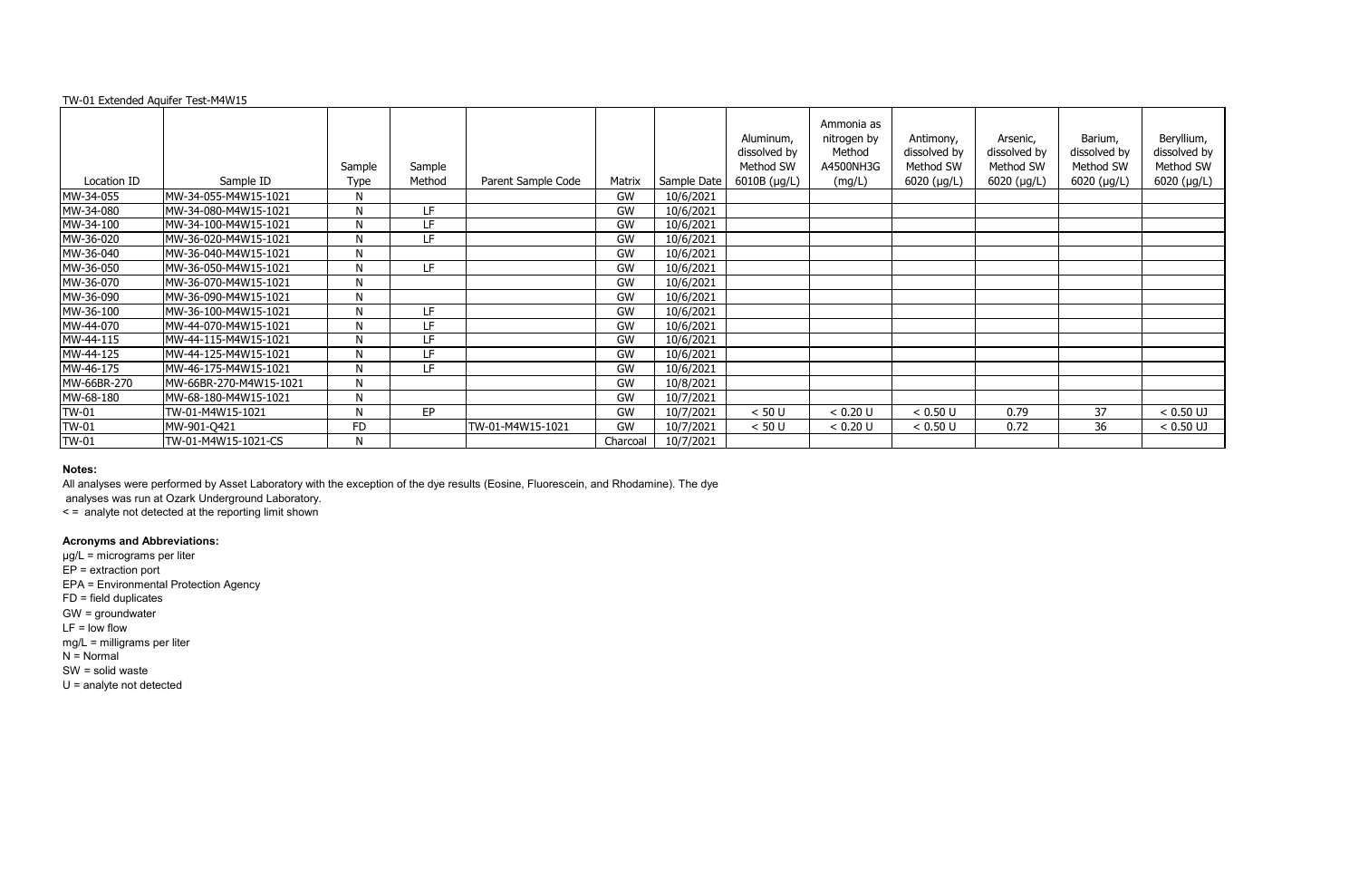TW-01 Extended Aquifer Test-M4W15

| Location ID | Sample ID | Sample Type | Sample Method | Parent Sample Code | Matrix | Sample Date | Aluminum, dissolved by Method SW 6010B (µg/L) | Ammonia as nitrogen by Method A4500NH3G (mg/L) | Antimony, dissolved by Method SW 6020 (µg/L) | Arsenic, dissolved by Method SW 6020 (µg/L) | Barium, dissolved by Method SW 6020 (µg/L) | Beryllium, dissolved by Method SW 6020 (µg/L) |
|---|---|---|---|---|---|---|---|---|---|---|---|---|
| MW-34-055 | MW-34-055-M4W15-1021 | N | | | GW | 10/6/2021 | | | | | | |
| MW-34-080 | MW-34-080-M4W15-1021 | N | LF | | GW | 10/6/2021 | | | | | | |
| MW-34-100 | MW-34-100-M4W15-1021 | N | LF | | GW | 10/6/2021 | | | | | | |
| MW-36-020 | MW-36-020-M4W15-1021 | N | LF | | GW | 10/6/2021 | | | | | | |
| MW-36-040 | MW-36-040-M4W15-1021 | N | | | GW | 10/6/2021 | | | | | | |
| MW-36-050 | MW-36-050-M4W15-1021 | N | LF | | GW | 10/6/2021 | | | | | | |
| MW-36-070 | MW-36-070-M4W15-1021 | N | | | GW | 10/6/2021 | | | | | | |
| MW-36-090 | MW-36-090-M4W15-1021 | N | | | GW | 10/6/2021 | | | | | | |
| MW-36-100 | MW-36-100-M4W15-1021 | N | LF | | GW | 10/6/2021 | | | | | | |
| MW-44-070 | MW-44-070-M4W15-1021 | N | LF | | GW | 10/6/2021 | | | | | | |
| MW-44-115 | MW-44-115-M4W15-1021 | N | LF | | GW | 10/6/2021 | | | | | | |
| MW-44-125 | MW-44-125-M4W15-1021 | N | LF | | GW | 10/6/2021 | | | | | | |
| MW-46-175 | MW-46-175-M4W15-1021 | N | LF | | GW | 10/6/2021 | | | | | | |
| MW-66BR-270 | MW-66BR-270-M4W15-1021 | N | | | GW | 10/8/2021 | | | | | | |
| MW-68-180 | MW-68-180-M4W15-1021 | N | | | GW | 10/7/2021 | | | | | | |
| TW-01 | TW-01-M4W15-1021 | N | EP | | GW | 10/7/2021 | < 50 U | < 0.20 U | < 0.50 U | 0.79 | 37 | < 0.50 UJ |
| TW-01 | MW-901-Q421 | FD | | TW-01-M4W15-1021 | GW | 10/7/2021 | < 50 U | < 0.20 U | < 0.50 U | 0.72 | 36 | < 0.50 UJ |
| TW-01 | TW-01-M4W15-1021-CS | N | | | Charcoal | 10/7/2021 | | | | | | |

**Notes:**

All analyses were performed by Asset Laboratory with the exception of the dye results (Eosine, Fluorescein, and Rhodamine). The dye analyses was run at Ozark Underground Laboratory.

< = analyte not detected at the reporting limit shown

**Acronyms and Abbreviations:**

µg/L = micrograms per liter
EP = extraction port
EPA = Environmental Protection Agency
FD = field duplicates
GW = groundwater
LF = low flow
mg/L = milligrams per liter
N = Normal
SW = solid waste
U = analyte not detected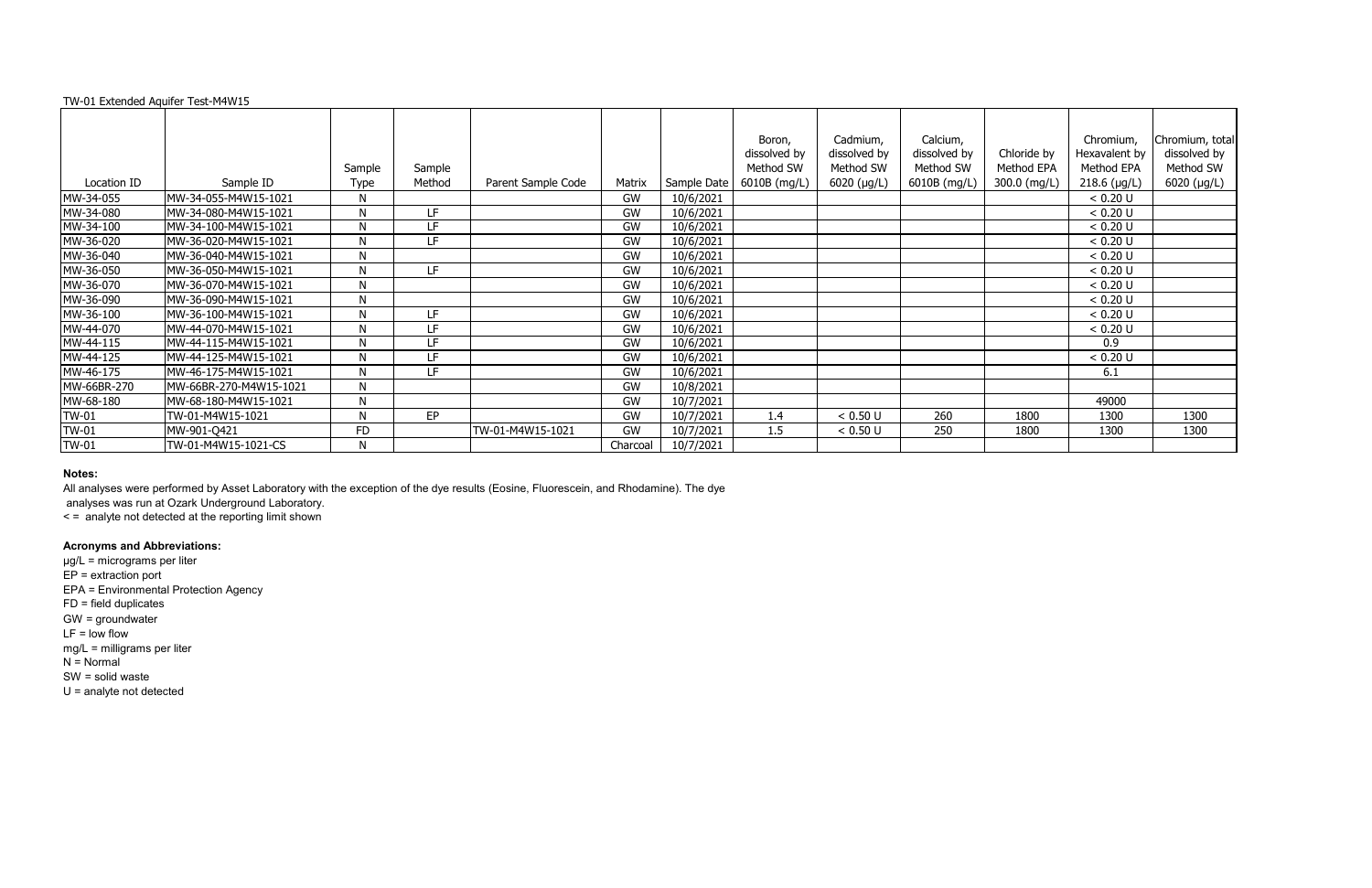TW-01 Extended Aquifer Test-M4W15

| Location ID | Sample ID | Sample Type | Sample Method | Parent Sample Code | Matrix | Sample Date | Boron, dissolved by Method SW 6010B (mg/L) | Cadmium, dissolved by Method SW 6020 (µg/L) | Calcium, dissolved by Method SW 6010B (mg/L) | Chloride by Method EPA 300.0 (mg/L) | Chromium, Hexavalent by Method EPA 218.6 (µg/L) | Chromium, total dissolved by Method SW 6020 (µg/L) |
|---|---|---|---|---|---|---|---|---|---|---|---|---|
| MW-34-055 | MW-34-055-M4W15-1021 | N | | | GW | 10/6/2021 | | | | | < 0.20 U | |
| MW-34-080 | MW-34-080-M4W15-1021 | N | LF | | GW | 10/6/2021 | | | | | < 0.20 U | |
| MW-34-100 | MW-34-100-M4W15-1021 | N | LF | | GW | 10/6/2021 | | | | | < 0.20 U | |
| MW-36-020 | MW-36-020-M4W15-1021 | N | LF | | GW | 10/6/2021 | | | | | < 0.20 U | |
| MW-36-040 | MW-36-040-M4W15-1021 | N | | | GW | 10/6/2021 | | | | | < 0.20 U | |
| MW-36-050 | MW-36-050-M4W15-1021 | N | LF | | GW | 10/6/2021 | | | | | < 0.20 U | |
| MW-36-070 | MW-36-070-M4W15-1021 | N | | | GW | 10/6/2021 | | | | | < 0.20 U | |
| MW-36-090 | MW-36-090-M4W15-1021 | N | | | GW | 10/6/2021 | | | | | < 0.20 U | |
| MW-36-100 | MW-36-100-M4W15-1021 | N | LF | | GW | 10/6/2021 | | | | | < 0.20 U | |
| MW-44-070 | MW-44-070-M4W15-1021 | N | LF | | GW | 10/6/2021 | | | | | < 0.20 U | |
| MW-44-115 | MW-44-115-M4W15-1021 | N | LF | | GW | 10/6/2021 | | | | | 0.9 | |
| MW-44-125 | MW-44-125-M4W15-1021 | N | LF | | GW | 10/6/2021 | | | | | < 0.20 U | |
| MW-46-175 | MW-46-175-M4W15-1021 | N | LF | | GW | 10/6/2021 | | | | | 6.1 | |
| MW-66BR-270 | MW-66BR-270-M4W15-1021 | N | | | GW | 10/8/2021 | | | | | | |
| MW-68-180 | MW-68-180-M4W15-1021 | N | | | GW | 10/7/2021 | | | | | 49000 | |
| TW-01 | TW-01-M4W15-1021 | N | EP | | GW | 10/7/2021 | 1.4 | < 0.50 U | 260 | 1800 | 1300 | 1300 |
| TW-01 | MW-901-Q421 | FD | | TW-01-M4W15-1021 | GW | 10/7/2021 | 1.5 | < 0.50 U | 250 | 1800 | 1300 | 1300 |
| TW-01 | TW-01-M4W15-1021-CS | N | | | Charcoal | 10/7/2021 | | | | | | |

**Notes:**

All analyses were performed by Asset Laboratory with the exception of the dye results (Eosine, Fluorescein, and Rhodamine). The dye analyses was run at Ozark Underground Laboratory.

< = analyte not detected at the reporting limit shown

**Acronyms and Abbreviations:**

µg/L = micrograms per liter
EP = extraction port
EPA = Environmental Protection Agency
FD = field duplicates
GW = groundwater
LF = low flow
mg/L = milligrams per liter
N = Normal
SW = solid waste
U = analyte not detected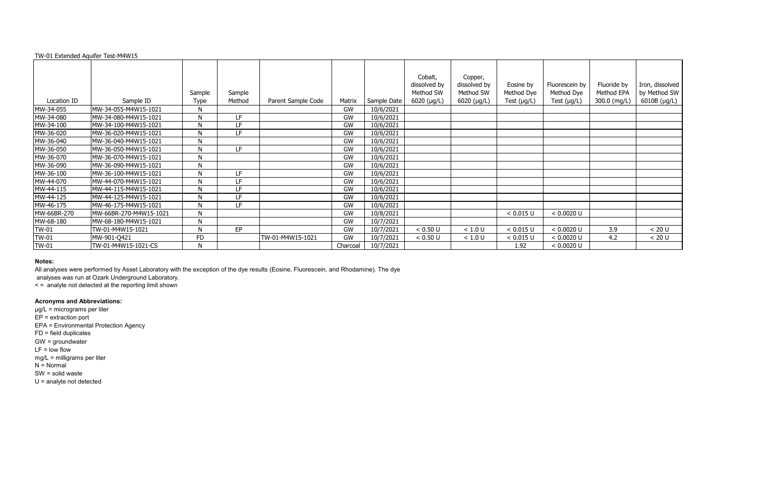TW-01 Extended Aquifer Test-M4W15

| Location ID | Sample ID | Sample Type | Sample Method | Parent Sample Code | Matrix | Sample Date | Cobalt, dissolved by Method SW 6020 (µg/L) | Copper, dissolved by Method SW 6020 (µg/L) | Eosine by Method Dye Test (µg/L) | Fluorescein by Method Dye Test (µg/L) | Fluoride by Method EPA 300.0 (mg/L) | Iron, dissolved by Method SW 6010B (µg/L) |
|---|---|---|---|---|---|---|---|---|---|---|---|---|
| MW-34-055 | MW-34-055-M4W15-1021 | N | | | GW | 10/6/2021 | | | | | | |
| MW-34-080 | MW-34-080-M4W15-1021 | N | LF | | GW | 10/6/2021 | | | | | | |
| MW-34-100 | MW-34-100-M4W15-1021 | N | LF | | GW | 10/6/2021 | | | | | | |
| MW-36-020 | MW-36-020-M4W15-1021 | N | LF | | GW | 10/6/2021 | | | | | | |
| MW-36-040 | MW-36-040-M4W15-1021 | N | | | GW | 10/6/2021 | | | | | | |
| MW-36-050 | MW-36-050-M4W15-1021 | N | LF | | GW | 10/6/2021 | | | | | | |
| MW-36-070 | MW-36-070-M4W15-1021 | N | | | GW | 10/6/2021 | | | | | | |
| MW-36-090 | MW-36-090-M4W15-1021 | N | | | GW | 10/6/2021 | | | | | | |
| MW-36-100 | MW-36-100-M4W15-1021 | N | LF | | GW | 10/6/2021 | | | | | | |
| MW-44-070 | MW-44-070-M4W15-1021 | N | LF | | GW | 10/6/2021 | | | | | | |
| MW-44-115 | MW-44-115-M4W15-1021 | N | LF | | GW | 10/6/2021 | | | | | | |
| MW-44-125 | MW-44-125-M4W15-1021 | N | LF | | GW | 10/6/2021 | | | | | | |
| MW-46-175 | MW-46-175-M4W15-1021 | N | LF | | GW | 10/6/2021 | | | | | | |
| MW-66BR-270 | MW-66BR-270-M4W15-1021 | N | | | GW | 10/8/2021 | | | < 0.015 U | < 0.0020 U | | |
| MW-68-180 | MW-68-180-M4W15-1021 | N | | | GW | 10/7/2021 | | | | | | |
| TW-01 | TW-01-M4W15-1021 | N | EP | | GW | 10/7/2021 | < 0.50 U | < 1.0 U | < 0.015 U | < 0.0020 U | 3.9 | < 20 U |
| TW-01 | MW-901-Q421 | FD | | TW-01-M4W15-1021 | GW | 10/7/2021 | < 0.50 U | < 1.0 U | < 0.015 U | < 0.0020 U | 4.2 | < 20 U |
| TW-01 | TW-01-M4W15-1021-CS | N | | | Charcoal | 10/7/2021 | | | 1.92 | < 0.0020 U | | |

**Notes:**

All analyses were performed by Asset Laboratory with the exception of the dye results (Eosine, Fluorescein, and Rhodamine). The dye analyses was run at Ozark Underground Laboratory.

< = analyte not detected at the reporting limit shown

**Acronyms and Abbreviations:**

µg/L = micrograms per liter
EP = extraction port
EPA = Environmental Protection Agency
FD = field duplicates
GW = groundwater
LF = low flow
mg/L = milligrams per liter
N = Normal
SW = solid waste
U = analyte not detected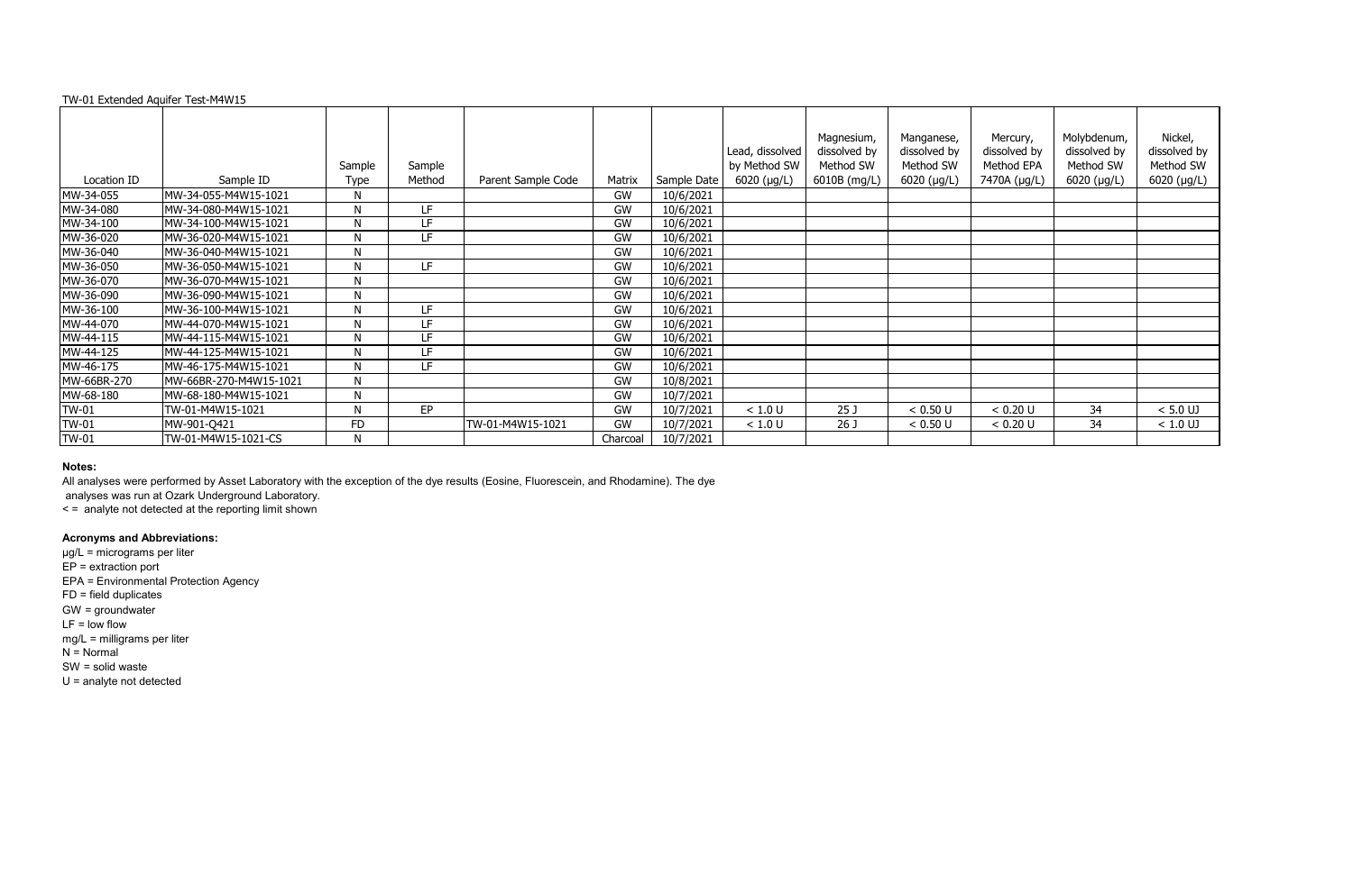TW-01 Extended Aquifer Test-M4W15

| Location ID | Sample ID | Sample Type | Sample Method | Parent Sample Code | Matrix | Sample Date | Lead, dissolved by Method SW 6020 (µg/L) | Magnesium, dissolved by Method SW 6010B (mg/L) | Manganese, dissolved by Method SW 6020 (µg/L) | Mercury, dissolved by Method EPA 7470A (µg/L) | Molybdenum, dissolved by Method SW 6020 (µg/L) | Nickel, dissolved by Method SW 6020 (µg/L) |
|---|---|---|---|---|---|---|---|---|---|---|---|---|
| MW-34-055 | MW-34-055-M4W15-1021 | N | | | GW | 10/6/2021 | | | | | | |
| MW-34-080 | MW-34-080-M4W15-1021 | N | LF | | GW | 10/6/2021 | | | | | | |
| MW-34-100 | MW-34-100-M4W15-1021 | N | LF | | GW | 10/6/2021 | | | | | | |
| MW-36-020 | MW-36-020-M4W15-1021 | N | LF | | GW | 10/6/2021 | | | | | | |
| MW-36-040 | MW-36-040-M4W15-1021 | N | | | GW | 10/6/2021 | | | | | | |
| MW-36-050 | MW-36-050-M4W15-1021 | N | LF | | GW | 10/6/2021 | | | | | | |
| MW-36-070 | MW-36-070-M4W15-1021 | N | | | GW | 10/6/2021 | | | | | | |
| MW-36-090 | MW-36-090-M4W15-1021 | N | | | GW | 10/6/2021 | | | | | | |
| MW-36-100 | MW-36-100-M4W15-1021 | N | LF | | GW | 10/6/2021 | | | | | | |
| MW-44-070 | MW-44-070-M4W15-1021 | N | LF | | GW | 10/6/2021 | | | | | | |
| MW-44-115 | MW-44-115-M4W15-1021 | N | LF | | GW | 10/6/2021 | | | | | | |
| MW-44-125 | MW-44-125-M4W15-1021 | N | LF | | GW | 10/6/2021 | | | | | | |
| MW-46-175 | MW-46-175-M4W15-1021 | N | LF | | GW | 10/6/2021 | | | | | | |
| MW-66BR-270 | MW-66BR-270-M4W15-1021 | N | | | GW | 10/8/2021 | | | | | | |
| MW-68-180 | MW-68-180-M4W15-1021 | N | | | GW | 10/7/2021 | | | | | | |
| TW-01 | TW-01-M4W15-1021 | N | EP | | GW | 10/7/2021 | < 1.0 U | 25 J | < 0.50 U | < 0.20 U | 34 | < 5.0 UJ |
| TW-01 | MW-901-Q421 | FD | | TW-01-M4W15-1021 | GW | 10/7/2021 | < 1.0 U | 26 J | < 0.50 U | < 0.20 U | 34 | < 1.0 UJ |
| TW-01 | TW-01-M4W15-1021-CS | N | | | Charcoal | 10/7/2021 | | | | | | |

**Notes:**

All analyses were performed by Asset Laboratory with the exception of the dye results (Eosine, Fluorescein, and Rhodamine). The dye analyses was run at Ozark Underground Laboratory.

< = analyte not detected at the reporting limit shown

**Acronyms and Abbreviations:**

µg/L = micrograms per liter
EP = extraction port
EPA = Environmental Protection Agency
FD = field duplicates
GW = groundwater
LF = low flow
mg/L = milligrams per liter
N = Normal
SW = solid waste
U = analyte not detected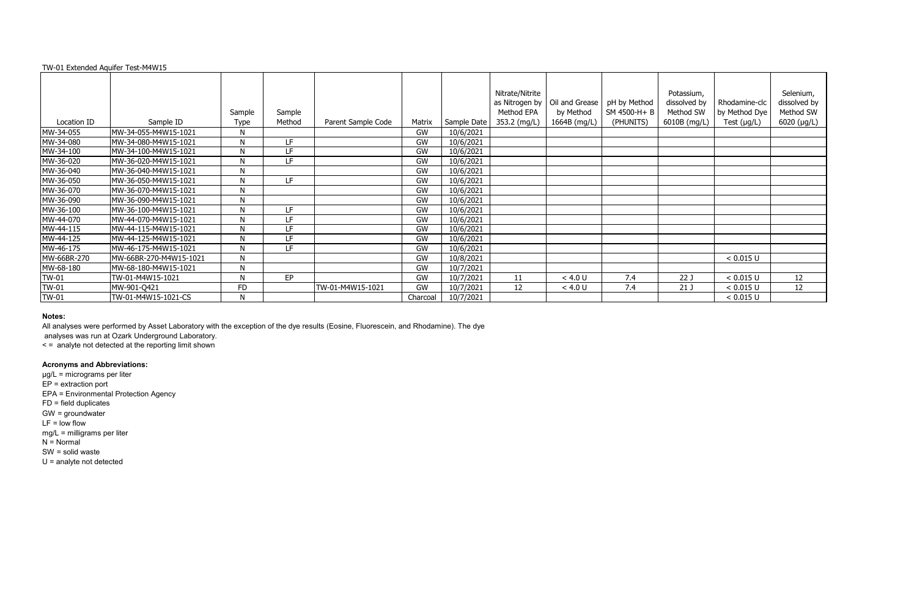TW-01 Extended Aquifer Test-M4W15

| Location ID | Sample ID | Sample Type | Sample Method | Parent Sample Code | Matrix | Sample Date | Nitrate/Nitrite as Nitrogen by Method EPA 353.2 (mg/L) | Oil and Grease by Method 1664B (mg/L) | pH by Method SM 4500-H+ B (PHUNITS) | Potassium, dissolved by Method SW 6010B (mg/L) | Rhodamine-clc by Method Dye Test (µg/L) | Selenium, dissolved by Method SW 6020 (µg/L) |
|---|---|---|---|---|---|---|---|---|---|---|---|---|
| MW-34-055 | MW-34-055-M4W15-1021 | N | | | GW | 10/6/2021 | | | | | | |
| MW-34-080 | MW-34-080-M4W15-1021 | N | LF | | GW | 10/6/2021 | | | | | | |
| MW-34-100 | MW-34-100-M4W15-1021 | N | LF | | GW | 10/6/2021 | | | | | | |
| MW-36-020 | MW-36-020-M4W15-1021 | N | LF | | GW | 10/6/2021 | | | | | | |
| MW-36-040 | MW-36-040-M4W15-1021 | N | | | GW | 10/6/2021 | | | | | | |
| MW-36-050 | MW-36-050-M4W15-1021 | N | LF | | GW | 10/6/2021 | | | | | | |
| MW-36-070 | MW-36-070-M4W15-1021 | N | | | GW | 10/6/2021 | | | | | | |
| MW-36-090 | MW-36-090-M4W15-1021 | N | | | GW | 10/6/2021 | | | | | | |
| MW-36-100 | MW-36-100-M4W15-1021 | N | LF | | GW | 10/6/2021 | | | | | | |
| MW-44-070 | MW-44-070-M4W15-1021 | N | LF | | GW | 10/6/2021 | | | | | | |
| MW-44-115 | MW-44-115-M4W15-1021 | N | LF | | GW | 10/6/2021 | | | | | | |
| MW-44-125 | MW-44-125-M4W15-1021 | N | LF | | GW | 10/6/2021 | | | | | | |
| MW-46-175 | MW-46-175-M4W15-1021 | N | LF | | GW | 10/6/2021 | | | | | | |
| MW-66BR-270 | MW-66BR-270-M4W15-1021 | N | | | GW | 10/8/2021 | | | | | < 0.015 U | |
| MW-68-180 | MW-68-180-M4W15-1021 | N | | | GW | 10/7/2021 | | | | | | |
| TW-01 | TW-01-M4W15-1021 | N | EP | | GW | 10/7/2021 | 11 | < 4.0 U | 7.4 | 22 J | < 0.015 U | 12 |
| TW-01 | MW-901-Q421 | FD | | TW-01-M4W15-1021 | GW | 10/7/2021 | 12 | < 4.0 U | 7.4 | 21 J | < 0.015 U | 12 |
| TW-01 | TW-01-M4W15-1021-CS | N | | | Charcoal | 10/7/2021 | | | | | < 0.015 U | |

**Notes:**

All analyses were performed by Asset Laboratory with the exception of the dye results (Eosine, Fluorescein, and Rhodamine). The dye analyses was run at Ozark Underground Laboratory.

< = analyte not detected at the reporting limit shown

**Acronyms and Abbreviations:**

µg/L = micrograms per liter
EP = extraction port
EPA = Environmental Protection Agency
FD = field duplicates
GW = groundwater
LF = low flow
mg/L = milligrams per liter
N = Normal
SW = solid waste
U = analyte not detected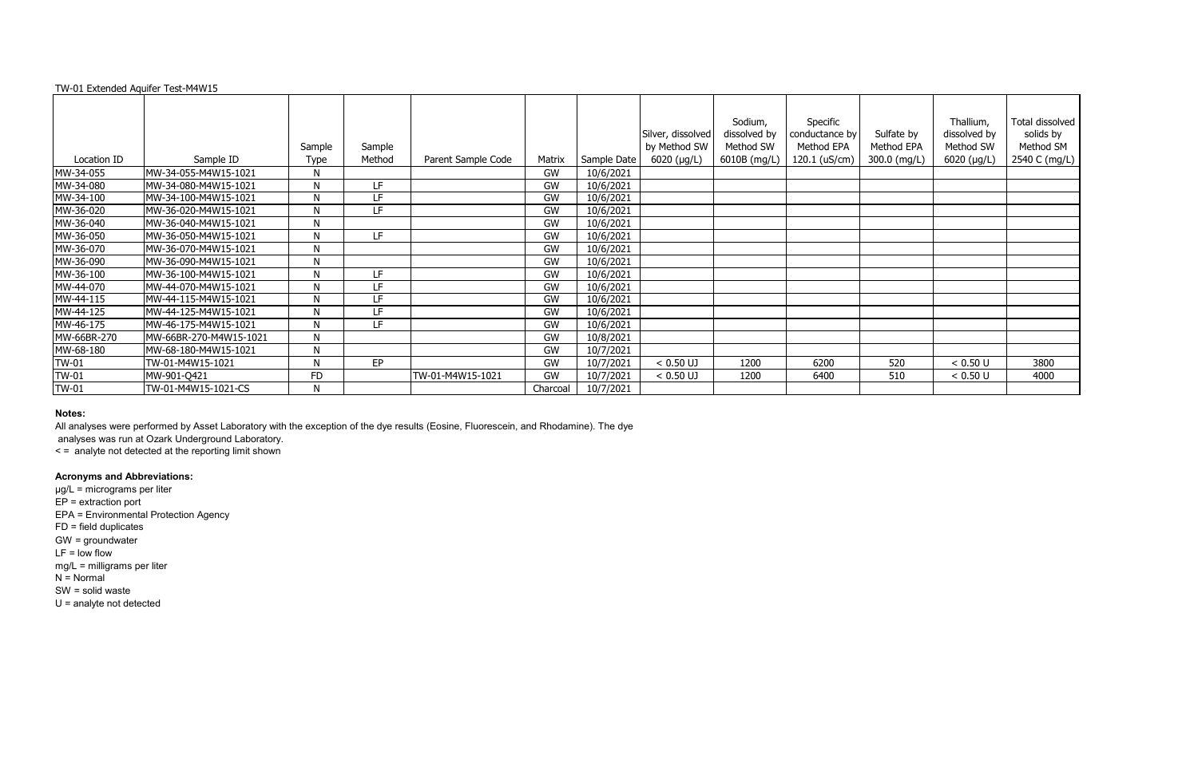TW-01 Extended Aquifer Test-M4W15

| Location ID | Sample ID | Sample Type | Sample Method | Parent Sample Code | Matrix | Sample Date | Silver, dissolved by Method SW 6020 (µg/L) | Sodium, dissolved by Method SW 6010B (mg/L) | Specific conductance by Method EPA 120.1 (uS/cm) | Sulfate by Method EPA 300.0 (mg/L) | Thallium, dissolved by Method SW 6020 (µg/L) | Total dissolved solids by Method SM 2540 C (mg/L) |
|---|---|---|---|---|---|---|---|---|---|---|---|---|
| MW-34-055 | MW-34-055-M4W15-1021 | N | | | GW | 10/6/2021 | | | | | | |
| MW-34-080 | MW-34-080-M4W15-1021 | N | LF | | GW | 10/6/2021 | | | | | | |
| MW-34-100 | MW-34-100-M4W15-1021 | N | LF | | GW | 10/6/2021 | | | | | | |
| MW-36-020 | MW-36-020-M4W15-1021 | N | LF | | GW | 10/6/2021 | | | | | | |
| MW-36-040 | MW-36-040-M4W15-1021 | N | | | GW | 10/6/2021 | | | | | | |
| MW-36-050 | MW-36-050-M4W15-1021 | N | LF | | GW | 10/6/2021 | | | | | | |
| MW-36-070 | MW-36-070-M4W15-1021 | N | | | GW | 10/6/2021 | | | | | | |
| MW-36-090 | MW-36-090-M4W15-1021 | N | | | GW | 10/6/2021 | | | | | | |
| MW-36-100 | MW-36-100-M4W15-1021 | N | LF | | GW | 10/6/2021 | | | | | | |
| MW-44-070 | MW-44-070-M4W15-1021 | N | LF | | GW | 10/6/2021 | | | | | | |
| MW-44-115 | MW-44-115-M4W15-1021 | N | LF | | GW | 10/6/2021 | | | | | | |
| MW-44-125 | MW-44-125-M4W15-1021 | N | LF | | GW | 10/6/2021 | | | | | | |
| MW-46-175 | MW-46-175-M4W15-1021 | N | LF | | GW | 10/6/2021 | | | | | | |
| MW-66BR-270 | MW-66BR-270-M4W15-1021 | N | | | GW | 10/8/2021 | | | | | | |
| MW-68-180 | MW-68-180-M4W15-1021 | N | | | GW | 10/7/2021 | | | | | | |
| TW-01 | TW-01-M4W15-1021 | N | EP | | GW | 10/7/2021 | < 0.50 UJ | 1200 | 6200 | 520 | < 0.50 U | 3800 |
| TW-01 | MW-901-Q421 | FD | | TW-01-M4W15-1021 | GW | 10/7/2021 | < 0.50 UJ | 1200 | 6400 | 510 | < 0.50 U | 4000 |
| TW-01 | TW-01-M4W15-1021-CS | N | | | Charcoal | 10/7/2021 | | | | | | |

**Notes:**

All analyses were performed by Asset Laboratory with the exception of the dye results (Eosine, Fluorescein, and Rhodamine). The dye analyses was run at Ozark Underground Laboratory.

< = analyte not detected at the reporting limit shown

**Acronyms and Abbreviations:**

µg/L = micrograms per liter
EP = extraction port
EPA = Environmental Protection Agency
FD = field duplicates
GW = groundwater
LF = low flow
mg/L = milligrams per liter
N = Normal
SW = solid waste
U = analyte not detected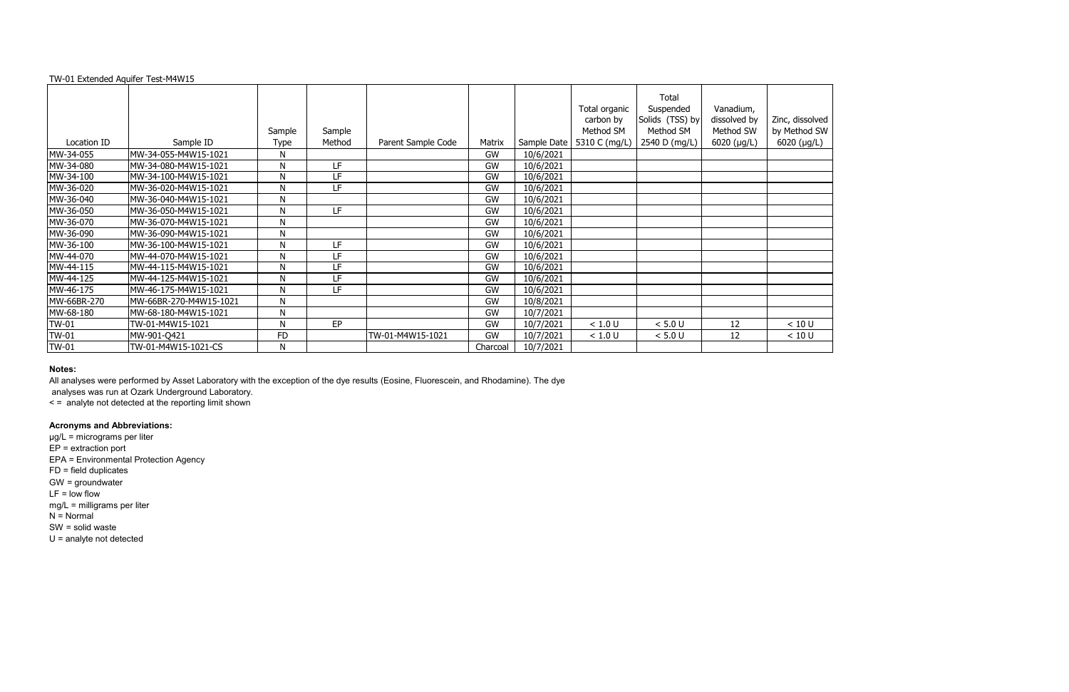TW-01 Extended Aquifer Test-M4W15

| Location ID | Sample ID | Sample Type | Sample Method | Parent Sample Code | Matrix | Sample Date | Total organic carbon by Method SM 5310 C (mg/L) | Total Suspended Solids (TSS) by Method SM 2540 D (mg/L) | Vanadium, dissolved by Method SW 6020 (µg/L) | Zinc, dissolved by Method SW 6020 (µg/L) |
|---|---|---|---|---|---|---|---|---|---|---|
| MW-34-055 | MW-34-055-M4W15-1021 | N | | | GW | 10/6/2021 | | | | |
| MW-34-080 | MW-34-080-M4W15-1021 | N | LF | | GW | 10/6/2021 | | | | |
| MW-34-100 | MW-34-100-M4W15-1021 | N | LF | | GW | 10/6/2021 | | | | |
| MW-36-020 | MW-36-020-M4W15-1021 | N | LF | | GW | 10/6/2021 | | | | |
| MW-36-040 | MW-36-040-M4W15-1021 | N | | | GW | 10/6/2021 | | | | |
| MW-36-050 | MW-36-050-M4W15-1021 | N | LF | | GW | 10/6/2021 | | | | |
| MW-36-070 | MW-36-070-M4W15-1021 | N | | | GW | 10/6/2021 | | | | |
| MW-36-090 | MW-36-090-M4W15-1021 | N | | | GW | 10/6/2021 | | | | |
| MW-36-100 | MW-36-100-M4W15-1021 | N | LF | | GW | 10/6/2021 | | | | |
| MW-44-070 | MW-44-070-M4W15-1021 | N | LF | | GW | 10/6/2021 | | | | |
| MW-44-115 | MW-44-115-M4W15-1021 | N | LF | | GW | 10/6/2021 | | | | |
| MW-44-125 | MW-44-125-M4W15-1021 | N | LF | | GW | 10/6/2021 | | | | |
| MW-46-175 | MW-46-175-M4W15-1021 | N | LF | | GW | 10/6/2021 | | | | |
| MW-66BR-270 | MW-66BR-270-M4W15-1021 | N | | | GW | 10/8/2021 | | | | |
| MW-68-180 | MW-68-180-M4W15-1021 | N | | | GW | 10/7/2021 | | | | |
| TW-01 | TW-01-M4W15-1021 | N | EP | | GW | 10/7/2021 | < 1.0 U | < 5.0 U | 12 | < 10 U |
| TW-01 | MW-901-Q421 | FD | | TW-01-M4W15-1021 | GW | 10/7/2021 | < 1.0 U | < 5.0 U | 12 | < 10 U |
| TW-01 | TW-01-M4W15-1021-CS | N | | | Charcoal | 10/7/2021 | | | | |

**Notes:**

All analyses were performed by Asset Laboratory with the exception of the dye results (Eosine, Fluorescein, and Rhodamine). The dye analyses was run at Ozark Underground Laboratory.

< = analyte not detected at the reporting limit shown

**Acronyms and Abbreviations:**

µg/L = micrograms per liter
EP = extraction port
EPA = Environmental Protection Agency
FD = field duplicates
GW = groundwater
LF = low flow
mg/L = milligrams per liter
N = Normal
SW = solid waste
U = analyte not detected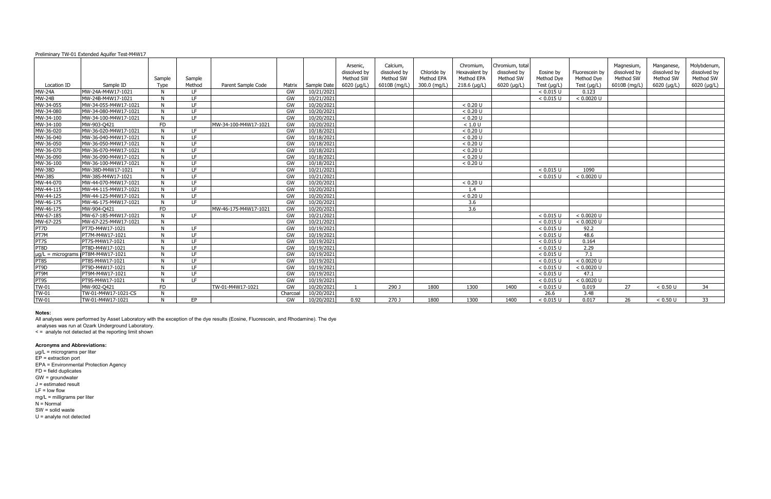Preliminary TW-01 Extended Aquifer Test-M4W17

| Location ID | Sample ID | Sample Type | Sample Method | Parent Sample Code | Matrix | Sample Date | Arsenic, dissolved by Method SW 6020 (µg/L) | Calcium, dissolved by Method SW 6010B (mg/L) | Chloride by Method EPA 300.0 (mg/L) | Chromium, Hexavalent by Method EPA 218.6 (µg/L) | Chromium, total dissolved by Method SW 6020 (µg/L) | Eosine by Method Dye Test (µg/L) | Fluorescein by Method Dye Test (µg/L) | Magnesium, dissolved by Method SW 6010B (mg/L) | Manganese, dissolved by Method SW 6020 (µg/L) | Molybdenum, dissolved by Method SW 6020 (µg/L) |
|---|---|---|---|---|---|---|---|---|---|---|---|---|---|---|---|---|
| MW-24A | MW-24A-M4W17-1021 | N | LF | | GW | 10/21/2021 | | | | | | < 0.015 U | 0.123 | | | |
| MW-24B | MW-24B-M4W17-1021 | N | LF | | GW | 10/21/2021 | | | | | | < 0.015 U | < 0.0020 U | | | |
| MW-34-055 | MW-34-055-M4W17-1021 | N | LF | | GW | 10/20/2021 | | | | < 0.20 U | | | | | | |
| MW-34-080 | MW-34-080-M4W17-1021 | N | LF | | GW | 10/20/2021 | | | | < 0.20 U | | | | | | |
| MW-34-100 | MW-34-100-M4W17-1021 | N | LF | | GW | 10/20/2021 | | | | < 0.20 U | | | | | | |
| MW-34-100 | MW-903-Q421 | FD | | MW-34-100-M4W17-1021 | GW | 10/20/2021 | | | | < 1.0 U | | | | | | |
| MW-36-020 | MW-36-020-M4W17-1021 | N | LF | | GW | 10/18/2021 | | | | < 0.20 U | | | | | | |
| MW-36-040 | MW-36-040-M4W17-1021 | N | LF | | GW | 10/18/2021 | | | | < 0.20 U | | | | | | |
| MW-36-050 | MW-36-050-M4W17-1021 | N | LF | | GW | 10/18/2021 | | | | < 0.20 U | | | | | | |
| MW-36-070 | MW-36-070-M4W17-1021 | N | LF | | GW | 10/18/2021 | | | | < 0.20 U | | | | | | |
| MW-36-090 | MW-36-090-M4W17-1021 | N | LF | | GW | 10/18/2021 | | | | < 0.20 U | | | | | | |
| MW-36-100 | MW-36-100-M4W17-1021 | N | LF | | GW | 10/18/2021 | | | | < 0.20 U | | | | | | |
| MW-38D | MW-38D-M4W17-1021 | N | LF | | GW | 10/21/2021 | | | | | | < 0.015 U | 1090 | | | |
| MW-38S | MW-38S-M4W17-1021 | N | LF | | GW | 10/21/2021 | | | | | | < 0.015 U | < 0.0020 U | | | |
| MW-44-070 | MW-44-070-M4W17-1021 | N | LF | | GW | 10/20/2021 | | | | < 0.20 U | | | | | | |
| MW-44-115 | MW-44-115-M4W17-1021 | N | LF | | GW | 10/20/2021 | | | | 1.4 | | | | | | |
| MW-44-125 | MW-44-125-M4W17-1021 | N | LF | | GW | 10/20/2021 | | | | < 0.20 U | | | | | | |
| MW-46-175 | MW-46-175-M4W17-1021 | N | LF | | GW | 10/20/2021 | | | | 3.6 | | | | | | |
| MW-46-175 | MW-904-Q421 | FD | | MW-46-175-M4W17-1021 | GW | 10/20/2021 | | | | 3.6 | | | | | | |
| MW-67-185 | MW-67-185-M4W17-1021 | N | LF | | GW | 10/21/2021 | | | | | | < 0.015 U | < 0.0020 U | | | |
| MW-67-225 | MW-67-225-M4W17-1021 | N | | | GW | 10/21/2021 | | | | | | < 0.015 U | < 0.0020 U | | | |
| PT7D | PT7D-M4W17-1021 | N | LF | | GW | 10/19/2021 | | | | | | < 0.015 U | 92.2 | | | |
| PT7M | PT7M-M4W17-1021 | N | LF | | GW | 10/19/2021 | | | | | | < 0.015 U | 48.6 | | | |
| PT7S | PT7S-M4W17-1021 | N | LF | | GW | 10/19/2021 | | | | | | < 0.015 U | 0.164 | | | |
| PT8D | PT8D-M4W17-1021 | N | LF | | GW | 10/19/2021 | | | | | | < 0.015 U | 2.29 | | | |
| µg/L = micrograms | PT8M-M4W17-1021 | N | LF | | GW | 10/19/2021 | | | | | | < 0.015 U | 7.1 | | | |
| PT8S | PT8S-M4W17-1021 | N | LF | | GW | 10/19/2021 | | | | | | < 0.015 U | < 0.0020 U | | | |
| PT9D | PT9D-M4W17-1021 | N | LF | | GW | 10/19/2021 | | | | | | < 0.015 U | < 0.0020 U | | | |
| PT9M | PT9M-M4W17-1021 | N | LF | | GW | 10/19/2021 | | | | | | < 0.015 U | 47.1 | | | |
| PT9S | PT9S-M4W17-1021 | N | LF | | GW | 10/19/2021 | | | | | | < 0.015 U | < 0.0020 U | | | |
| TW-01 | MW-902-Q421 | FD | | TW-01-M4W17-1021 | GW | 10/20/2021 | 1 | 290 J | 1800 | 1300 | 1400 | < 0.015 U | 0.019 | 27 | < 0.50 U | 34 |
| TW-01 | TW-01-M4W17-1021-CS | N | | | Charcoal | 10/20/2021 | | | | | | 26.6 | 3.48 | | | |
| TW-01 | TW-01-M4W17-1021 | N | EP | | GW | 10/20/2021 | 0.92 | 270 J | 1800 | 1300 | 1400 | < 0.015 U | 0.017 | 26 | < 0.50 U | 33 |

**Notes:**

All analyses were performed by Asset Laboratory with the exception of the dye results (Eosine, Fluorescein, and Rhodamine). The dye analyses was run at Ozark Underground Laboratory.

< = analyte not detected at the reporting limit shown

**Acronyms and Abbreviations:**

µg/L = micrograms per liter
EP = extraction port
EPA = Environmental Protection Agency
FD = field duplicates
GW = groundwater
J = estimated result
LF = low flow
mg/L = milligrams per liter
N = Normal
SW = solid waste
U = analyte not detected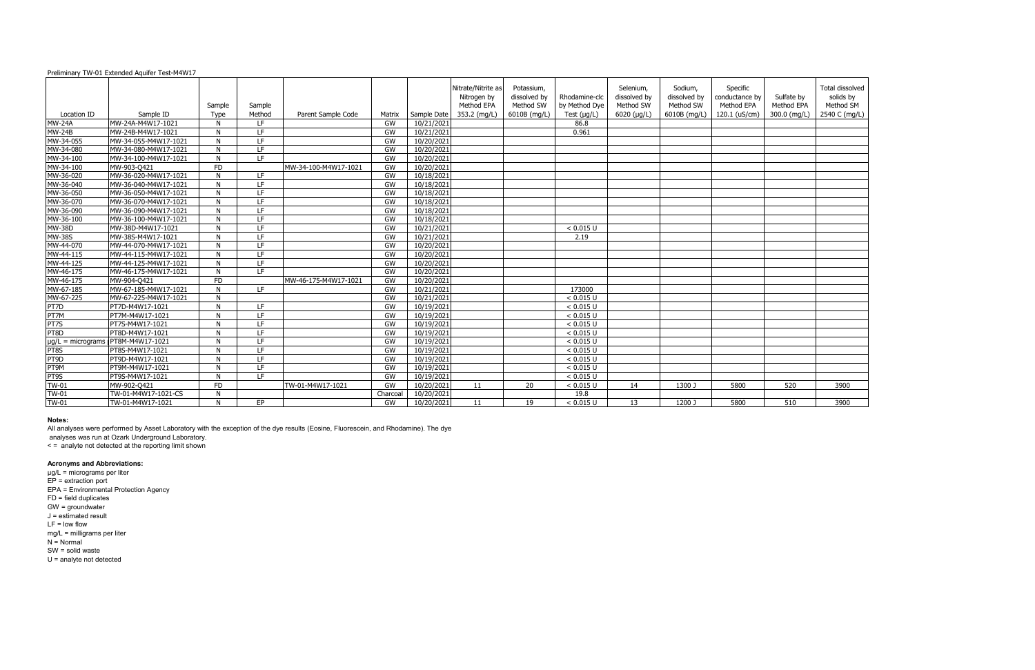Preliminary TW-01 Extended Aquifer Test-M4W17

| Location ID | Sample ID | Sample Type | Sample Method | Parent Sample Code | Matrix | Sample Date | Nitrate/Nitrite as Nitrogen by Method EPA 353.2 (mg/L) | Potassium, dissolved by Method SW 6010B (mg/L) | Rhodamine-clc by Method Dye Test (µg/L) | Selenium, dissolved by Method SW 6020 (µg/L) | Sodium, dissolved by Method SW 6010B (mg/L) | Specific conductance by Method EPA 120.1 (uS/cm) | Sulfate by Method EPA 300.0 (mg/L) | Total dissolved solids by Method SM 2540 C (mg/L) |
|---|---|---|---|---|---|---|---|---|---|---|---|---|---|---|
| MW-24A | MW-24A-M4W17-1021 | N | LF | | GW | 10/21/2021 | | | 86.8 | | | | | |
| MW-24B | MW-24B-M4W17-1021 | N | LF | | GW | 10/21/2021 | | | 0.961 | | | | | |
| MW-34-055 | MW-34-055-M4W17-1021 | N | LF | | GW | 10/20/2021 | | | | | | | | |
| MW-34-080 | MW-34-080-M4W17-1021 | N | LF | | GW | 10/20/2021 | | | | | | | | |
| MW-34-100 | MW-34-100-M4W17-1021 | N | LF | | GW | 10/20/2021 | | | | | | | | |
| MW-34-100 | MW-903-Q421 | FD | | MW-34-100-M4W17-1021 | GW | 10/20/2021 | | | | | | | | |
| MW-36-020 | MW-36-020-M4W17-1021 | N | LF | | GW | 10/18/2021 | | | | | | | | |
| MW-36-040 | MW-36-040-M4W17-1021 | N | LF | | GW | 10/18/2021 | | | | | | | | |
| MW-36-050 | MW-36-050-M4W17-1021 | N | LF | | GW | 10/18/2021 | | | | | | | | |
| MW-36-070 | MW-36-070-M4W17-1021 | N | LF | | GW | 10/18/2021 | | | | | | | | |
| MW-36-090 | MW-36-090-M4W17-1021 | N | LF | | GW | 10/18/2021 | | | | | | | | |
| MW-36-100 | MW-36-100-M4W17-1021 | N | LF | | GW | 10/18/2021 | | | | | | | | |
| MW-38D | MW-38D-M4W17-1021 | N | LF | | GW | 10/21/2021 | | | < 0.015 U | | | | | |
| MW-38S | MW-38S-M4W17-1021 | N | LF | | GW | 10/21/2021 | | | 2.19 | | | | | |
| MW-44-070 | MW-44-070-M4W17-1021 | N | LF | | GW | 10/20/2021 | | | | | | | | |
| MW-44-115 | MW-44-115-M4W17-1021 | N | LF | | GW | 10/20/2021 | | | | | | | | |
| MW-44-125 | MW-44-125-M4W17-1021 | N | LF | | GW | 10/20/2021 | | | | | | | | |
| MW-46-175 | MW-46-175-M4W17-1021 | N | LF | | GW | 10/20/2021 | | | | | | | | |
| MW-46-175 | MW-904-Q421 | FD | | MW-46-175-M4W17-1021 | GW | 10/20/2021 | | | | | | | | |
| MW-67-185 | MW-67-185-M4W17-1021 | N | LF | | GW | 10/21/2021 | | | 173000 | | | | | |
| MW-67-225 | MW-67-225-M4W17-1021 | N | | | GW | 10/21/2021 | | | < 0.015 U | | | | | |
| PT7D | PT7D-M4W17-1021 | N | LF | | GW | 10/19/2021 | | | < 0.015 U | | | | | |
| PT7M | PT7M-M4W17-1021 | N | LF | | GW | 10/19/2021 | | | < 0.015 U | | | | | |
| PT7S | PT7S-M4W17-1021 | N | LF | | GW | 10/19/2021 | | | < 0.015 U | | | | | |
| PT8D | PT8D-M4W17-1021 | N | LF | | GW | 10/19/2021 | | | < 0.015 U | | | | | |
| µg/L = micrograms | PT8M-M4W17-1021 | N | LF | | GW | 10/19/2021 | | | < 0.015 U | | | | | |
| PT8S | PT8S-M4W17-1021 | N | LF | | GW | 10/19/2021 | | | < 0.015 U | | | | | |
| PT9D | PT9D-M4W17-1021 | N | LF | | GW | 10/19/2021 | | | < 0.015 U | | | | | |
| PT9M | PT9M-M4W17-1021 | N | LF | | GW | 10/19/2021 | | | < 0.015 U | | | | | |
| PT9S | PT9S-M4W17-1021 | N | LF | | GW | 10/19/2021 | | | < 0.015 U | | | | | |
| TW-01 | MW-902-Q421 | FD | | TW-01-M4W17-1021 | GW | 10/20/2021 | 11 | 20 | < 0.015 U | 14 | 1300 J | 5800 | 520 | 3900 |
| TW-01 | TW-01-M4W17-1021-CS | N | | | Charcoal | 10/20/2021 | | | 19.8 | | | | | |
| TW-01 | TW-01-M4W17-1021 | N | EP | | GW | 10/20/2021 | 11 | 19 | < 0.015 U | 13 | 1200 J | 5800 | 510 | 3900 |

**Notes:**

All analyses were performed by Asset Laboratory with the exception of the dye results (Eosine, Fluorescein, and Rhodamine). The dye analyses was run at Ozark Underground Laboratory.

< = analyte not detected at the reporting limit shown

**Acronyms and Abbreviations:**

µg/L = micrograms per liter
EP = extraction port
EPA = Environmental Protection Agency
FD = field duplicates
GW = groundwater
J = estimated result
LF = low flow
mg/L = milligrams per liter
N = Normal
SW = solid waste
U = analyte not detected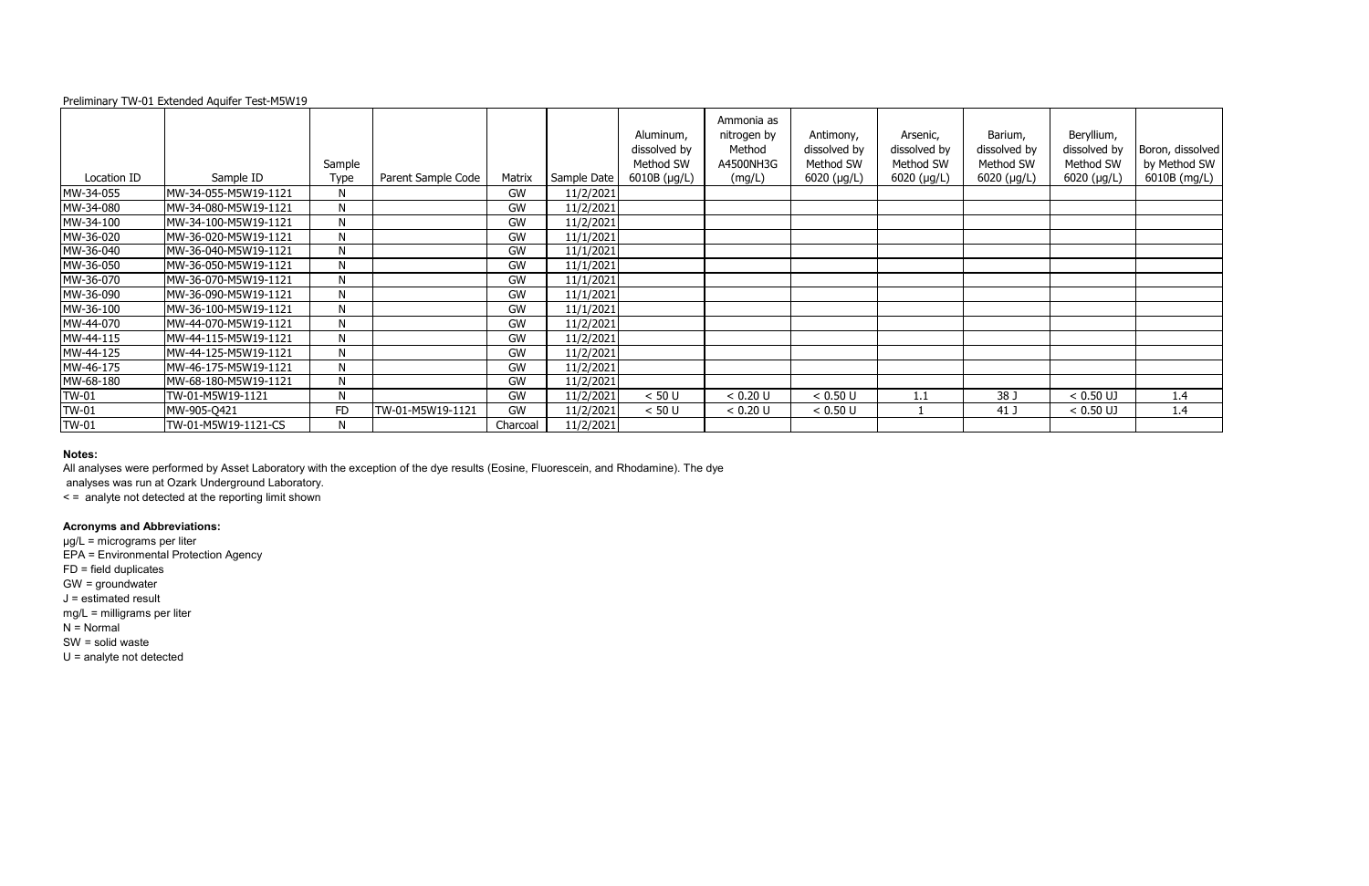Preliminary TW-01 Extended Aquifer Test-M5W19

| Location ID | Sample ID | Sample Type | Parent Sample Code | Matrix | Sample Date | Aluminum, dissolved by Method SW 6010B (µg/L) | Ammonia as nitrogen by Method A4500NH3G (mg/L) | Antimony, dissolved by Method SW 6020 (µg/L) | Arsenic, dissolved by Method SW 6020 (µg/L) | Barium, dissolved by Method SW 6020 (µg/L) | Beryllium, dissolved by Method SW 6020 (µg/L) | Boron, dissolved by Method SW 6010B (mg/L) |
|---|---|---|---|---|---|---|---|---|---|---|---|---|
| MW-34-055 | MW-34-055-M5W19-1121 | N | | GW | 11/2/2021 | | | | | | | |
| MW-34-080 | MW-34-080-M5W19-1121 | N | | GW | 11/2/2021 | | | | | | | |
| MW-34-100 | MW-34-100-M5W19-1121 | N | | GW | 11/2/2021 | | | | | | | |
| MW-36-020 | MW-36-020-M5W19-1121 | N | | GW | 11/1/2021 | | | | | | | |
| MW-36-040 | MW-36-040-M5W19-1121 | N | | GW | 11/1/2021 | | | | | | | |
| MW-36-050 | MW-36-050-M5W19-1121 | N | | GW | 11/1/2021 | | | | | | | |
| MW-36-070 | MW-36-070-M5W19-1121 | N | | GW | 11/1/2021 | | | | | | | |
| MW-36-090 | MW-36-090-M5W19-1121 | N | | GW | 11/1/2021 | | | | | | | |
| MW-36-100 | MW-36-100-M5W19-1121 | N | | GW | 11/1/2021 | | | | | | | |
| MW-44-070 | MW-44-070-M5W19-1121 | N | | GW | 11/2/2021 | | | | | | | |
| MW-44-115 | MW-44-115-M5W19-1121 | N | | GW | 11/2/2021 | | | | | | | |
| MW-44-125 | MW-44-125-M5W19-1121 | N | | GW | 11/2/2021 | | | | | | | |
| MW-46-175 | MW-46-175-M5W19-1121 | N | | GW | 11/2/2021 | | | | | | | |
| MW-68-180 | MW-68-180-M5W19-1121 | N | | GW | 11/2/2021 | | | | | | | |
| TW-01 | TW-01-M5W19-1121 | N | | GW | 11/2/2021 | < 50 U | < 0.20 U | < 0.50 U | 1.1 | 38 J | < 0.50 UJ | 1.4 |
| TW-01 | MW-905-Q421 | FD | TW-01-M5W19-1121 | GW | 11/2/2021 | < 50 U | < 0.20 U | < 0.50 U | 1 | 41 J | < 0.50 UJ | 1.4 |
| TW-01 | TW-01-M5W19-1121-CS | N | | Charcoal | 11/2/2021 | | | | | | | |

**Notes:**

All analyses were performed by Asset Laboratory with the exception of the dye results (Eosine, Fluorescein, and Rhodamine). The dye analyses was run at Ozark Underground Laboratory.

< = analyte not detected at the reporting limit shown

**Acronyms and Abbreviations:**

µg/L = micrograms per liter
EPA = Environmental Protection Agency
FD = field duplicates
GW = groundwater
J = estimated result
mg/L = milligrams per liter
N = Normal
SW = solid waste
U = analyte not detected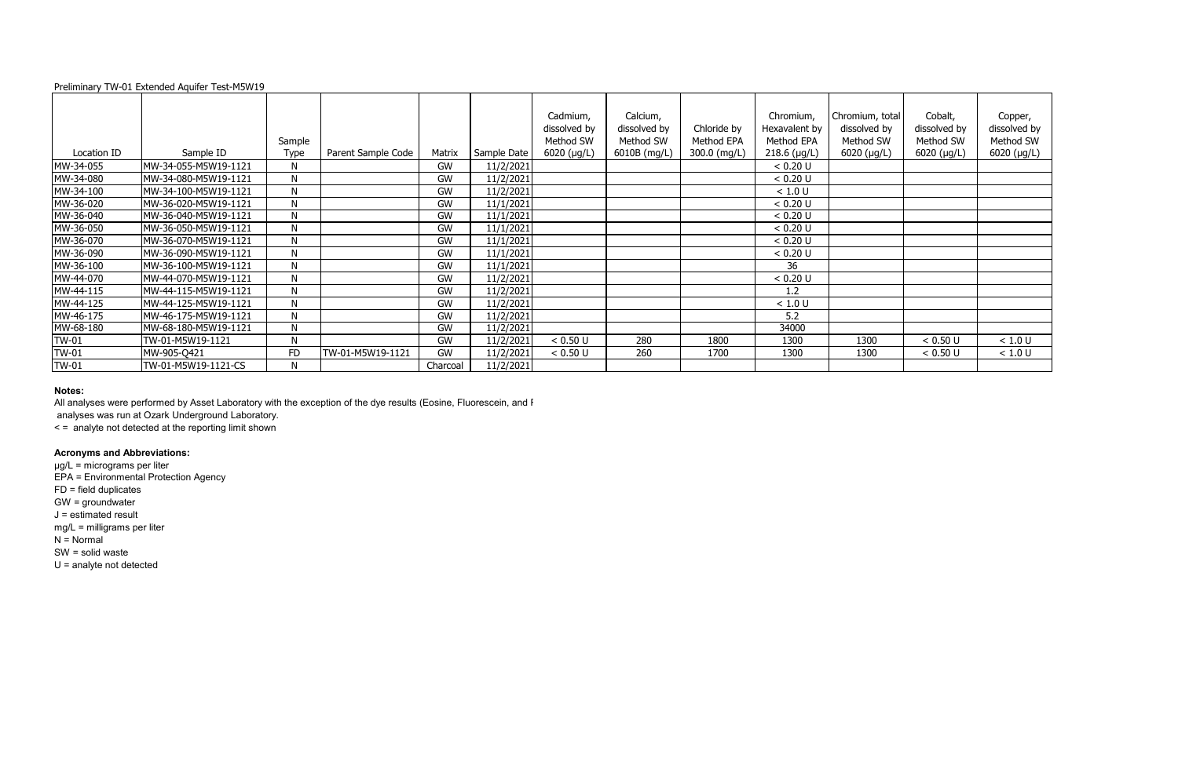Preliminary TW-01 Extended Aquifer Test-M5W19

| Location ID | Sample ID | Sample Type | Parent Sample Code | Matrix | Sample Date | Cadmium, dissolved by Method SW 6020 (µg/L) | Calcium, dissolved by Method SW 6010B (mg/L) | Chloride by Method EPA 300.0 (mg/L) | Chromium, Hexavalent by Method EPA 218.6 (µg/L) | Chromium, total dissolved by Method SW 6020 (µg/L) | Cobalt, dissolved by Method SW 6020 (µg/L) | Copper, dissolved by Method SW 6020 (µg/L) |
|---|---|---|---|---|---|---|---|---|---|---|---|---|
| MW-34-055 | MW-34-055-M5W19-1121 | N | | GW | 11/2/2021 | | | | < 0.20 U | | | |
| MW-34-080 | MW-34-080-M5W19-1121 | N | | GW | 11/2/2021 | | | | < 0.20 U | | | |
| MW-34-100 | MW-34-100-M5W19-1121 | N | | GW | 11/2/2021 | | | | < 1.0 U | | | |
| MW-36-020 | MW-36-020-M5W19-1121 | N | | GW | 11/1/2021 | | | | < 0.20 U | | | |
| MW-36-040 | MW-36-040-M5W19-1121 | N | | GW | 11/1/2021 | | | | < 0.20 U | | | |
| MW-36-050 | MW-36-050-M5W19-1121 | N | | GW | 11/1/2021 | | | | < 0.20 U | | | |
| MW-36-070 | MW-36-070-M5W19-1121 | N | | GW | 11/1/2021 | | | | < 0.20 U | | | |
| MW-36-090 | MW-36-090-M5W19-1121 | N | | GW | 11/1/2021 | | | | < 0.20 U | | | |
| MW-36-100 | MW-36-100-M5W19-1121 | N | | GW | 11/1/2021 | | | | 36 | | | |
| MW-44-070 | MW-44-070-M5W19-1121 | N | | GW | 11/2/2021 | | | | < 0.20 U | | | |
| MW-44-115 | MW-44-115-M5W19-1121 | N | | GW | 11/2/2021 | | | | 1.2 | | | |
| MW-44-125 | MW-44-125-M5W19-1121 | N | | GW | 11/2/2021 | | | | < 1.0 U | | | |
| MW-46-175 | MW-46-175-M5W19-1121 | N | | GW | 11/2/2021 | | | | 5.2 | | | |
| MW-68-180 | MW-68-180-M5W19-1121 | N | | GW | 11/2/2021 | | | | 34000 | | | |
| TW-01 | TW-01-M5W19-1121 | N | | GW | 11/2/2021 | < 0.50 U | 280 | 1800 | 1300 | 1300 | < 0.50 U | < 1.0 U |
| TW-01 | MW-905-Q421 | FD | TW-01-M5W19-1121 | GW | 11/2/2021 | < 0.50 U | 260 | 1700 | 1300 | 1300 | < 0.50 U | < 1.0 U |
| TW-01 | TW-01-M5W19-1121-CS | N | | Charcoal | 11/2/2021 | | | | | | | |

**Notes:**

All analyses were performed by Asset Laboratory with the exception of the dye results (Eosine, Fluorescein, and F
analyses was run at Ozark Underground Laboratory.

< = analyte not detected at the reporting limit shown

**Acronyms and Abbreviations:**

µg/L = micrograms per liter
EPA = Environmental Protection Agency
FD = field duplicates
GW = groundwater
J = estimated result
mg/L = milligrams per liter
N = Normal
SW = solid waste
U = analyte not detected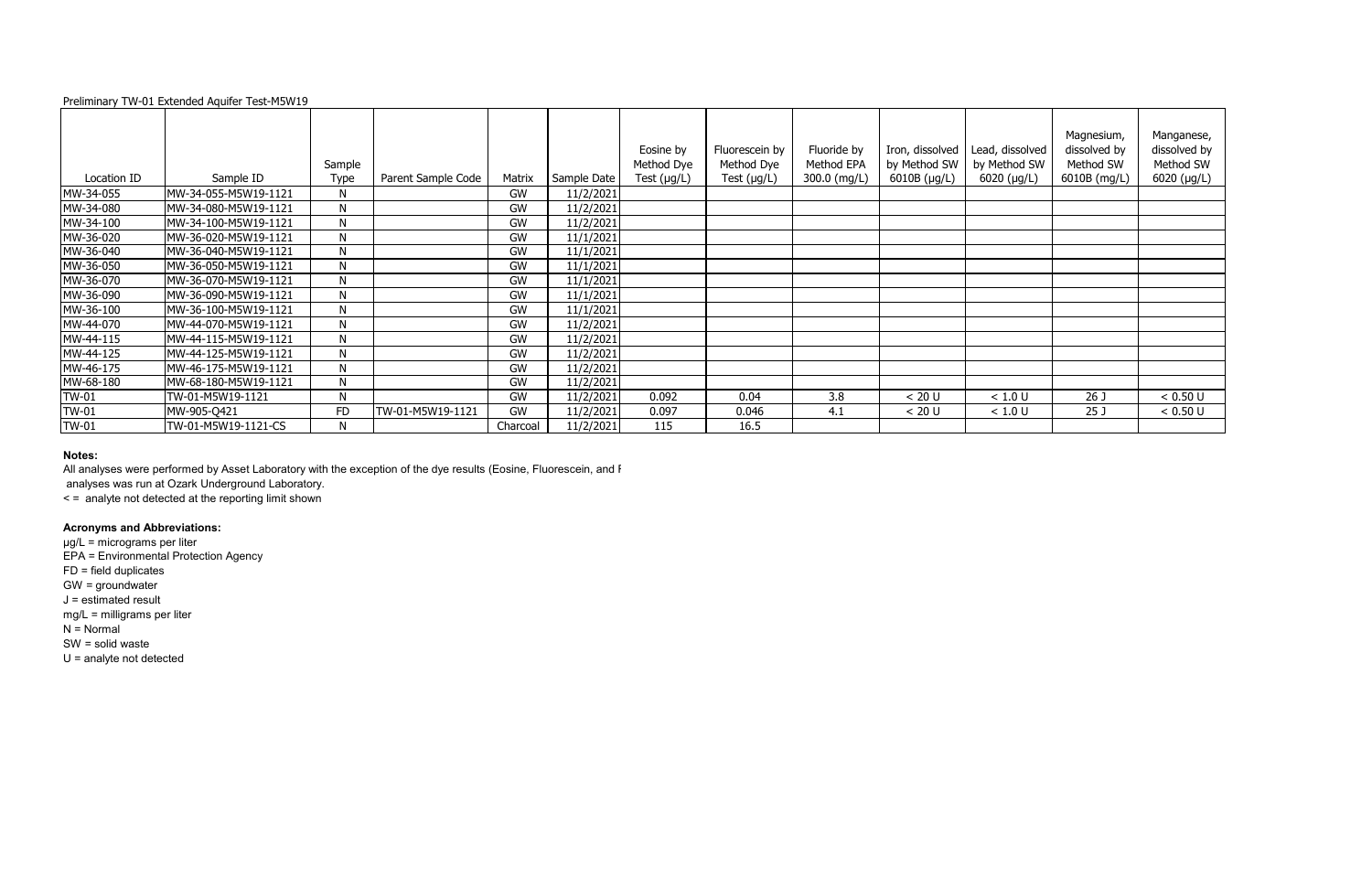Preliminary TW-01 Extended Aquifer Test-M5W19

| Location ID | Sample ID | Sample Type | Parent Sample Code | Matrix | Sample Date | Eosine by Method Dye Test (µg/L) | Fluorescein by Method Dye Test (µg/L) | Fluoride by Method EPA 300.0 (mg/L) | Iron, dissolved by Method SW 6010B (µg/L) | Lead, dissolved by Method SW 6020 (µg/L) | Magnesium, dissolved by Method SW 6010B (mg/L) | Manganese, dissolved by Method SW 6020 (µg/L) |
|---|---|---|---|---|---|---|---|---|---|---|---|---|
| MW-34-055 | MW-34-055-M5W19-1121 | N | | GW | 11/2/2021 | | | | | | | |
| MW-34-080 | MW-34-080-M5W19-1121 | N | | GW | 11/2/2021 | | | | | | | |
| MW-34-100 | MW-34-100-M5W19-1121 | N | | GW | 11/2/2021 | | | | | | | |
| MW-36-020 | MW-36-020-M5W19-1121 | N | | GW | 11/1/2021 | | | | | | | |
| MW-36-040 | MW-36-040-M5W19-1121 | N | | GW | 11/1/2021 | | | | | | | |
| MW-36-050 | MW-36-050-M5W19-1121 | N | | GW | 11/1/2021 | | | | | | | |
| MW-36-070 | MW-36-070-M5W19-1121 | N | | GW | 11/1/2021 | | | | | | | |
| MW-36-090 | MW-36-090-M5W19-1121 | N | | GW | 11/1/2021 | | | | | | | |
| MW-36-100 | MW-36-100-M5W19-1121 | N | | GW | 11/1/2021 | | | | | | | |
| MW-44-070 | MW-44-070-M5W19-1121 | N | | GW | 11/2/2021 | | | | | | | |
| MW-44-115 | MW-44-115-M5W19-1121 | N | | GW | 11/2/2021 | | | | | | | |
| MW-44-125 | MW-44-125-M5W19-1121 | N | | GW | 11/2/2021 | | | | | | | |
| MW-46-175 | MW-46-175-M5W19-1121 | N | | GW | 11/2/2021 | | | | | | | |
| MW-68-180 | MW-68-180-M5W19-1121 | N | | GW | 11/2/2021 | | | | | | | |
| TW-01 | TW-01-M5W19-1121 | N | | GW | 11/2/2021 | 0.092 | 0.04 | 3.8 | < 20 U | < 1.0 U | 26 J | < 0.50 U |
| TW-01 | MW-905-Q421 | FD | TW-01-M5W19-1121 | GW | 11/2/2021 | 0.097 | 0.046 | 4.1 | < 20 U | < 1.0 U | 25 J | < 0.50 U |
| TW-01 | TW-01-M5W19-1121-CS | N | | Charcoal | 11/2/2021 | 115 | 16.5 | | | | | |

**Notes:**

All analyses were performed by Asset Laboratory with the exception of the dye results (Eosine, Fluorescein, and F
analyses was run at Ozark Underground Laboratory.

< = analyte not detected at the reporting limit shown

**Acronyms and Abbreviations:**

µg/L = micrograms per liter
EPA = Environmental Protection Agency
FD = field duplicates
GW = groundwater
J = estimated result
mg/L = milligrams per liter
N = Normal
SW = solid waste
U = analyte not detected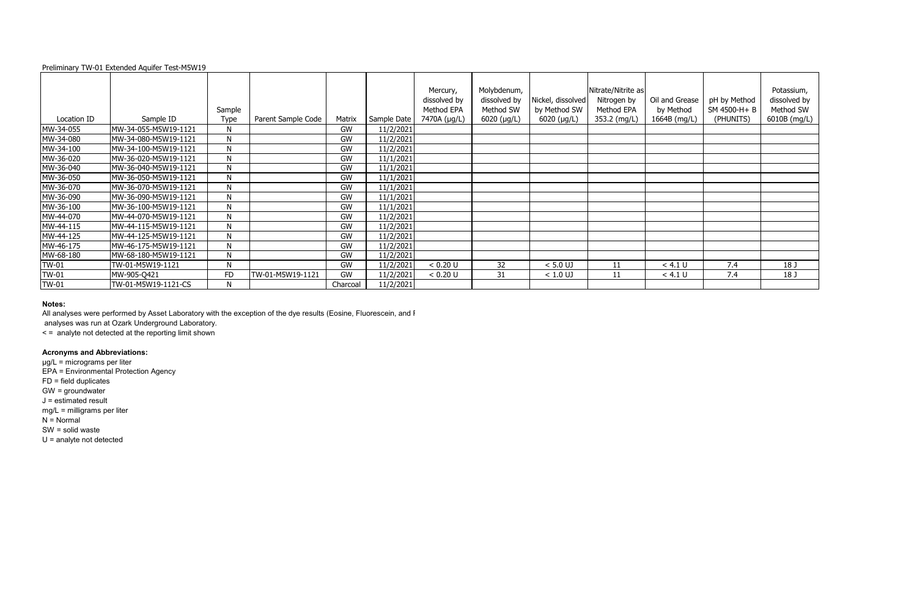Preliminary TW-01 Extended Aquifer Test-M5W19

| Location ID | Sample ID | Sample Type | Parent Sample Code | Matrix | Sample Date | Mercury, dissolved by Method EPA 7470A (µg/L) | Molybdenum, dissolved by Method SW 6020 (µg/L) | Nickel, dissolved by Method SW 6020 (µg/L) | Nitrate/Nitrite as Nitrogen by Method EPA 353.2 (mg/L) | Oil and Grease by Method 1664B (mg/L) | pH by Method SM 4500-H+ B (PHUNITS) | Potassium, dissolved by Method SW 6010B (mg/L) |
|---|---|---|---|---|---|---|---|---|---|---|---|---|
| MW-34-055 | MW-34-055-M5W19-1121 | N | | GW | 11/2/2021 | | | | | | | |
| MW-34-080 | MW-34-080-M5W19-1121 | N | | GW | 11/2/2021 | | | | | | | |
| MW-34-100 | MW-34-100-M5W19-1121 | N | | GW | 11/2/2021 | | | | | | | |
| MW-36-020 | MW-36-020-M5W19-1121 | N | | GW | 11/1/2021 | | | | | | | |
| MW-36-040 | MW-36-040-M5W19-1121 | N | | GW | 11/1/2021 | | | | | | | |
| MW-36-050 | MW-36-050-M5W19-1121 | N | | GW | 11/1/2021 | | | | | | | |
| MW-36-070 | MW-36-070-M5W19-1121 | N | | GW | 11/1/2021 | | | | | | | |
| MW-36-090 | MW-36-090-M5W19-1121 | N | | GW | 11/1/2021 | | | | | | | |
| MW-36-100 | MW-36-100-M5W19-1121 | N | | GW | 11/1/2021 | | | | | | | |
| MW-44-070 | MW-44-070-M5W19-1121 | N | | GW | 11/2/2021 | | | | | | | |
| MW-44-115 | MW-44-115-M5W19-1121 | N | | GW | 11/2/2021 | | | | | | | |
| MW-44-125 | MW-44-125-M5W19-1121 | N | | GW | 11/2/2021 | | | | | | | |
| MW-46-175 | MW-46-175-M5W19-1121 | N | | GW | 11/2/2021 | | | | | | | |
| MW-68-180 | MW-68-180-M5W19-1121 | N | | GW | 11/2/2021 | | | | | | | |
| TW-01 | TW-01-M5W19-1121 | N | | GW | 11/2/2021 | < 0.20 U | 32 | < 5.0 UJ | 11 | < 4.1 U | 7.4 | 18 J |
| TW-01 | MW-905-Q421 | FD | TW-01-M5W19-1121 | GW | 11/2/2021 | < 0.20 U | 31 | < 1.0 UJ | 11 | < 4.1 U | 7.4 | 18 J |
| TW-01 | TW-01-M5W19-1121-CS | N | | Charcoal | 11/2/2021 | | | | | | | |

**Notes:**

All analyses were performed by Asset Laboratory with the exception of the dye results (Eosine, Fluorescein, and F
analyses was run at Ozark Underground Laboratory.

< = analyte not detected at the reporting limit shown

**Acronyms and Abbreviations:**

µg/L = micrograms per liter
EPA = Environmental Protection Agency
FD = field duplicates
GW = groundwater
J = estimated result
mg/L = milligrams per liter
N = Normal
SW = solid waste
U = analyte not detected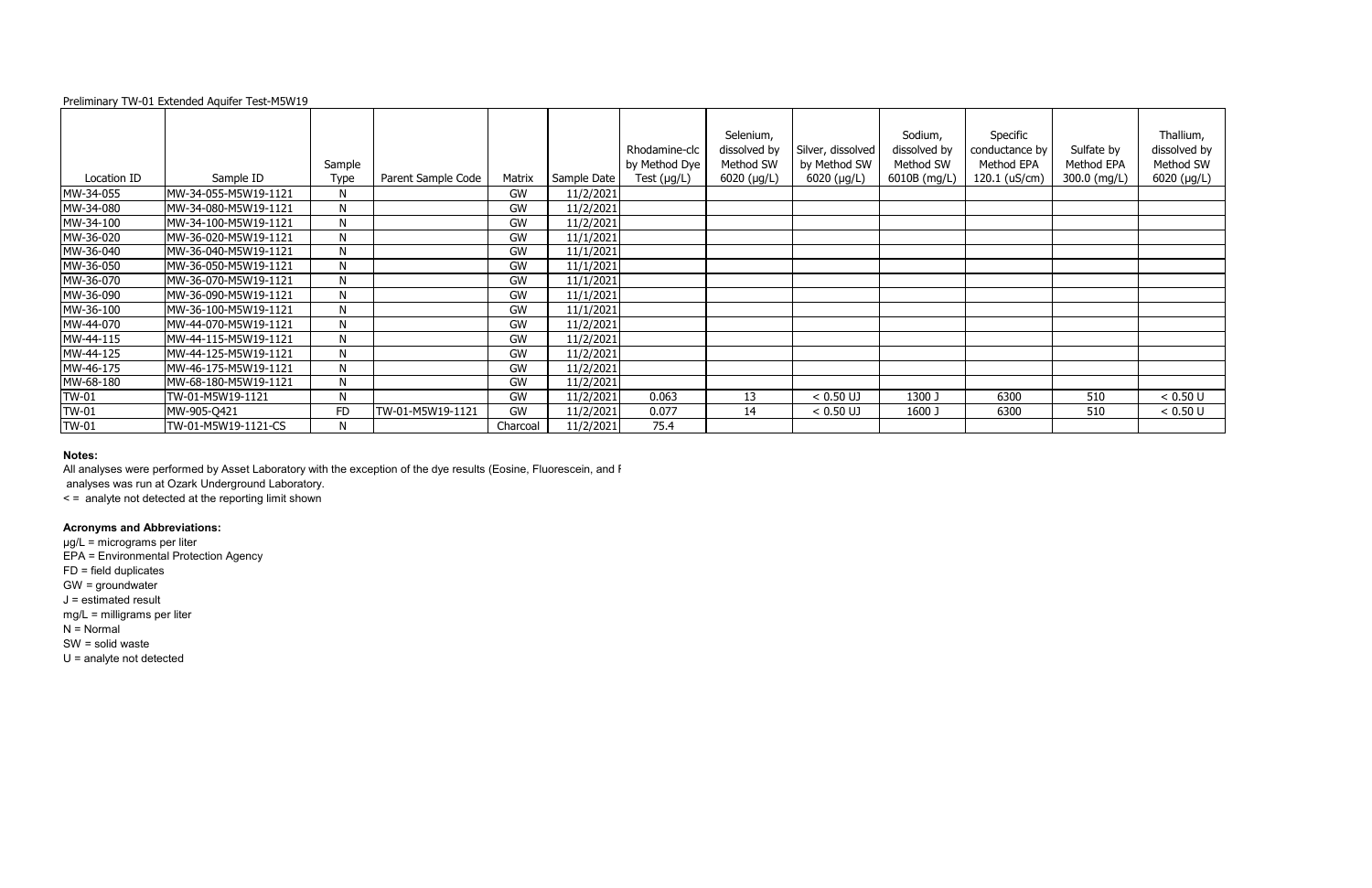Preliminary TW-01 Extended Aquifer Test-M5W19

| Location ID | Sample ID | Sample Type | Parent Sample Code | Matrix | Sample Date | Rhodamine-clc by Method Dye Test (µg/L) | Selenium, dissolved by Method SW 6020 (µg/L) | Silver, dissolved by Method SW 6020 (µg/L) | Sodium, dissolved by Method SW 6010B (mg/L) | Specific conductance by Method EPA 120.1 (uS/cm) | Sulfate by Method EPA 300.0 (mg/L) | Thallium, dissolved by Method SW 6020 (µg/L) |
|---|---|---|---|---|---|---|---|---|---|---|---|---|
| MW-34-055 | MW-34-055-M5W19-1121 | N | | GW | 11/2/2021 | | | | | | | |
| MW-34-080 | MW-34-080-M5W19-1121 | N | | GW | 11/2/2021 | | | | | | | |
| MW-34-100 | MW-34-100-M5W19-1121 | N | | GW | 11/2/2021 | | | | | | | |
| MW-36-020 | MW-36-020-M5W19-1121 | N | | GW | 11/1/2021 | | | | | | | |
| MW-36-040 | MW-36-040-M5W19-1121 | N | | GW | 11/1/2021 | | | | | | | |
| MW-36-050 | MW-36-050-M5W19-1121 | N | | GW | 11/1/2021 | | | | | | | |
| MW-36-070 | MW-36-070-M5W19-1121 | N | | GW | 11/1/2021 | | | | | | | |
| MW-36-090 | MW-36-090-M5W19-1121 | N | | GW | 11/1/2021 | | | | | | | |
| MW-36-100 | MW-36-100-M5W19-1121 | N | | GW | 11/1/2021 | | | | | | | |
| MW-44-070 | MW-44-070-M5W19-1121 | N | | GW | 11/2/2021 | | | | | | | |
| MW-44-115 | MW-44-115-M5W19-1121 | N | | GW | 11/2/2021 | | | | | | | |
| MW-44-125 | MW-44-125-M5W19-1121 | N | | GW | 11/2/2021 | | | | | | | |
| MW-46-175 | MW-46-175-M5W19-1121 | N | | GW | 11/2/2021 | | | | | | | |
| MW-68-180 | MW-68-180-M5W19-1121 | N | | GW | 11/2/2021 | | | | | | | |
| TW-01 | TW-01-M5W19-1121 | N | | GW | 11/2/2021 | 0.063 | 13 | < 0.50 UJ | 1300 J | 6300 | 510 | < 0.50 U |
| TW-01 | MW-905-Q421 | FD | TW-01-M5W19-1121 | GW | 11/2/2021 | 0.077 | 14 | < 0.50 UJ | 1600 J | 6300 | 510 | < 0.50 U |
| TW-01 | TW-01-M5W19-1121-CS | N | | Charcoal | 11/2/2021 | 75.4 | | | | | | |

**Notes:**

All analyses were performed by Asset Laboratory with the exception of the dye results (Eosine, Fluorescein, and R
analyses was run at Ozark Underground Laboratory.

< = analyte not detected at the reporting limit shown

**Acronyms and Abbreviations:**

µg/L = micrograms per liter
EPA = Environmental Protection Agency
FD = field duplicates
GW = groundwater
J = estimated result
mg/L = milligrams per liter
N = Normal
SW = solid waste
U = analyte not detected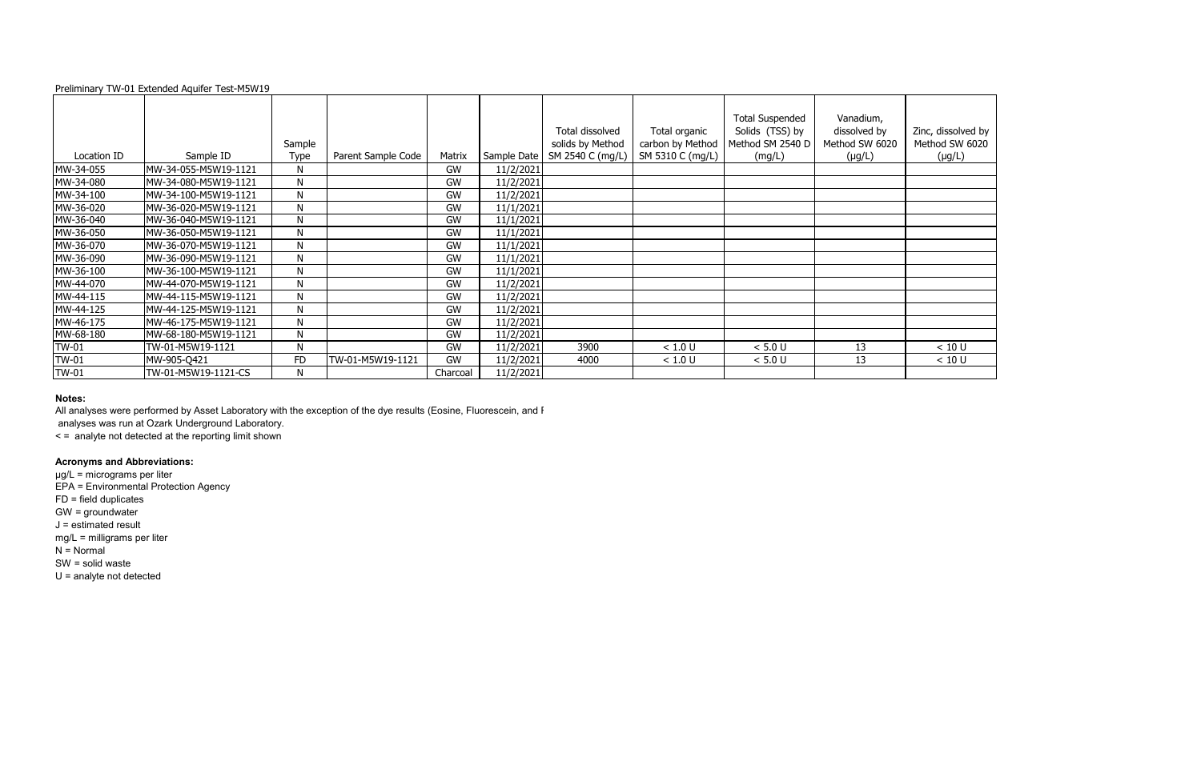Preliminary TW-01 Extended Aquifer Test-M5W19

| Location ID | Sample ID | Sample Type | Parent Sample Code | Matrix | Sample Date | Total dissolved solids by Method SM 2540 C (mg/L) | Total organic carbon by Method SM 5310 C (mg/L) | Total Suspended Solids (TSS) by Method SM 2540 D (mg/L) | Vanadium, dissolved by Method SW 6020 (µg/L) | Zinc, dissolved by Method SW 6020 (µg/L) |
|---|---|---|---|---|---|---|---|---|---|---|
| MW-34-055 | MW-34-055-M5W19-1121 | N | | GW | 11/2/2021 | | | | | |
| MW-34-080 | MW-34-080-M5W19-1121 | N | | GW | 11/2/2021 | | | | | |
| MW-34-100 | MW-34-100-M5W19-1121 | N | | GW | 11/2/2021 | | | | | |
| MW-36-020 | MW-36-020-M5W19-1121 | N | | GW | 11/1/2021 | | | | | |
| MW-36-040 | MW-36-040-M5W19-1121 | N | | GW | 11/1/2021 | | | | | |
| MW-36-050 | MW-36-050-M5W19-1121 | N | | GW | 11/1/2021 | | | | | |
| MW-36-070 | MW-36-070-M5W19-1121 | N | | GW | 11/1/2021 | | | | | |
| MW-36-090 | MW-36-090-M5W19-1121 | N | | GW | 11/1/2021 | | | | | |
| MW-36-100 | MW-36-100-M5W19-1121 | N | | GW | 11/1/2021 | | | | | |
| MW-44-070 | MW-44-070-M5W19-1121 | N | | GW | 11/2/2021 | | | | | |
| MW-44-115 | MW-44-115-M5W19-1121 | N | | GW | 11/2/2021 | | | | | |
| MW-44-125 | MW-44-125-M5W19-1121 | N | | GW | 11/2/2021 | | | | | |
| MW-46-175 | MW-46-175-M5W19-1121 | N | | GW | 11/2/2021 | | | | | |
| MW-68-180 | MW-68-180-M5W19-1121 | N | | GW | 11/2/2021 | | | | | |
| TW-01 | TW-01-M5W19-1121 | N | | GW | 11/2/2021 | 3900 | < 1.0 U | < 5.0 U | 13 | < 10 U |
| TW-01 | MW-905-Q421 | FD | TW-01-M5W19-1121 | GW | 11/2/2021 | 4000 | < 1.0 U | < 5.0 U | 13 | < 10 U |
| TW-01 | TW-01-M5W19-1121-CS | N | | Charcoal | 11/2/2021 | | | | | |

**Notes:**

All analyses were performed by Asset Laboratory with the exception of the dye results (Eosine, Fluorescein, and F

analyses was run at Ozark Underground Laboratory.

< = analyte not detected at the reporting limit shown

**Acronyms and Abbreviations:**

µg/L = micrograms per liter

EPA = Environmental Protection Agency

FD = field duplicates

GW = groundwater

J = estimated result

mg/L = milligrams per liter

N = Normal

SW = solid waste

U = analyte not detected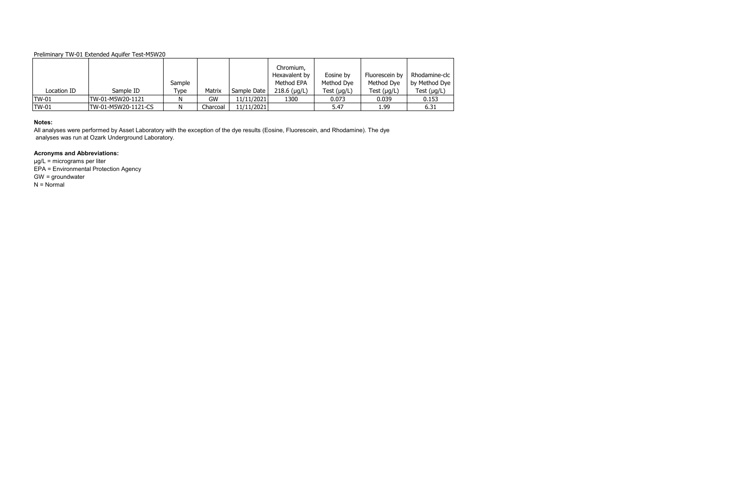Preliminary TW-01 Extended Aquifer Test-M5W20

| Location ID | Sample ID | Sample Type | Matrix | Sample Date | Chromium, Hexavalent by Method EPA 218.6 (µg/L) | Eosine by Method Dye Test (µg/L) | Fluorescein by Method Dye Test (µg/L) | Rhodamine-clc by Method Dye Test (µg/L) |
|---|---|---|---|---|---|---|---|---|
| TW-01 | TW-01-M5W20-1121 | N | GW | 11/11/2021 | 1300 | 0.073 | 0.039 | 0.153 |
| TW-01 | TW-01-M5W20-1121-CS | N | Charcoal | 11/11/2021 | | 5.47 | 1.99 | 6.31 |

**Notes:**

All analyses were performed by Asset Laboratory with the exception of the dye results (Eosine, Fluorescein, and Rhodamine). The dye analyses was run at Ozark Underground Laboratory.

**Acronyms and Abbreviations:**

µg/L = micrograms per liter
EPA = Environmental Protection Agency
GW = groundwater
N = Normal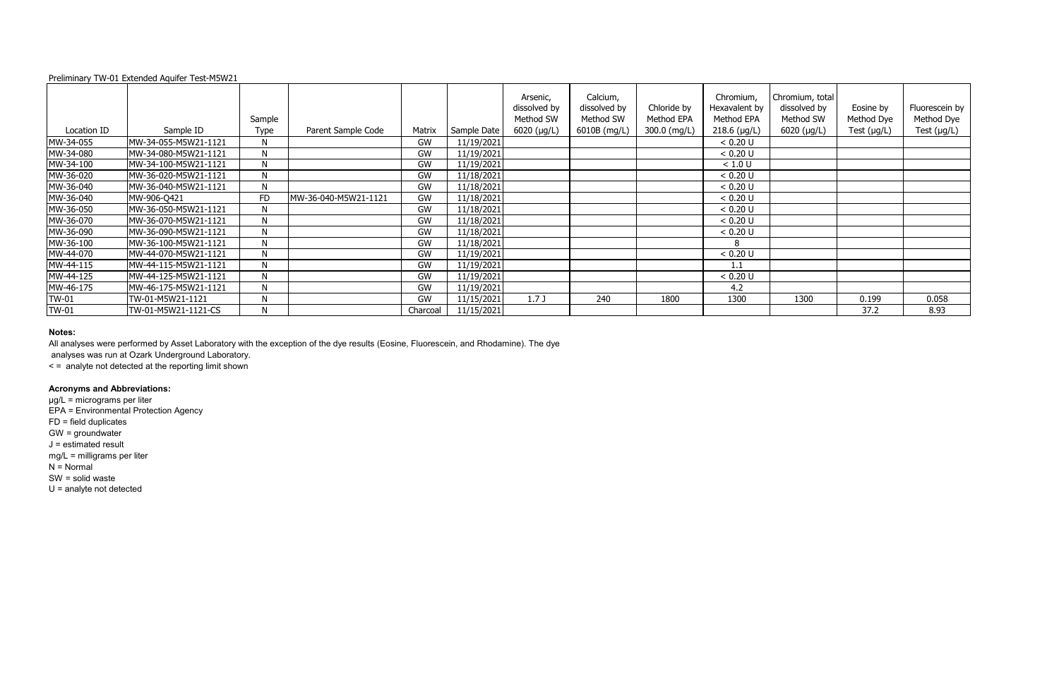Preliminary TW-01 Extended Aquifer Test-M5W21

| Location ID | Sample ID | Sample Type | Parent Sample Code | Matrix | Sample Date | Arsenic, dissolved by Method SW 6020 (µg/L) | Calcium, dissolved by Method SW 6010B (mg/L) | Chloride by Method EPA 300.0 (mg/L) | Chromium, Hexavalent by Method EPA 218.6 (µg/L) | Chromium, total dissolved by Method SW 6020 (µg/L) | Eosine by Method Dye Test (µg/L) | Fluorescein by Method Dye Test (µg/L) |
|---|---|---|---|---|---|---|---|---|---|---|---|---|
| MW-34-055 | MW-34-055-M5W21-1121 | N | | GW | 11/19/2021 | | | | < 0.20 U | | | |
| MW-34-080 | MW-34-080-M5W21-1121 | N | | GW | 11/19/2021 | | | | < 0.20 U | | | |
| MW-34-100 | MW-34-100-M5W21-1121 | N | | GW | 11/19/2021 | | | | < 1.0 U | | | |
| MW-36-020 | MW-36-020-M5W21-1121 | N | | GW | 11/18/2021 | | | | < 0.20 U | | | |
| MW-36-040 | MW-36-040-M5W21-1121 | N | | GW | 11/18/2021 | | | | < 0.20 U | | | |
| MW-36-040 | MW-906-Q421 | FD | MW-36-040-M5W21-1121 | GW | 11/18/2021 | | | | < 0.20 U | | | |
| MW-36-050 | MW-36-050-M5W21-1121 | N | | GW | 11/18/2021 | | | | < 0.20 U | | | |
| MW-36-070 | MW-36-070-M5W21-1121 | N | | GW | 11/18/2021 | | | | < 0.20 U | | | |
| MW-36-090 | MW-36-090-M5W21-1121 | N | | GW | 11/18/2021 | | | | < 0.20 U | | | |
| MW-36-100 | MW-36-100-M5W21-1121 | N | | GW | 11/18/2021 | | | | 8 | | | |
| MW-44-070 | MW-44-070-M5W21-1121 | N | | GW | 11/19/2021 | | | | < 0.20 U | | | |
| MW-44-115 | MW-44-115-M5W21-1121 | N | | GW | 11/19/2021 | | | | 1.1 | | | |
| MW-44-125 | MW-44-125-M5W21-1121 | N | | GW | 11/19/2021 | | | | < 0.20 U | | | |
| MW-46-175 | MW-46-175-M5W21-1121 | N | | GW | 11/19/2021 | | | | 4.2 | | | |
| TW-01 | TW-01-M5W21-1121 | N | | GW | 11/15/2021 | 1.7 J | 240 | 1800 | 1300 | 1300 | 0.199 | 0.058 |
| TW-01 | TW-01-M5W21-1121-CS | N | | Charcoal | 11/15/2021 | | | | | | 37.2 | 8.93 |

**Notes:**

All analyses were performed by Asset Laboratory with the exception of the dye results (Eosine, Fluorescein, and Rhodamine). The dye analyses was run at Ozark Underground Laboratory.

< = analyte not detected at the reporting limit shown

**Acronyms and Abbreviations:**

µg/L = micrograms per liter
EPA = Environmental Protection Agency
FD = field duplicates
GW = groundwater
J = estimated result
mg/L = milligrams per liter
N = Normal
SW = solid waste
U = analyte not detected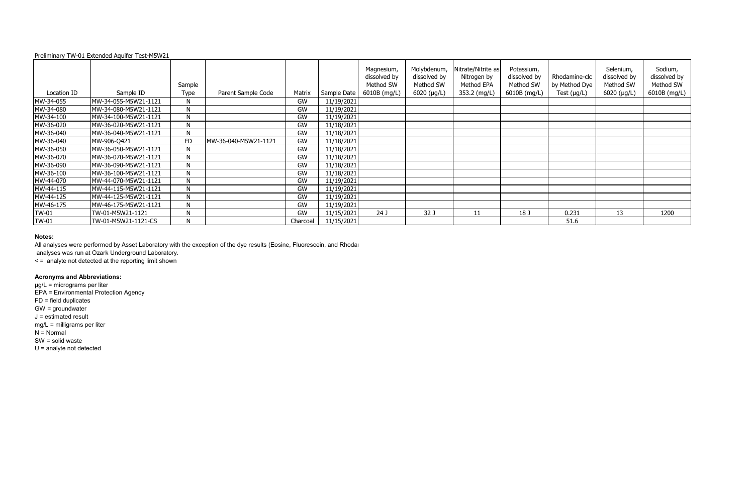Preliminary TW-01 Extended Aquifer Test-M5W21

| Location ID | Sample ID | Sample Type | Parent Sample Code | Matrix | Sample Date | Magnesium, dissolved by Method SW 6010B (mg/L) | Molybdenum, dissolved by Method SW 6020 (µg/L) | Nitrate/Nitrite as Nitrogen by Method EPA 353.2 (mg/L) | Potassium, dissolved by Method SW 6010B (mg/L) | Rhodamine-clc by Method Dye Test (µg/L) | Selenium, dissolved by Method SW 6020 (µg/L) | Sodium, dissolved by Method SW 6010B (mg/L) |
|---|---|---|---|---|---|---|---|---|---|---|---|---|
| MW-34-055 | MW-34-055-M5W21-1121 | N | | GW | 11/19/2021 | | | | | | | |
| MW-34-080 | MW-34-080-M5W21-1121 | N | | GW | 11/19/2021 | | | | | | | |
| MW-34-100 | MW-34-100-M5W21-1121 | N | | GW | 11/19/2021 | | | | | | | |
| MW-36-020 | MW-36-020-M5W21-1121 | N | | GW | 11/18/2021 | | | | | | | |
| MW-36-040 | MW-36-040-M5W21-1121 | N | | GW | 11/18/2021 | | | | | | | |
| MW-36-040 | MW-906-Q421 | FD | MW-36-040-M5W21-1121 | GW | 11/18/2021 | | | | | | | |
| MW-36-050 | MW-36-050-M5W21-1121 | N | | GW | 11/18/2021 | | | | | | | |
| MW-36-070 | MW-36-070-M5W21-1121 | N | | GW | 11/18/2021 | | | | | | | |
| MW-36-090 | MW-36-090-M5W21-1121 | N | | GW | 11/18/2021 | | | | | | | |
| MW-36-100 | MW-36-100-M5W21-1121 | N | | GW | 11/18/2021 | | | | | | | |
| MW-44-070 | MW-44-070-M5W21-1121 | N | | GW | 11/19/2021 | | | | | | | |
| MW-44-115 | MW-44-115-M5W21-1121 | N | | GW | 11/19/2021 | | | | | | | |
| MW-44-125 | MW-44-125-M5W21-1121 | N | | GW | 11/19/2021 | | | | | | | |
| MW-46-175 | MW-46-175-M5W21-1121 | N | | GW | 11/19/2021 | | | | | | | |
| TW-01 | TW-01-M5W21-1121 | N | | GW | 11/15/2021 | 24 J | 32 J | 11 | 18 J | 0.231 | 13 | 1200 |
| TW-01 | TW-01-M5W21-1121-CS | N | | Charcoal | 11/15/2021 | | | | | 51.6 | | |

**Notes:**

All analyses were performed by Asset Laboratory with the exception of the dye results (Eosine, Fluorescein, and Rhodai
analyses was run at Ozark Underground Laboratory.

< = analyte not detected at the reporting limit shown

**Acronyms and Abbreviations:**

µg/L = micrograms per liter
EPA = Environmental Protection Agency
FD = field duplicates
GW = groundwater
J = estimated result
mg/L = milligrams per liter
N = Normal
SW = solid waste
U = analyte not detected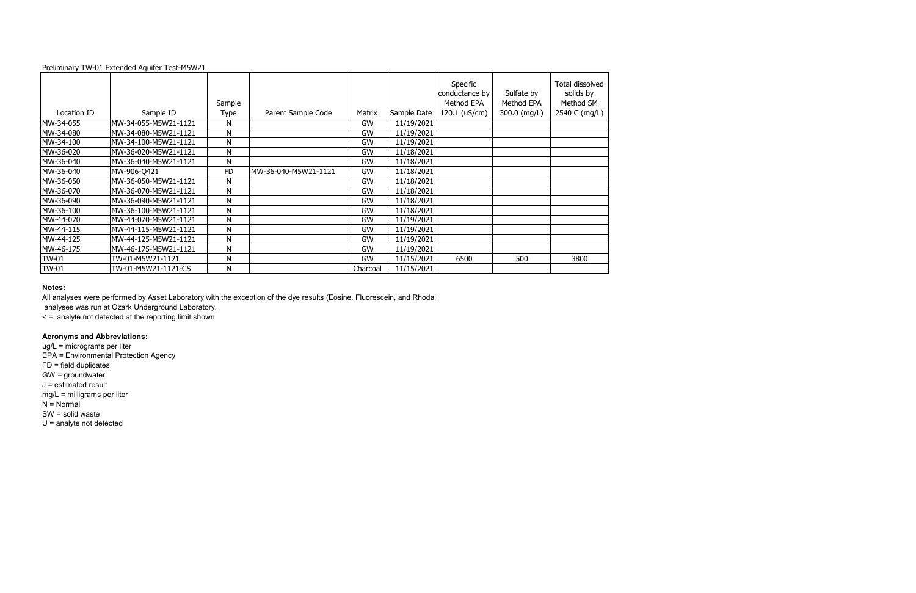Preliminary TW-01 Extended Aquifer Test-M5W21

| Location ID | Sample ID | Sample Type | Parent Sample Code | Matrix | Sample Date | Specific conductance by Method EPA 120.1 (uS/cm) | Sulfate by Method EPA 300.0 (mg/L) | Total dissolved solids by Method SM 2540 C (mg/L) |
|---|---|---|---|---|---|---|---|---|
| MW-34-055 | MW-34-055-M5W21-1121 | N | | GW | 11/19/2021 | | | |
| MW-34-080 | MW-34-080-M5W21-1121 | N | | GW | 11/19/2021 | | | |
| MW-34-100 | MW-34-100-M5W21-1121 | N | | GW | 11/19/2021 | | | |
| MW-36-020 | MW-36-020-M5W21-1121 | N | | GW | 11/18/2021 | | | |
| MW-36-040 | MW-36-040-M5W21-1121 | N | | GW | 11/18/2021 | | | |
| MW-36-040 | MW-906-Q421 | FD | MW-36-040-M5W21-1121 | GW | 11/18/2021 | | | |
| MW-36-050 | MW-36-050-M5W21-1121 | N | | GW | 11/18/2021 | | | |
| MW-36-070 | MW-36-070-M5W21-1121 | N | | GW | 11/18/2021 | | | |
| MW-36-090 | MW-36-090-M5W21-1121 | N | | GW | 11/18/2021 | | | |
| MW-36-100 | MW-36-100-M5W21-1121 | N | | GW | 11/18/2021 | | | |
| MW-44-070 | MW-44-070-M5W21-1121 | N | | GW | 11/19/2021 | | | |
| MW-44-115 | MW-44-115-M5W21-1121 | N | | GW | 11/19/2021 | | | |
| MW-44-125 | MW-44-125-M5W21-1121 | N | | GW | 11/19/2021 | | | |
| MW-46-175 | MW-46-175-M5W21-1121 | N | | GW | 11/19/2021 | | | |
| TW-01 | TW-01-M5W21-1121 | N | | GW | 11/15/2021 | 6500 | 500 | 3800 |
| TW-01 | TW-01-M5W21-1121-CS | N | | Charcoal | 11/15/2021 | | | |

**Notes:**

All analyses were performed by Asset Laboratory with the exception of the dye results (Eosine, Fluorescein, and Rhodai analyses was run at Ozark Underground Laboratory.

< = analyte not detected at the reporting limit shown

**Acronyms and Abbreviations:**

µg/L = micrograms per liter
EPA = Environmental Protection Agency
FD = field duplicates
GW = groundwater
J = estimated result
mg/L = milligrams per liter
N = Normal
SW = solid waste
U = analyte not detected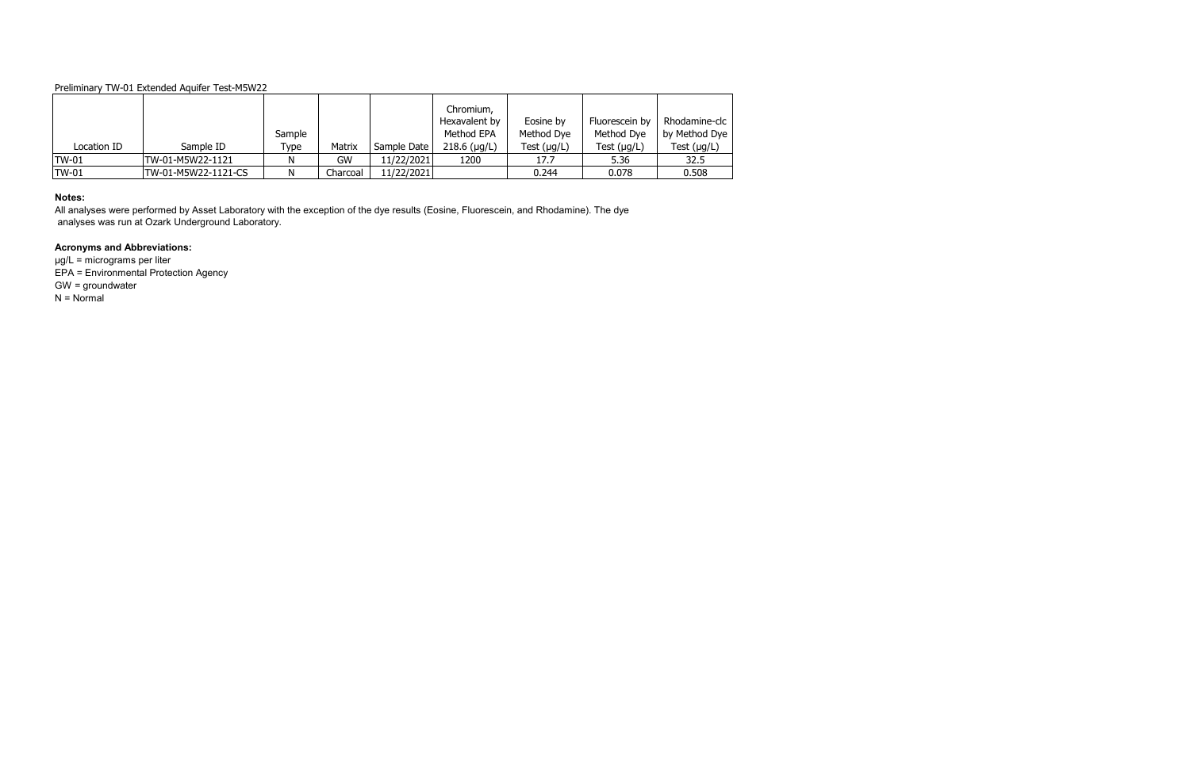Preliminary TW-01 Extended Aquifer Test-M5W22

| Location ID | Sample ID | Sample Type | Matrix | Sample Date | Chromium, Hexavalent by Method EPA 218.6 (µg/L) | Eosine by Method Dye Test (µg/L) | Fluorescein by Method Dye Test (µg/L) | Rhodamine-clc by Method Dye Test (µg/L) |
|---|---|---|---|---|---|---|---|---|
| TW-01 | TW-01-M5W22-1121 | N | GW | 11/22/2021 | 1200 | 17.7 | 5.36 | 32.5 |
| TW-01 | TW-01-M5W22-1121-CS | N | Charcoal | 11/22/2021 | | 0.244 | 0.078 | 0.508 |

**Notes:**

All analyses were performed by Asset Laboratory with the exception of the dye results (Eosine, Fluorescein, and Rhodamine). The dye analyses was run at Ozark Underground Laboratory.

**Acronyms and Abbreviations:**

µg/L = micrograms per liter
EPA = Environmental Protection Agency
GW = groundwater
N = Normal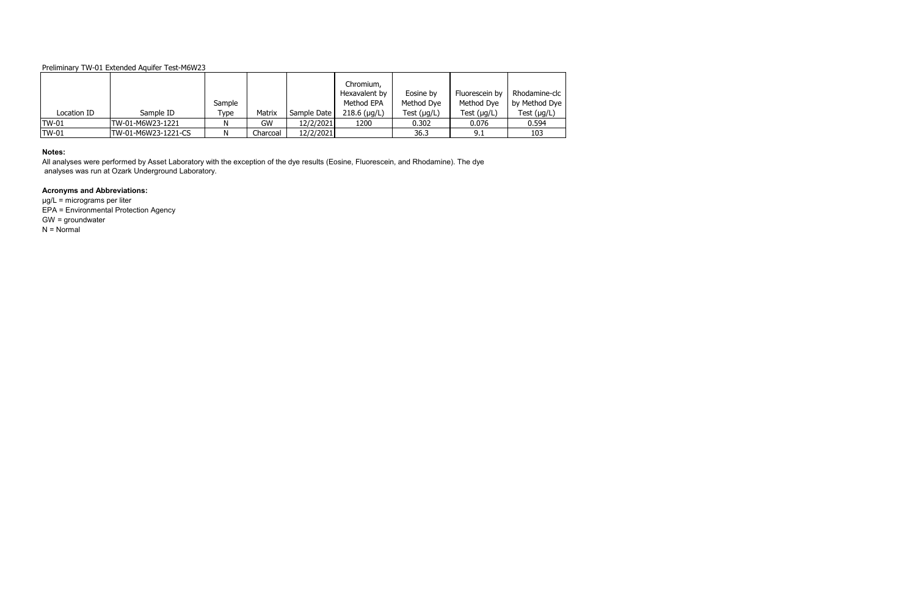Preliminary TW-01 Extended Aquifer Test-M6W23

| Location ID | Sample ID | Sample Type | Matrix | Sample Date | Chromium, Hexavalent by Method EPA 218.6 (µg/L) | Eosine by Method Dye Test (µg/L) | Fluorescein by Method Dye Test (µg/L) | Rhodamine-clc by Method Dye Test (µg/L) |
|---|---|---|---|---|---|---|---|---|
| TW-01 | TW-01-M6W23-1221 | N | GW | 12/2/2021 | 1200 | 0.302 | 0.076 | 0.594 |
| TW-01 | TW-01-M6W23-1221-CS | N | Charcoal | 12/2/2021 | | 36.3 | 9.1 | 103 |

**Notes:**

All analyses were performed by Asset Laboratory with the exception of the dye results (Eosine, Fluorescein, and Rhodamine). The dye analyses was run at Ozark Underground Laboratory.

**Acronyms and Abbreviations:**

µg/L = micrograms per liter
EPA = Environmental Protection Agency
GW = groundwater
N = Normal